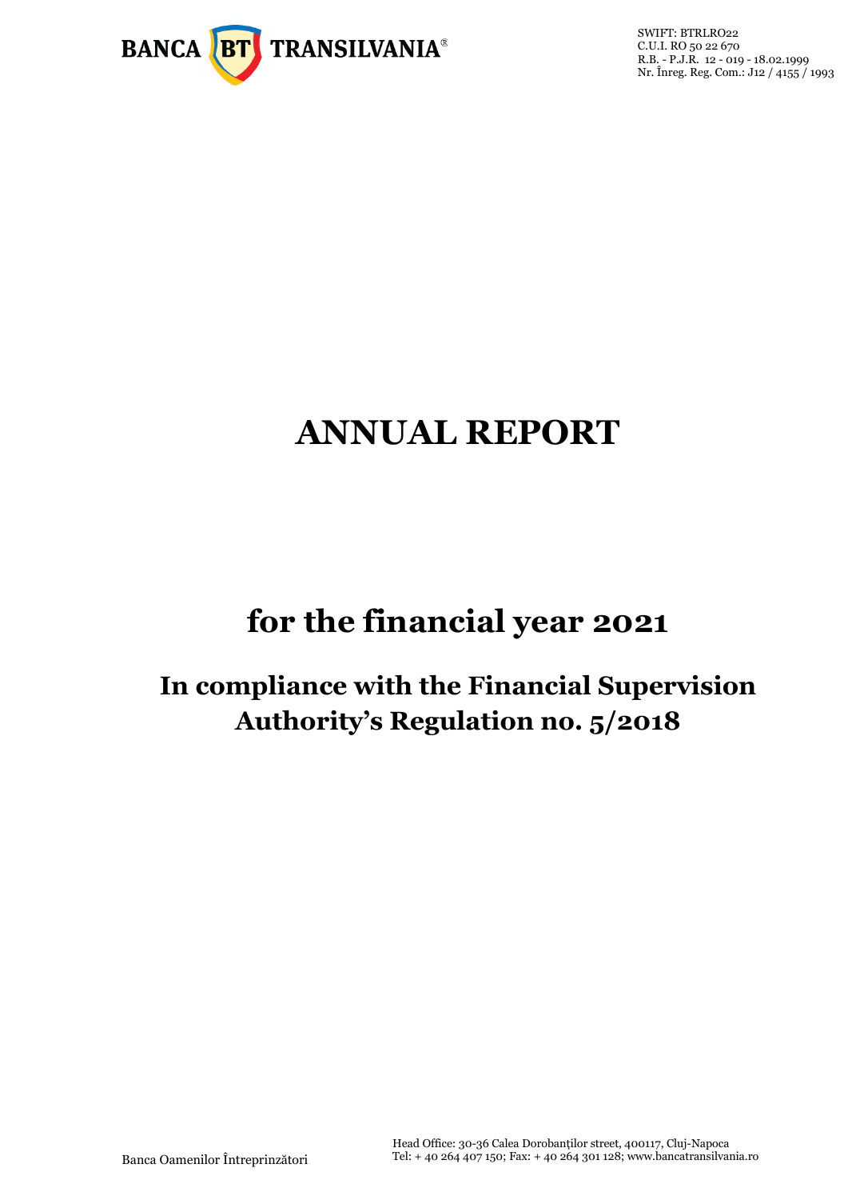BANCA BT TRANSILVANIA®

SWIFT: BTRLRO22
C.U.I. RO 50 22 670
R.B. - P.J.R. 12 - 019 - 18.02.1999
Nr. Înreg. Reg. Com.: J12 / 4155 / 1993

# ANNUAL REPORT

# for the financial year 2021

## In compliance with the Financial Supervision Authority's Regulation no. 5/2018

Banca Oamenilor Întreprinzători

Head Office: 30-36 Calea Dorobanților street, 400117, Cluj-Napoca
Tel: + 40 264 407 150; Fax: + 40 264 301 128; www.bancatransilvania.ro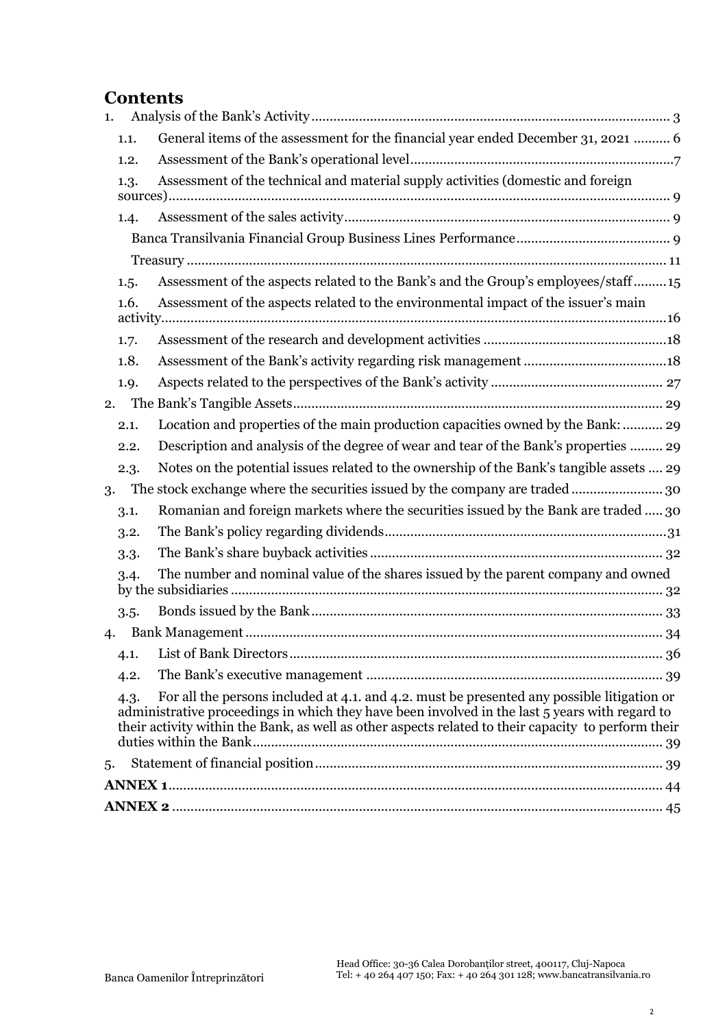# Contents

1. Analysis of the Bank's Activity ........ 3
   - 1.1. General items of the assessment for the financial year ended December 31, 2021 ........ 6
   - 1.2. Assessment of the Bank's operational level ........ 7
   - 1.3. Assessment of the technical and material supply activities (domestic and foreign sources) ........ 9
   - 1.4. Assessment of the sales activity ........ 9
     - Banca Transilvania Financial Group Business Lines Performance ........ 9
     - Treasury ........ 11
   - 1.5. Assessment of the aspects related to the Bank's and the Group's employees/staff ........ 15
   - 1.6. Assessment of the aspects related to the environmental impact of the issuer's main activity ........ 16
   - 1.7. Assessment of the research and development activities ........ 18
   - 1.8. Assessment of the Bank's activity regarding risk management ........ 18
   - 1.9. Aspects related to the perspectives of the Bank's activity ........ 27
2. The Bank's Tangible Assets ........ 29
   - 2.1. Location and properties of the main production capacities owned by the Bank: ........ 29
   - 2.2. Description and analysis of the degree of wear and tear of the Bank's properties ........ 29
   - 2.3. Notes on the potential issues related to the ownership of the Bank's tangible assets ........ 29
3. The stock exchange where the securities issued by the company are traded ........ 30
   - 3.1. Romanian and foreign markets where the securities issued by the Bank are traded ........ 30
   - 3.2. The Bank's policy regarding dividends ........ 31
   - 3.3. The Bank's share buyback activities ........ 32
   - 3.4. The number and nominal value of the shares issued by the parent company and owned by the subsidiaries ........ 32
   - 3.5. Bonds issued by the Bank ........ 33
4. Bank Management ........ 34
   - 4.1. List of Bank Directors ........ 36
   - 4.2. The Bank's executive management ........ 39
   - 4.3. For all the persons included at 4.1. and 4.2. must be presented any possible litigation or administrative proceedings in which they have been involved in the last 5 years with regard to their activity within the Bank, as well as other aspects related to their capacity to perform their duties within the Bank ........ 39
5. Statement of financial position ........ 39

**ANNEX 1** ........ 44

**ANNEX 2** ........ 45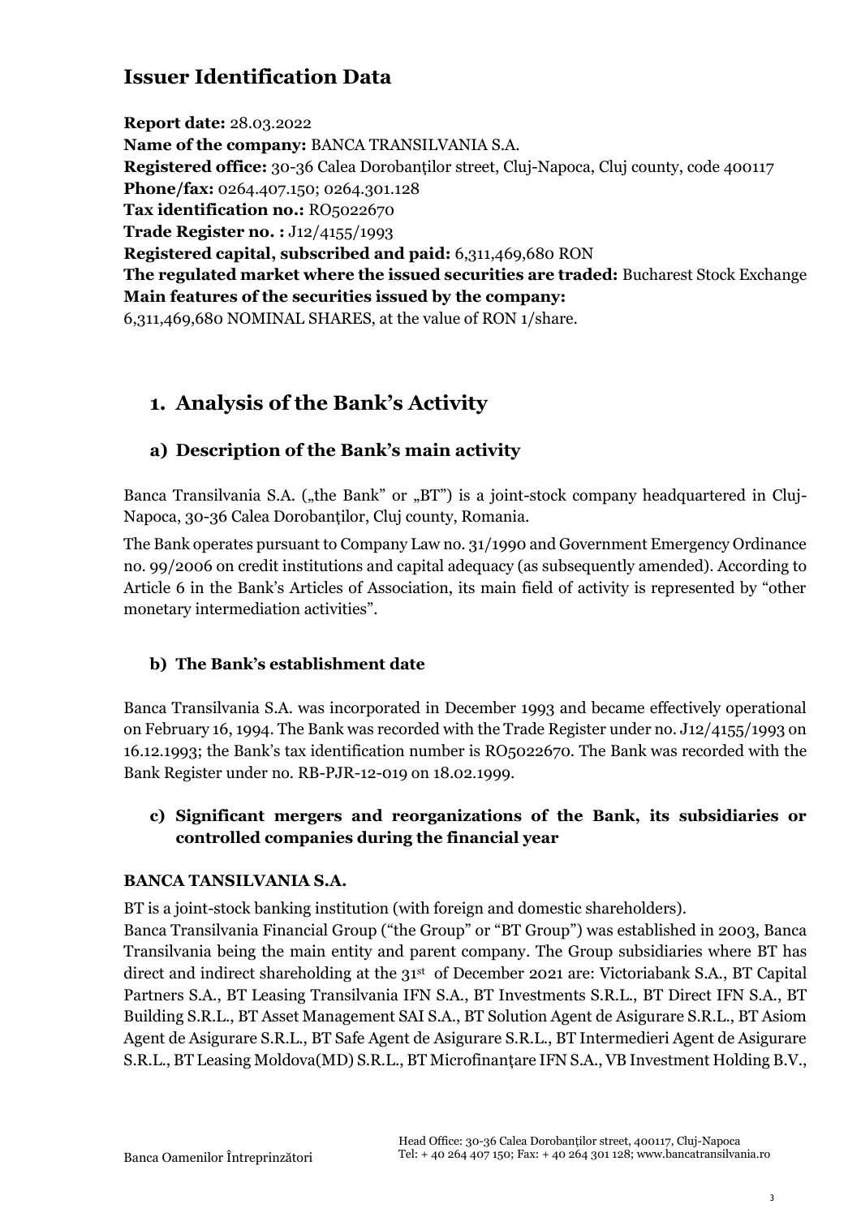# Issuer Identification Data

**Report date:** 28.03.2022
**Name of the company:** BANCA TRANSILVANIA S.A.
**Registered office:** 30-36 Calea Dorobanților street, Cluj-Napoca, Cluj county, code 400117
**Phone/fax:** 0264.407.150; 0264.301.128
**Tax identification no.:** RO5022670
**Trade Register no. :** J12/4155/1993
**Registered capital, subscribed and paid:** 6,311,469,680 RON
**The regulated market where the issued securities are traded:** Bucharest Stock Exchange
**Main features of the securities issued by the company:**
6,311,469,680 NOMINAL SHARES, at the value of RON 1/share.

# 1. Analysis of the Bank's Activity

## a) Description of the Bank's main activity

Banca Transilvania S.A. („the Bank" or „BT") is a joint-stock company headquartered in Cluj-Napoca, 30-36 Calea Dorobanților, Cluj county, Romania.

The Bank operates pursuant to Company Law no. 31/1990 and Government Emergency Ordinance no. 99/2006 on credit institutions and capital adequacy (as subsequently amended). According to Article 6 in the Bank's Articles of Association, its main field of activity is represented by "other monetary intermediation activities".

## b) The Bank's establishment date

Banca Transilvania S.A. was incorporated in December 1993 and became effectively operational on February 16, 1994. The Bank was recorded with the Trade Register under no. J12/4155/1993 on 16.12.1993; the Bank's tax identification number is RO5022670. The Bank was recorded with the Bank Register under no. RB-PJR-12-019 on 18.02.1999.

## c) Significant mergers and reorganizations of the Bank, its subsidiaries or controlled companies during the financial year

**BANCA TANSILVANIA S.A.**

BT is a joint-stock banking institution (with foreign and domestic shareholders).
Banca Transilvania Financial Group ("the Group" or "BT Group") was established in 2003, Banca Transilvania being the main entity and parent company. The Group subsidiaries where BT has direct and indirect shareholding at the 31st of December 2021 are: Victoriabank S.A., BT Capital Partners S.A., BT Leasing Transilvania IFN S.A., BT Investments S.R.L., BT Direct IFN S.A., BT Building S.R.L., BT Asset Management SAI S.A., BT Solution Agent de Asigurare S.R.L., BT Asiom Agent de Asigurare S.R.L., BT Safe Agent de Asigurare S.R.L., BT Intermedieri Agent de Asigurare S.R.L., BT Leasing Moldova(MD) S.R.L., BT Microfinanțare IFN S.A., VB Investment Holding B.V.,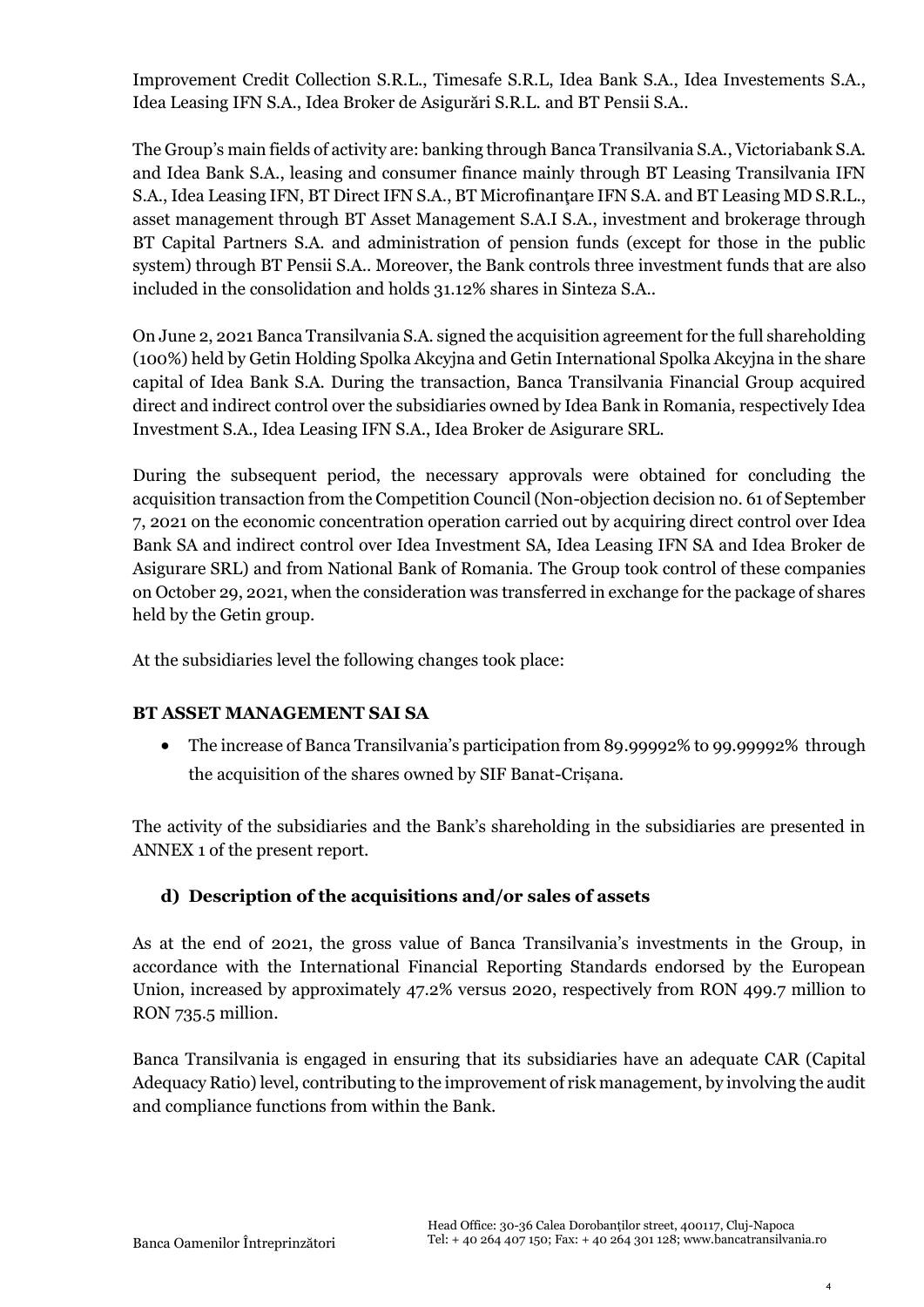Improvement Credit Collection S.R.L., Timesafe S.R.L, Idea Bank S.A., Idea Investements S.A., Idea Leasing IFN S.A., Idea Broker de Asigurări S.R.L. and BT Pensii S.A..

The Group's main fields of activity are: banking through Banca Transilvania S.A., Victoriabank S.A. and Idea Bank S.A., leasing and consumer finance mainly through BT Leasing Transilvania IFN S.A., Idea Leasing IFN, BT Direct IFN S.A., BT Microfinanţare IFN S.A. and BT Leasing MD S.R.L., asset management through BT Asset Management S.A.I S.A., investment and brokerage through BT Capital Partners S.A. and administration of pension funds (except for those in the public system) through BT Pensii S.A.. Moreover, the Bank controls three investment funds that are also included in the consolidation and holds 31.12% shares in Sinteza S.A..

On June 2, 2021 Banca Transilvania S.A. signed the acquisition agreement for the full shareholding (100%) held by Getin Holding Spolka Akcyjna and Getin International Spolka Akcyjna in the share capital of Idea Bank S.A. During the transaction, Banca Transilvania Financial Group acquired direct and indirect control over the subsidiaries owned by Idea Bank in Romania, respectively Idea Investment S.A., Idea Leasing IFN S.A., Idea Broker de Asigurare SRL.

During the subsequent period, the necessary approvals were obtained for concluding the acquisition transaction from the Competition Council (Non-objection decision no. 61 of September 7, 2021 on the economic concentration operation carried out by acquiring direct control over Idea Bank SA and indirect control over Idea Investment SA, Idea Leasing IFN SA and Idea Broker de Asigurare SRL) and from National Bank of Romania. The Group took control of these companies on October 29, 2021, when the consideration was transferred in exchange for the package of shares held by the Getin group.

At the subsidiaries level the following changes took place:

**BT ASSET MANAGEMENT SAI SA**

- The increase of Banca Transilvania's participation from 89.99992% to 99.99992% through the acquisition of the shares owned by SIF Banat-Crișana.

The activity of the subsidiaries and the Bank's shareholding in the subsidiaries are presented in ANNEX 1 of the present report.

### d) Description of the acquisitions and/or sales of assets

As at the end of 2021, the gross value of Banca Transilvania's investments in the Group, in accordance with the International Financial Reporting Standards endorsed by the European Union, increased by approximately 47.2% versus 2020, respectively from RON 499.7 million to RON 735.5 million.

Banca Transilvania is engaged in ensuring that its subsidiaries have an adequate CAR (Capital Adequacy Ratio) level, contributing to the improvement of risk management, by involving the audit and compliance functions from within the Bank.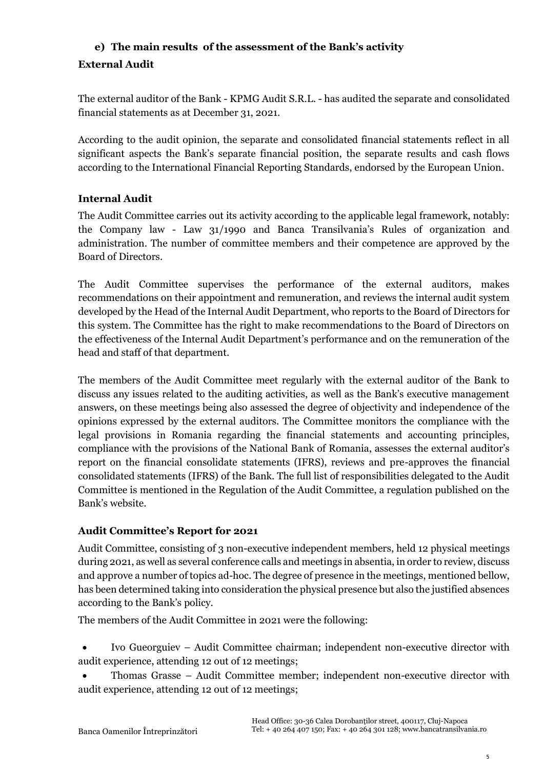### e) The main results of the assessment of the Bank's activity

**External Audit**

The external auditor of the Bank - KPMG Audit S.R.L. - has audited the separate and consolidated financial statements as at December 31, 2021.

According to the audit opinion, the separate and consolidated financial statements reflect in all significant aspects the Bank's separate financial position, the separate results and cash flows according to the International Financial Reporting Standards, endorsed by the European Union.

**Internal Audit**

The Audit Committee carries out its activity according to the applicable legal framework, notably: the Company law - Law 31/1990 and Banca Transilvania's Rules of organization and administration. The number of committee members and their competence are approved by the Board of Directors.

The Audit Committee supervises the performance of the external auditors, makes recommendations on their appointment and remuneration, and reviews the internal audit system developed by the Head of the Internal Audit Department, who reports to the Board of Directors for this system. The Committee has the right to make recommendations to the Board of Directors on the effectiveness of the Internal Audit Department's performance and on the remuneration of the head and staff of that department.

The members of the Audit Committee meet regularly with the external auditor of the Bank to discuss any issues related to the auditing activities, as well as the Bank's executive management answers, on these meetings being also assessed the degree of objectivity and independence of the opinions expressed by the external auditors. The Committee monitors the compliance with the legal provisions in Romania regarding the financial statements and accounting principles, compliance with the provisions of the National Bank of Romania, assesses the external auditor's report on the financial consolidate statements (IFRS), reviews and pre-approves the financial consolidated statements (IFRS) of the Bank. The full list of responsibilities delegated to the Audit Committee is mentioned in the Regulation of the Audit Committee, a regulation published on the Bank's website.

**Audit Committee's Report for 2021**

Audit Committee, consisting of 3 non-executive independent members, held 12 physical meetings during 2021, as well as several conference calls and meetings in absentia, in order to review, discuss and approve a number of topics ad-hoc. The degree of presence in the meetings, mentioned bellow, has been determined taking into consideration the physical presence but also the justified absences according to the Bank's policy.

The members of the Audit Committee in 2021 were the following:

- Ivo Gueorguiev – Audit Committee chairman; independent non-executive director with audit experience, attending 12 out of 12 meetings;
- Thomas Grasse – Audit Committee member; independent non-executive director with audit experience, attending 12 out of 12 meetings;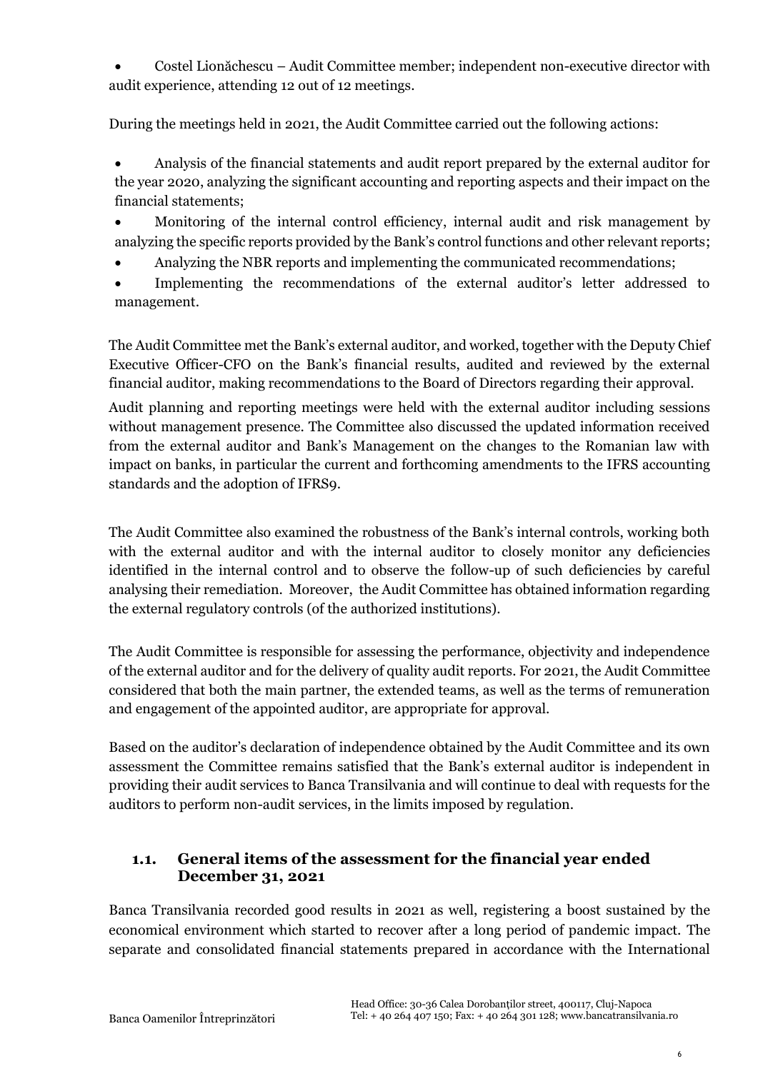- Costel Lionăchescu – Audit Committee member; independent non-executive director with audit experience, attending 12 out of 12 meetings.

During the meetings held in 2021, the Audit Committee carried out the following actions:

- Analysis of the financial statements and audit report prepared by the external auditor for the year 2020, analyzing the significant accounting and reporting aspects and their impact on the financial statements;
- Monitoring of the internal control efficiency, internal audit and risk management by analyzing the specific reports provided by the Bank's control functions and other relevant reports;
- Analyzing the NBR reports and implementing the communicated recommendations;
- Implementing the recommendations of the external auditor's letter addressed to management.

The Audit Committee met the Bank's external auditor, and worked, together with the Deputy Chief Executive Officer-CFO on the Bank's financial results, audited and reviewed by the external financial auditor, making recommendations to the Board of Directors regarding their approval.

Audit planning and reporting meetings were held with the external auditor including sessions without management presence. The Committee also discussed the updated information received from the external auditor and Bank's Management on the changes to the Romanian law with impact on banks, in particular the current and forthcoming amendments to the IFRS accounting standards and the adoption of IFRS9.

The Audit Committee also examined the robustness of the Bank's internal controls, working both with the external auditor and with the internal auditor to closely monitor any deficiencies identified in the internal control and to observe the follow-up of such deficiencies by careful analysing their remediation. Moreover, the Audit Committee has obtained information regarding the external regulatory controls (of the authorized institutions).

The Audit Committee is responsible for assessing the performance, objectivity and independence of the external auditor and for the delivery of quality audit reports. For 2021, the Audit Committee considered that both the main partner, the extended teams, as well as the terms of remuneration and engagement of the appointed auditor, are appropriate for approval.

Based on the auditor's declaration of independence obtained by the Audit Committee and its own assessment the Committee remains satisfied that the Bank's external auditor is independent in providing their audit services to Banca Transilvania and will continue to deal with requests for the auditors to perform non-audit services, in the limits imposed by regulation.

## 1.1. General items of the assessment for the financial year ended December 31, 2021

Banca Transilvania recorded good results in 2021 as well, registering a boost sustained by the economical environment which started to recover after a long period of pandemic impact. The separate and consolidated financial statements prepared in accordance with the International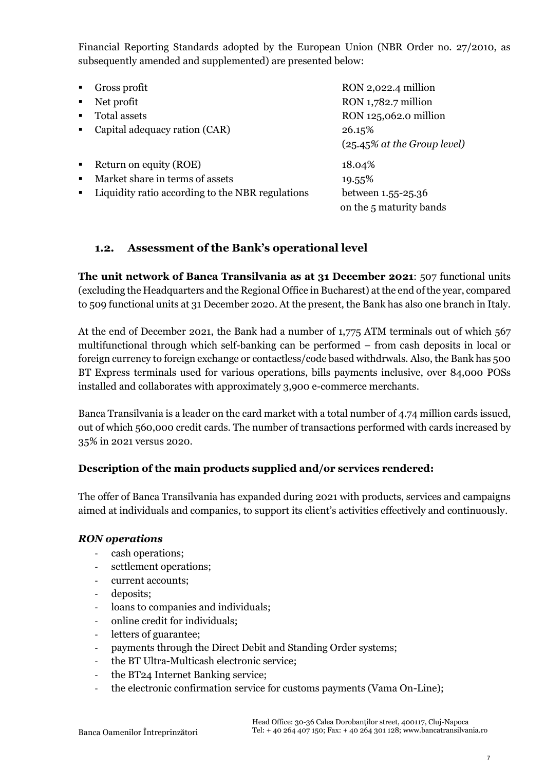Financial Reporting Standards adopted by the European Union (NBR Order no. 27/2010, as subsequently amended and supplemented) are presented below:

| | |
|---|---|
| ▪ Gross profit | RON 2,022.4 million |
| ▪ Net profit | RON 1,782.7 million |
| ▪ Total assets | RON 125,062.0 million |
| ▪ Capital adequacy ration (CAR) | 26.15% (25.45*% at the Group level)* |
| ▪ Return on equity (ROE) | 18.04% |
| ▪ Market share in terms of assets | 19.55% |
| ▪ Liquidity ratio according to the NBR regulations | between 1.55-25.36 on the 5 maturity bands |

## 1.2. Assessment of the Bank's operational level

**The unit network of Banca Transilvania as at 31 December 2021**: 507 functional units (excluding the Headquarters and the Regional Office in Bucharest) at the end of the year, compared to 509 functional units at 31 December 2020. At the present, the Bank has also one branch in Italy.

At the end of December 2021, the Bank had a number of 1,775 ATM terminals out of which 567 multifunctional through which self-banking can be performed – from cash deposits in local or foreign currency to foreign exchange or contactless/code based withdrwals. Also, the Bank has 500 BT Express terminals used for various operations, bills payments inclusive, over 84,000 POSs installed and collaborates with approximately 3,900 e-commerce merchants.

Banca Transilvania is a leader on the card market with a total number of 4.74 million cards issued, out of which 560,000 credit cards. The number of transactions performed with cards increased by 35% in 2021 versus 2020.

**Description of the main products supplied and/or services rendered:**

The offer of Banca Transilvania has expanded during 2021 with products, services and campaigns aimed at individuals and companies, to support its client's activities effectively and continuously.

***RON operations***

- cash operations;
- settlement operations;
- current accounts;
- deposits;
- loans to companies and individuals;
- online credit for individuals;
- letters of guarantee;
- payments through the Direct Debit and Standing Order systems;
- the BT Ultra-Multicash electronic service;
- the BT24 Internet Banking service;
- the electronic confirmation service for customs payments (Vama On-Line);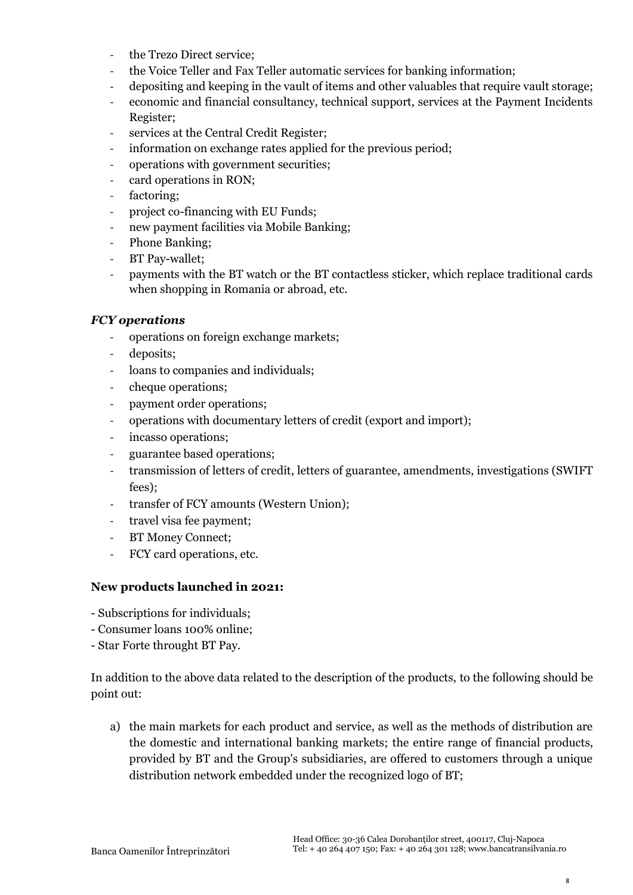- the Trezo Direct service;
- the Voice Teller and Fax Teller automatic services for banking information;
- depositing and keeping in the vault of items and other valuables that require vault storage;
- economic and financial consultancy, technical support, services at the Payment Incidents Register;
- services at the Central Credit Register;
- information on exchange rates applied for the previous period;
- operations with government securities;
- card operations in RON;
- factoring;
- project co-financing with EU Funds;
- new payment facilities via Mobile Banking;
- Phone Banking;
- BT Pay-wallet;
- payments with the BT watch or the BT contactless sticker, which replace traditional cards when shopping in Romania or abroad, etc.

***FCY operations***

- operations on foreign exchange markets;
- deposits;
- loans to companies and individuals;
- cheque operations;
- payment order operations;
- operations with documentary letters of credit (export and import);
- incasso operations;
- guarantee based operations;
- transmission of letters of credit, letters of guarantee, amendments, investigations (SWIFT fees);
- transfer of FCY amounts (Western Union);
- travel visa fee payment;
- BT Money Connect;
- FCY card operations, etc.

**New products launched in 2021:**

- Subscriptions for individuals;
- Consumer loans 100% online;
- Star Forte throught BT Pay.

In addition to the above data related to the description of the products, to the following should be point out:

a) the main markets for each product and service, as well as the methods of distribution are the domestic and international banking markets; the entire range of financial products, provided by BT and the Group's subsidiaries, are offered to customers through a unique distribution network embedded under the recognized logo of BT;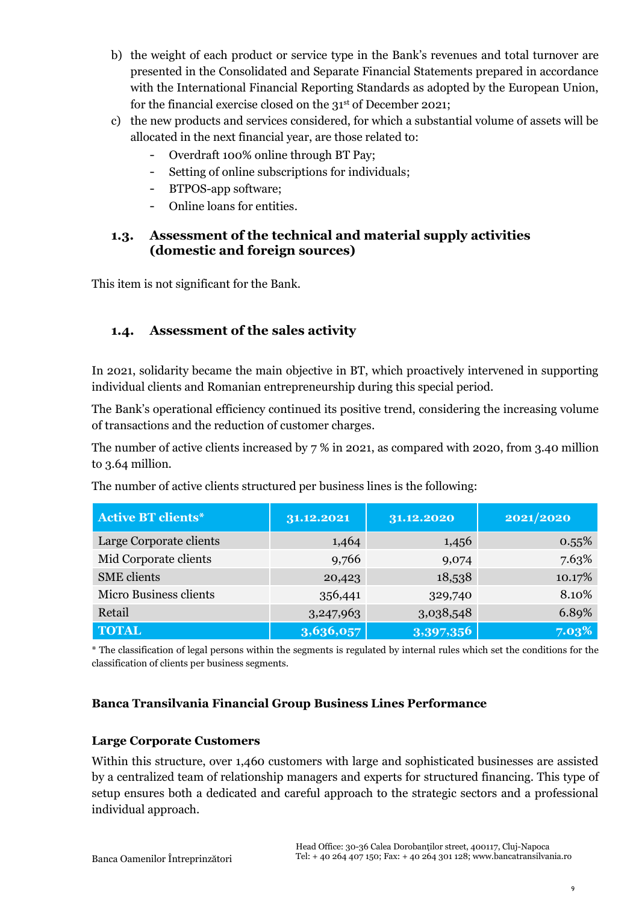b) the weight of each product or service type in the Bank's revenues and total turnover are presented in the Consolidated and Separate Financial Statements prepared in accordance with the International Financial Reporting Standards as adopted by the European Union, for the financial exercise closed on the 31st of December 2021;
c) the new products and services considered, for which a substantial volume of assets will be allocated in the next financial year, are those related to:
   - Overdraft 100% online through BT Pay;
   - Setting of online subscriptions for individuals;
   - BTPOS-app software;
   - Online loans for entities.

## 1.3. Assessment of the technical and material supply activities (domestic and foreign sources)

This item is not significant for the Bank.

## 1.4. Assessment of the sales activity

In 2021, solidarity became the main objective in BT, which proactively intervened in supporting individual clients and Romanian entrepreneurship during this special period.

The Bank's operational efficiency continued its positive trend, considering the increasing volume of transactions and the reduction of customer charges.

The number of active clients increased by 7 % in 2021, as compared with 2020, from 3.40 million to 3.64 million.

The number of active clients structured per business lines is the following:

| Active BT clients* | 31.12.2021 | 31.12.2020 | 2021/2020 |
|---|---|---|---|
| Large Corporate clients | 1,464 | 1,456 | 0.55% |
| Mid Corporate clients | 9,766 | 9,074 | 7.63% |
| SME clients | 20,423 | 18,538 | 10.17% |
| Micro Business clients | 356,441 | 329,740 | 8.10% |
| Retail | 3,247,963 | 3,038,548 | 6.89% |
| **TOTAL** | **3,636,057** | **3,397,356** | **7.03%** |

* The classification of legal persons within the segments is regulated by internal rules which set the conditions for the classification of clients per business segments.

**Banca Transilvania Financial Group Business Lines Performance**

**Large Corporate Customers**

Within this structure, over 1,460 customers with large and sophisticated businesses are assisted by a centralized team of relationship managers and experts for structured financing. This type of setup ensures both a dedicated and careful approach to the strategic sectors and a professional individual approach.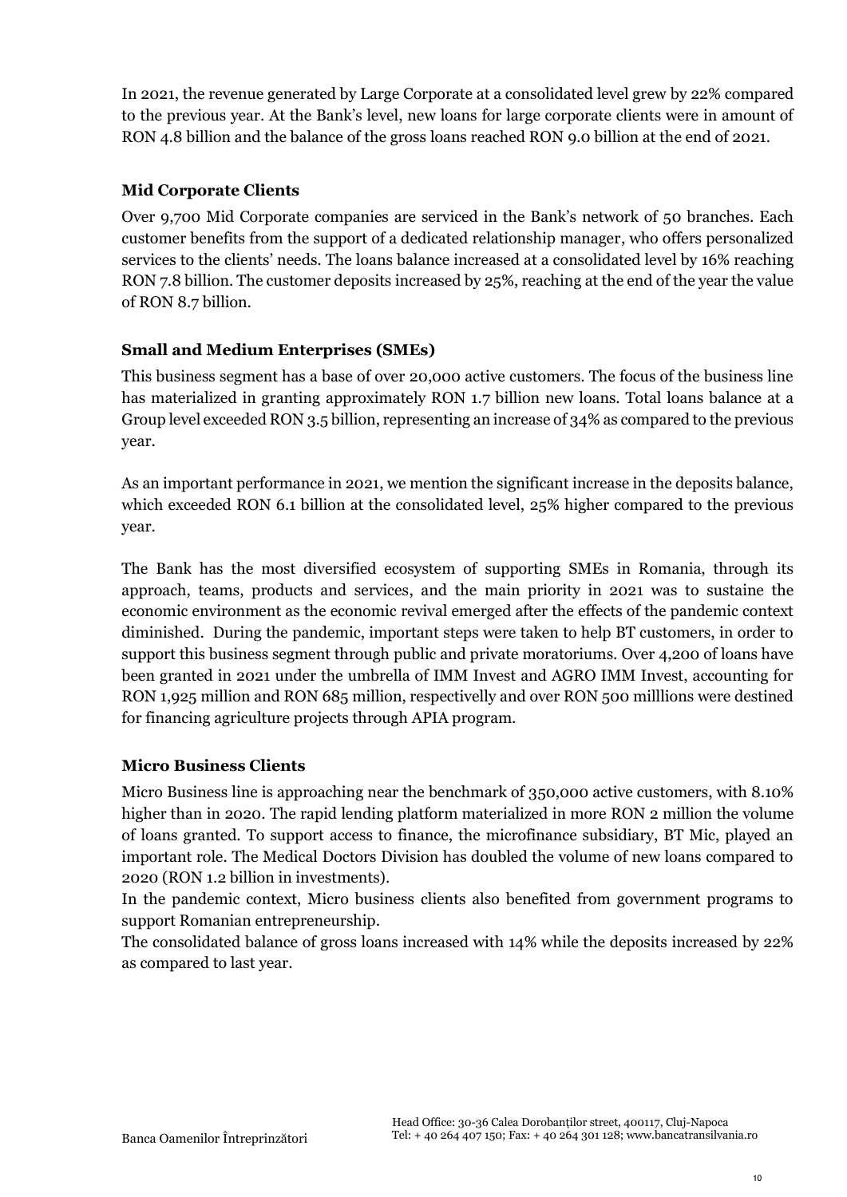In 2021, the revenue generated by Large Corporate at a consolidated level grew by 22% compared to the previous year. At the Bank's level, new loans for large corporate clients were in amount of RON 4.8 billion and the balance of the gross loans reached RON 9.0 billion at the end of 2021.

### Mid Corporate Clients

Over 9,700 Mid Corporate companies are serviced in the Bank's network of 50 branches. Each customer benefits from the support of a dedicated relationship manager, who offers personalized services to the clients' needs. The loans balance increased at a consolidated level by 16% reaching RON 7.8 billion. The customer deposits increased by 25%, reaching at the end of the year the value of RON 8.7 billion.

### Small and Medium Enterprises (SMEs)

This business segment has a base of over 20,000 active customers. The focus of the business line has materialized in granting approximately RON 1.7 billion new loans. Total loans balance at a Group level exceeded RON 3.5 billion, representing an increase of 34% as compared to the previous year.

As an important performance in 2021, we mention the significant increase in the deposits balance, which exceeded RON 6.1 billion at the consolidated level, 25% higher compared to the previous year.

The Bank has the most diversified ecosystem of supporting SMEs in Romania, through its approach, teams, products and services, and the main priority in 2021 was to sustain the economic environment as the economic revival emerged after the effects of the pandemic context diminished. During the pandemic, important steps were taken to help BT customers, in order to support this business segment through public and private moratoriums. Over 4,200 of loans have been granted in 2021 under the umbrella of IMM Invest and AGRO IMM Invest, accounting for RON 1,925 million and RON 685 million, respectivelly and over RON 500 milllions were destined for financing agriculture projects through APIA program.

### Micro Business Clients

Micro Business line is approaching near the benchmark of 350,000 active customers, with 8.10% higher than in 2020. The rapid lending platform materialized in more RON 2 million the volume of loans granted. To support access to finance, the microfinance subsidiary, BT Mic, played an important role. The Medical Doctors Division has doubled the volume of new loans compared to 2020 (RON 1.2 billion in investments).

In the pandemic context, Micro business clients also benefited from government programs to support Romanian entrepreneurship.

The consolidated balance of gross loans increased with 14% while the deposits increased by 22% as compared to last year.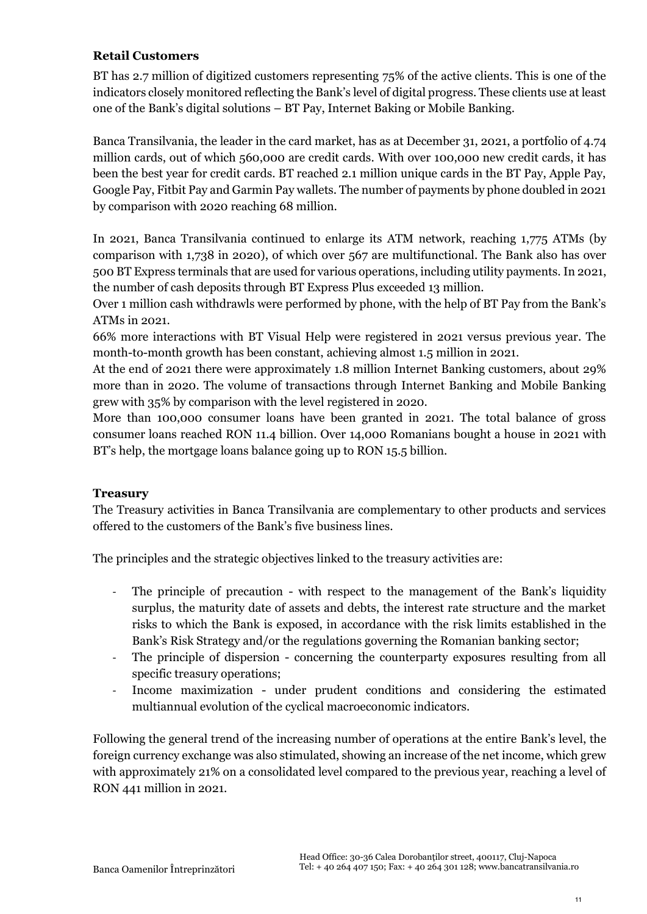### Retail Customers

BT has 2.7 million of digitized customers representing 75% of the active clients. This is one of the indicators closely monitored reflecting the Bank's level of digital progress. These clients use at least one of the Bank's digital solutions – BT Pay, Internet Baking or Mobile Banking.

Banca Transilvania, the leader in the card market, has as at December 31, 2021, a portfolio of 4.74 million cards, out of which 560,000 are credit cards. With over 100,000 new credit cards, it has been the best year for credit cards. BT reached 2.1 million unique cards in the BT Pay, Apple Pay, Google Pay, Fitbit Pay and Garmin Pay wallets. The number of payments by phone doubled in 2021 by comparison with 2020 reaching 68 million.

In 2021, Banca Transilvania continued to enlarge its ATM network, reaching 1,775 ATMs (by comparison with 1,738 in 2020), of which over 567 are multifunctional. The Bank also has over 500 BT Express terminals that are used for various operations, including utility payments. In 2021, the number of cash deposits through BT Express Plus exceeded 13 million.

Over 1 million cash withdrawls were performed by phone, with the help of BT Pay from the Bank's ATMs in 2021.

66% more interactions with BT Visual Help were registered in 2021 versus previous year. The month-to-month growth has been constant, achieving almost 1.5 million in 2021.

At the end of 2021 there were approximately 1.8 million Internet Banking customers, about 29% more than in 2020. The volume of transactions through Internet Banking and Mobile Banking grew with 35% by comparison with the level registered in 2020.

More than 100,000 consumer loans have been granted in 2021. The total balance of gross consumer loans reached RON 11.4 billion. Over 14,000 Romanians bought a house in 2021 with BT's help, the mortgage loans balance going up to RON 15.5 billion.

### Treasury

The Treasury activities in Banca Transilvania are complementary to other products and services offered to the customers of the Bank's five business lines.

The principles and the strategic objectives linked to the treasury activities are:

- The principle of precaution - with respect to the management of the Bank's liquidity surplus, the maturity date of assets and debts, the interest rate structure and the market risks to which the Bank is exposed, in accordance with the risk limits established in the Bank's Risk Strategy and/or the regulations governing the Romanian banking sector;
- The principle of dispersion - concerning the counterparty exposures resulting from all specific treasury operations;
- Income maximization - under prudent conditions and considering the estimated multiannual evolution of the cyclical macroeconomic indicators.

Following the general trend of the increasing number of operations at the entire Bank's level, the foreign currency exchange was also stimulated, showing an increase of the net income, which grew with approximately 21% on a consolidated level compared to the previous year, reaching a level of RON 441 million in 2021.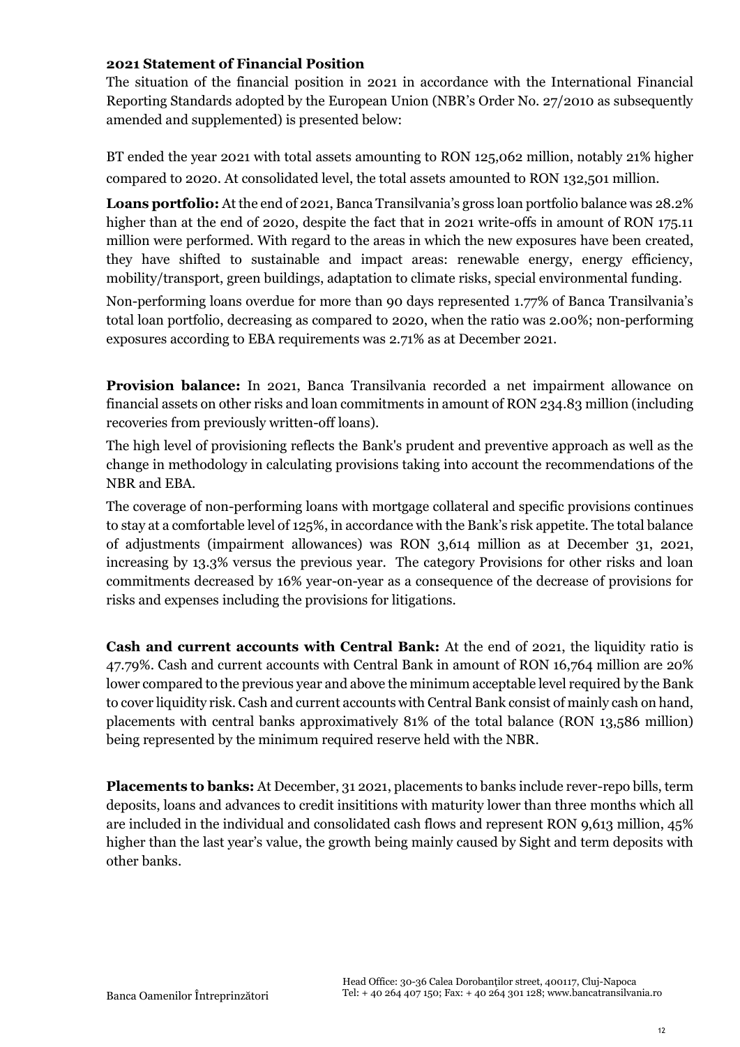**2021 Statement of Financial Position**

The situation of the financial position in 2021 in accordance with the International Financial Reporting Standards adopted by the European Union (NBR's Order No. 27/2010 as subsequently amended and supplemented) is presented below:

BT ended the year 2021 with total assets amounting to RON 125,062 million, notably 21% higher compared to 2020. At consolidated level, the total assets amounted to RON 132,501 million.

**Loans portfolio:** At the end of 2021, Banca Transilvania's gross loan portfolio balance was 28.2% higher than at the end of 2020, despite the fact that in 2021 write-offs in amount of RON 175.11 million were performed. With regard to the areas in which the new exposures have been created, they have shifted to sustainable and impact areas: renewable energy, energy efficiency, mobility/transport, green buildings, adaptation to climate risks, special environmental funding.

Non-performing loans overdue for more than 90 days represented 1.77% of Banca Transilvania's total loan portfolio, decreasing as compared to 2020, when the ratio was 2.00%; non-performing exposures according to EBA requirements was 2.71% as at December 2021.

**Provision balance:** In 2021, Banca Transilvania recorded a net impairment allowance on financial assets on other risks and loan commitments in amount of RON 234.83 million (including recoveries from previously written-off loans).

The high level of provisioning reflects the Bank's prudent and preventive approach as well as the change in methodology in calculating provisions taking into account the recommendations of the NBR and EBA.

The coverage of non-performing loans with mortgage collateral and specific provisions continues to stay at a comfortable level of 125%, in accordance with the Bank's risk appetite. The total balance of adjustments (impairment allowances) was RON 3,614 million as at December 31, 2021, increasing by 13.3% versus the previous year. The category Provisions for other risks and loan commitments decreased by 16% year-on-year as a consequence of the decrease of provisions for risks and expenses including the provisions for litigations.

**Cash and current accounts with Central Bank:** At the end of 2021, the liquidity ratio is 47.79%. Cash and current accounts with Central Bank in amount of RON 16,764 million are 20% lower compared to the previous year and above the minimum acceptable level required by the Bank to cover liquidity risk. Cash and current accounts with Central Bank consist of mainly cash on hand, placements with central banks approximatively 81% of the total balance (RON 13,586 million) being represented by the minimum required reserve held with the NBR.

**Placements to banks:** At December, 31 2021, placements to banks include rever-repo bills, term deposits, loans and advances to credit insititions with maturity lower than three months which all are included in the individual and consolidated cash flows and represent RON 9,613 million, 45% higher than the last year's value, the growth being mainly caused by Sight and term deposits with other banks.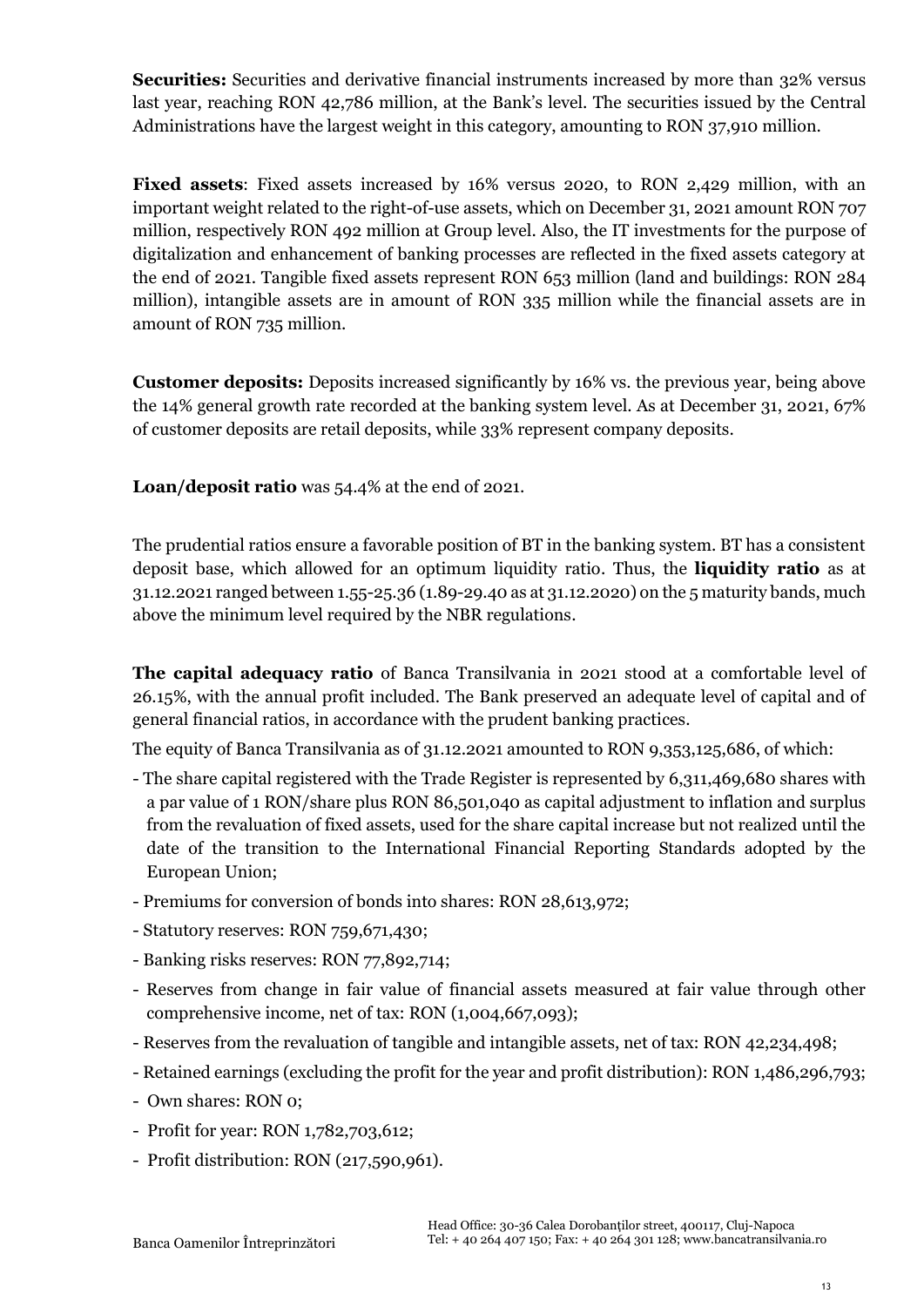**Securities:** Securities and derivative financial instruments increased by more than 32% versus last year, reaching RON 42,786 million, at the Bank's level. The securities issued by the Central Administrations have the largest weight in this category, amounting to RON 37,910 million.

**Fixed assets**: Fixed assets increased by 16% versus 2020, to RON 2,429 million, with an important weight related to the right-of-use assets, which on December 31, 2021 amount RON 707 million, respectively RON 492 million at Group level. Also, the IT investments for the purpose of digitalization and enhancement of banking processes are reflected in the fixed assets category at the end of 2021. Tangible fixed assets represent RON 653 million (land and buildings: RON 284 million), intangible assets are in amount of RON 335 million while the financial assets are in amount of RON 735 million.

**Customer deposits:** Deposits increased significantly by 16% vs. the previous year, being above the 14% general growth rate recorded at the banking system level. As at December 31, 2021, 67% of customer deposits are retail deposits, while 33% represent company deposits.

**Loan/deposit ratio** was 54.4% at the end of 2021.

The prudential ratios ensure a favorable position of BT in the banking system. BT has a consistent deposit base, which allowed for an optimum liquidity ratio. Thus, the **liquidity ratio** as at 31.12.2021 ranged between 1.55-25.36 (1.89-29.40 as at 31.12.2020) on the 5 maturity bands, much above the minimum level required by the NBR regulations.

**The capital adequacy ratio** of Banca Transilvania in 2021 stood at a comfortable level of 26.15%, with the annual profit included. The Bank preserved an adequate level of capital and of general financial ratios, in accordance with the prudent banking practices.

The equity of Banca Transilvania as of 31.12.2021 amounted to RON 9,353,125,686, of which:

- The share capital registered with the Trade Register is represented by 6,311,469,680 shares with a par value of 1 RON/share plus RON 86,501,040 as capital adjustment to inflation and surplus from the revaluation of fixed assets, used for the share capital increase but not realized until the date of the transition to the International Financial Reporting Standards adopted by the European Union;
- Premiums for conversion of bonds into shares: RON 28,613,972;
- Statutory reserves: RON 759,671,430;
- Banking risks reserves: RON 77,892,714;
- Reserves from change in fair value of financial assets measured at fair value through other comprehensive income, net of tax: RON (1,004,667,093);
- Reserves from the revaluation of tangible and intangible assets, net of tax: RON 42,234,498;
- Retained earnings (excluding the profit for the year and profit distribution): RON 1,486,296,793;
- Own shares: RON 0;
- Profit for year: RON 1,782,703,612;
- Profit distribution: RON (217,590,961).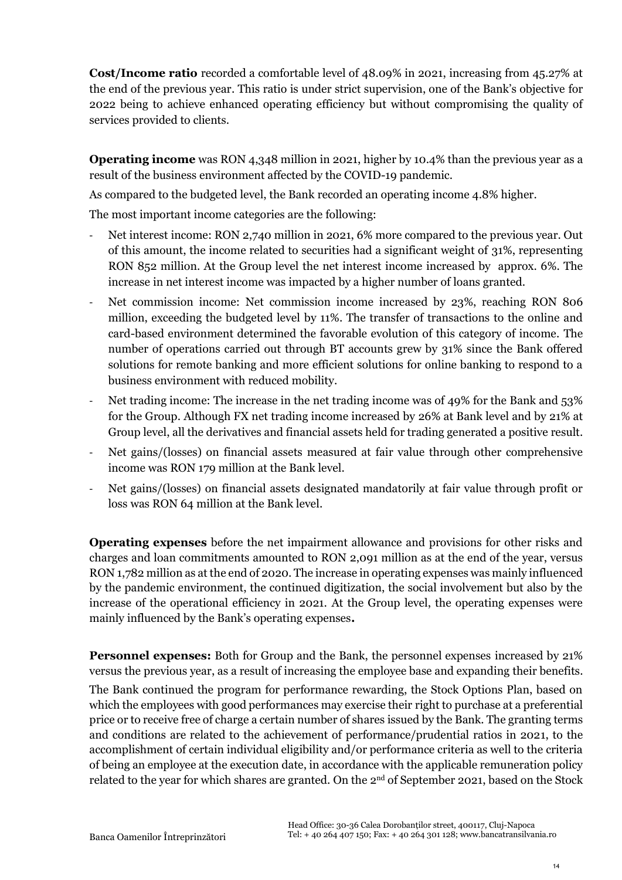**Cost/Income ratio** recorded a comfortable level of 48.09% in 2021, increasing from 45.27% at the end of the previous year. This ratio is under strict supervision, one of the Bank's objective for 2022 being to achieve enhanced operating efficiency but without compromising the quality of services provided to clients.

**Operating income** was RON 4,348 million in 2021, higher by 10.4% than the previous year as a result of the business environment affected by the COVID-19 pandemic.

As compared to the budgeted level, the Bank recorded an operating income 4.8% higher.

The most important income categories are the following:

- Net interest income: RON 2,740 million in 2021, 6% more compared to the previous year. Out of this amount, the income related to securities had a significant weight of 31%, representing RON 852 million. At the Group level the net interest income increased by approx. 6%. The increase in net interest income was impacted by a higher number of loans granted.
- Net commission income: Net commission income increased by 23%, reaching RON 806 million, exceeding the budgeted level by 11%. The transfer of transactions to the online and card-based environment determined the favorable evolution of this category of income. The number of operations carried out through BT accounts grew by 31% since the Bank offered solutions for remote banking and more efficient solutions for online banking to respond to a business environment with reduced mobility.
- Net trading income: The increase in the net trading income was of 49% for the Bank and 53% for the Group. Although FX net trading income increased by 26% at Bank level and by 21% at Group level, all the derivatives and financial assets held for trading generated a positive result.
- Net gains/(losses) on financial assets measured at fair value through other comprehensive income was RON 179 million at the Bank level.
- Net gains/(losses) on financial assets designated mandatorily at fair value through profit or loss was RON 64 million at the Bank level.

**Operating expenses** before the net impairment allowance and provisions for other risks and charges and loan commitments amounted to RON 2,091 million as at the end of the year, versus RON 1,782 million as at the end of 2020. The increase in operating expenses was mainly influenced by the pandemic environment, the continued digitization, the social involvement but also by the increase of the operational efficiency in 2021. At the Group level, the operating expenses were mainly influenced by the Bank's operating expenses**.**

**Personnel expenses:** Both for Group and the Bank, the personnel expenses increased by 21% versus the previous year, as a result of increasing the employee base and expanding their benefits.

The Bank continued the program for performance rewarding, the Stock Options Plan, based on which the employees with good performances may exercise their right to purchase at a preferential price or to receive free of charge a certain number of shares issued by the Bank. The granting terms and conditions are related to the achievement of performance/prudential ratios in 2021, to the accomplishment of certain individual eligibility and/or performance criteria as well to the criteria of being an employee at the execution date, in accordance with the applicable remuneration policy related to the year for which shares are granted. On the 2nd of September 2021, based on the Stock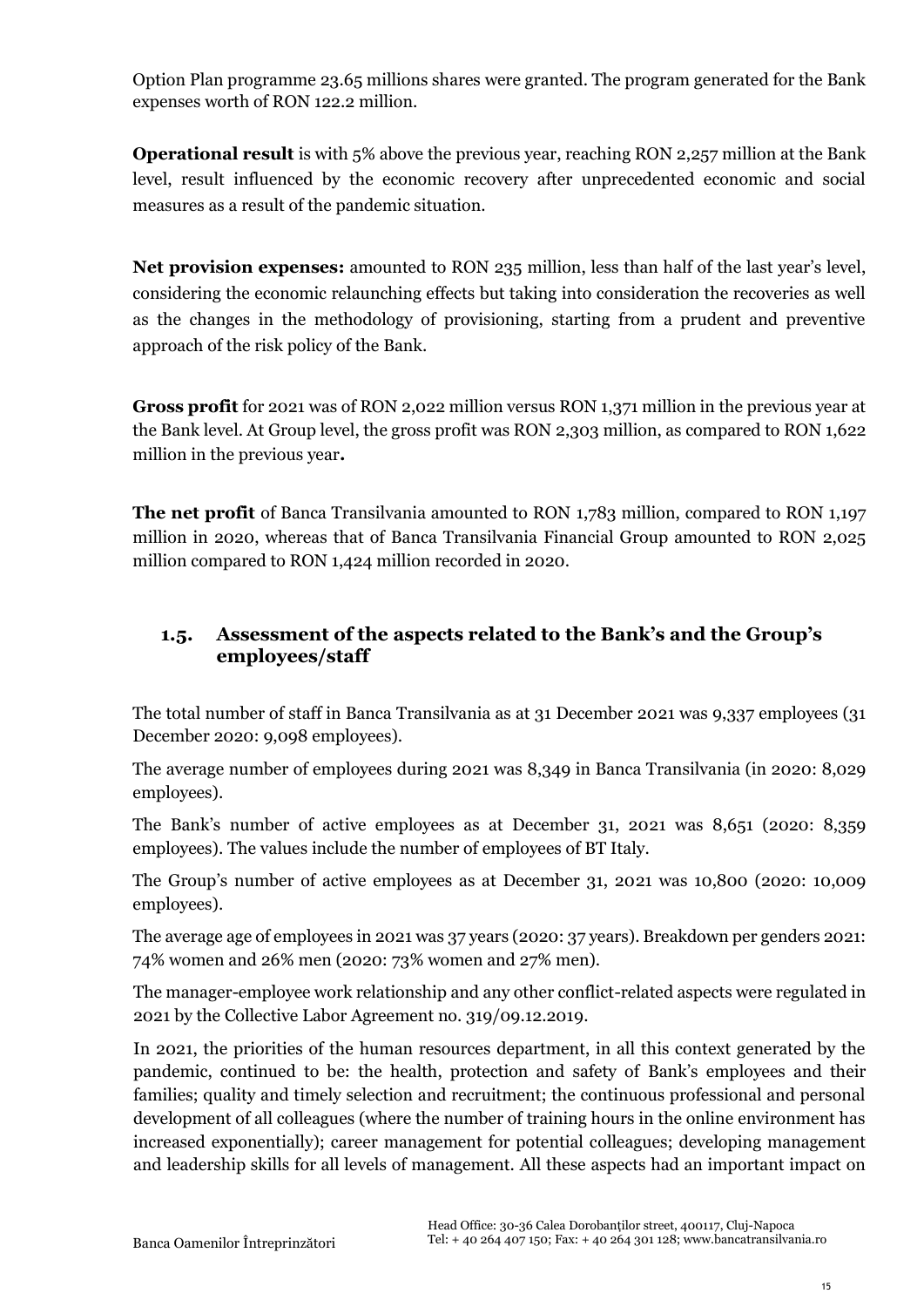Option Plan programme 23.65 millions shares were granted. The program generated for the Bank expenses worth of RON 122.2 million.

**Operational result** is with 5% above the previous year, reaching RON 2,257 million at the Bank level, result influenced by the economic recovery after unprecedented economic and social measures as a result of the pandemic situation.

**Net provision expenses:** amounted to RON 235 million, less than half of the last year's level, considering the economic relaunching effects but taking into consideration the recoveries as well as the changes in the methodology of provisioning, starting from a prudent and preventive approach of the risk policy of the Bank.

**Gross profit** for 2021 was of RON 2,022 million versus RON 1,371 million in the previous year at the Bank level. At Group level, the gross profit was RON 2,303 million, as compared to RON 1,622 million in the previous year**.**

**The net profit** of Banca Transilvania amounted to RON 1,783 million, compared to RON 1,197 million in 2020, whereas that of Banca Transilvania Financial Group amounted to RON 2,025 million compared to RON 1,424 million recorded in 2020.

### 1.5. Assessment of the aspects related to the Bank's and the Group's employees/staff

The total number of staff in Banca Transilvania as at 31 December 2021 was 9,337 employees (31 December 2020: 9,098 employees).

The average number of employees during 2021 was 8,349 in Banca Transilvania (in 2020: 8,029 employees).

The Bank's number of active employees as at December 31, 2021 was 8,651 (2020: 8,359 employees). The values include the number of employees of BT Italy.

The Group's number of active employees as at December 31, 2021 was 10,800 (2020: 10,009 employees).

The average age of employees in 2021 was 37 years (2020: 37 years). Breakdown per genders 2021: 74% women and 26% men (2020: 73% women and 27% men).

The manager-employee work relationship and any other conflict-related aspects were regulated in 2021 by the Collective Labor Agreement no. 319/09.12.2019.

In 2021, the priorities of the human resources department, in all this context generated by the pandemic, continued to be: the health, protection and safety of Bank's employees and their families; quality and timely selection and recruitment; the continuous professional and personal development of all colleagues (where the number of training hours in the online environment has increased exponentially); career management for potential colleagues; developing management and leadership skills for all levels of management. All these aspects had an important impact on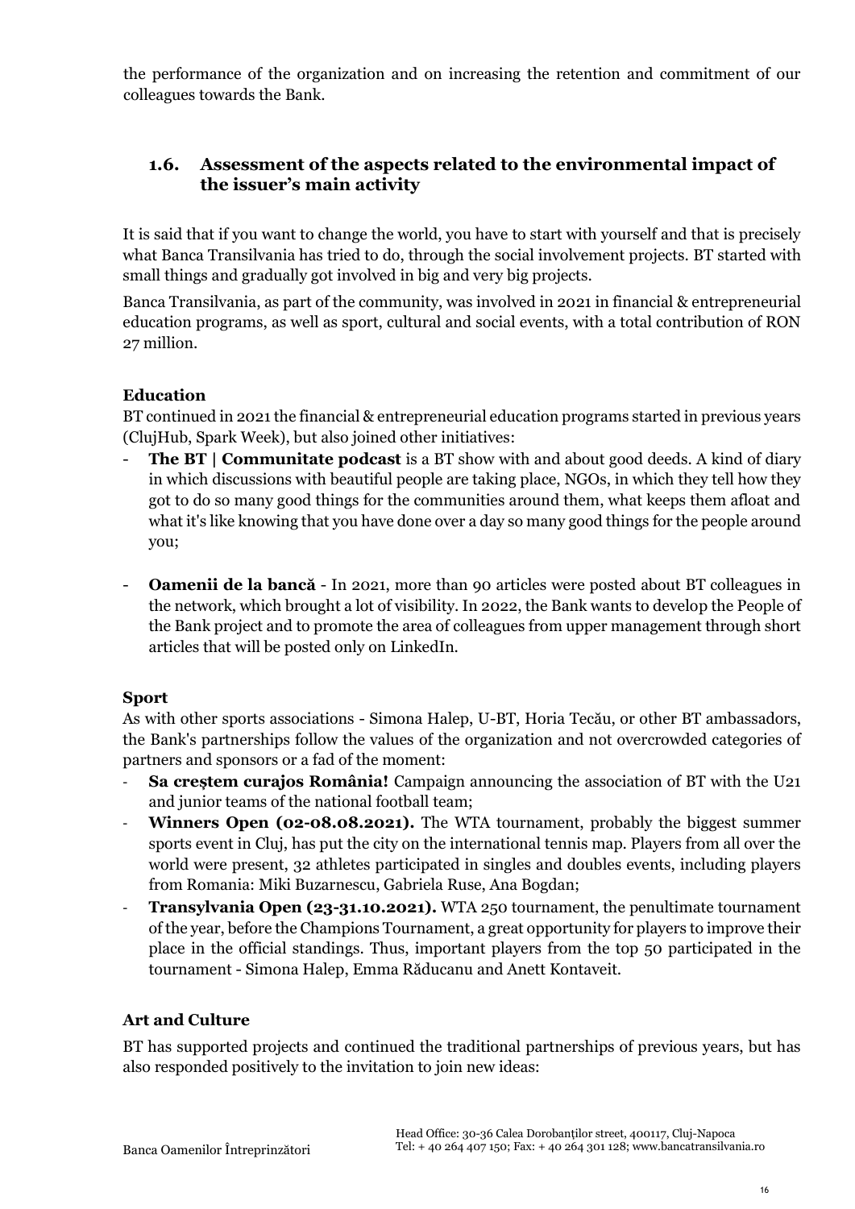the performance of the organization and on increasing the retention and commitment of our colleagues towards the Bank.

## 1.6. Assessment of the aspects related to the environmental impact of the issuer's main activity

It is said that if you want to change the world, you have to start with yourself and that is precisely what Banca Transilvania has tried to do, through the social involvement projects. BT started with small things and gradually got involved in big and very big projects.

Banca Transilvania, as part of the community, was involved in 2021 in financial & entrepreneurial education programs, as well as sport, cultural and social events, with a total contribution of RON 27 million.

**Education**

BT continued in 2021 the financial & entrepreneurial education programs started in previous years (ClujHub, Spark Week), but also joined other initiatives:

- **The BT | Communitate podcast** is a BT show with and about good deeds. A kind of diary in which discussions with beautiful people are taking place, NGOs, in which they tell how they got to do so many good things for the communities around them, what keeps them afloat and what it's like knowing that you have done over a day so many good things for the people around you;

- **Oamenii de la bancă** - In 2021, more than 90 articles were posted about BT colleagues in the network, which brought a lot of visibility. In 2022, the Bank wants to develop the People of the Bank project and to promote the area of colleagues from upper management through short articles that will be posted only on LinkedIn.

**Sport**

As with other sports associations - Simona Halep, U-BT, Horia Tecău, or other BT ambassadors, the Bank's partnerships follow the values of the organization and not overcrowded categories of partners and sponsors or a fad of the moment:

- **Sa creștem curajos România!** Campaign announcing the association of BT with the U21 and junior teams of the national football team;
- **Winners Open (02-08.08.2021).** The WTA tournament, probably the biggest summer sports event in Cluj, has put the city on the international tennis map. Players from all over the world were present, 32 athletes participated in singles and doubles events, including players from Romania: Miki Buzarnescu, Gabriela Ruse, Ana Bogdan;
- **Transylvania Open (23-31.10.2021).** WTA 250 tournament, the penultimate tournament of the year, before the Champions Tournament, a great opportunity for players to improve their place in the official standings. Thus, important players from the top 50 participated in the tournament - Simona Halep, Emma Răducanu and Anett Kontaveit.

**Art and Culture**

BT has supported projects and continued the traditional partnerships of previous years, but has also responded positively to the invitation to join new ideas: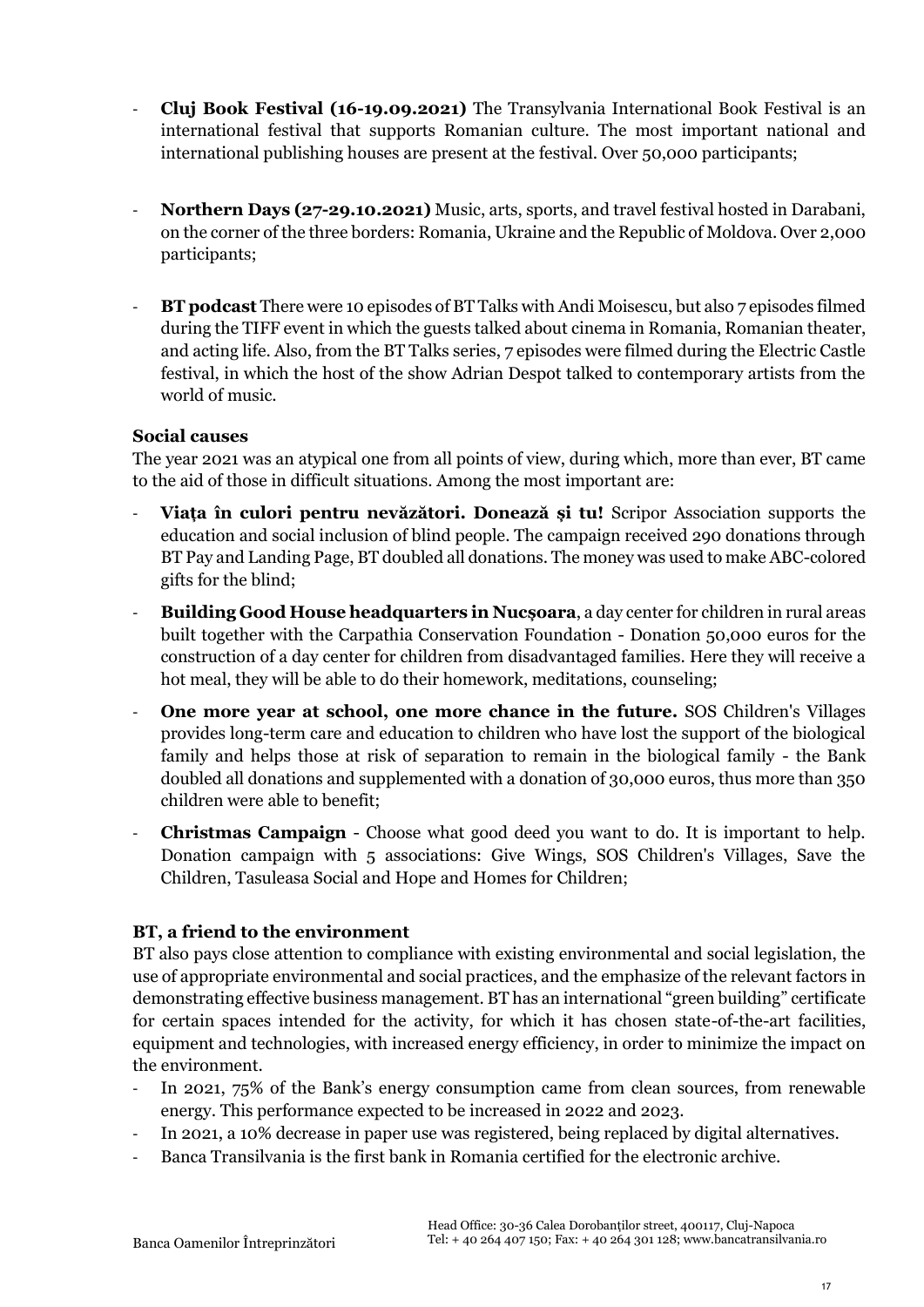- **Cluj Book Festival (16-19.09.2021)** The Transylvania International Book Festival is an international festival that supports Romanian culture. The most important national and international publishing houses are present at the festival. Over 50,000 participants;

- **Northern Days (27-29.10.2021)** Music, arts, sports, and travel festival hosted in Darabani, on the corner of the three borders: Romania, Ukraine and the Republic of Moldova. Over 2,000 participants;

- **BT podcast** There were 10 episodes of BT Talks with Andi Moisescu, but also 7 episodes filmed during the TIFF event in which the guests talked about cinema in Romania, Romanian theater, and acting life. Also, from the BT Talks series, 7 episodes were filmed during the Electric Castle festival, in which the host of the show Adrian Despot talked to contemporary artists from the world of music.

**Social causes**

The year 2021 was an atypical one from all points of view, during which, more than ever, BT came to the aid of those in difficult situations. Among the most important are:

- **Viața în culori pentru nevăzători. Donează și tu!** Scripor Association supports the education and social inclusion of blind people. The campaign received 290 donations through BT Pay and Landing Page, BT doubled all donations. The money was used to make ABC-colored gifts for the blind;
- **Building Good House headquarters in Nucșoara**, a day center for children in rural areas built together with the Carpathia Conservation Foundation - Donation 50,000 euros for the construction of a day center for children from disadvantaged families. Here they will receive a hot meal, they will be able to do their homework, meditations, counseling;
- **One more year at school, one more chance in the future.** SOS Children's Villages provides long-term care and education to children who have lost the support of the biological family and helps those at risk of separation to remain in the biological family - the Bank doubled all donations and supplemented with a donation of 30,000 euros, thus more than 350 children were able to benefit;
- **Christmas Campaign** - Choose what good deed you want to do. It is important to help. Donation campaign with 5 associations: Give Wings, SOS Children's Villages, Save the Children, Tasuleasa Social and Hope and Homes for Children;

**BT, a friend to the environment**

BT also pays close attention to compliance with existing environmental and social legislation, the use of appropriate environmental and social practices, and the emphasize of the relevant factors in demonstrating effective business management. BT has an international "green building" certificate for certain spaces intended for the activity, for which it has chosen state-of-the-art facilities, equipment and technologies, with increased energy efficiency, in order to minimize the impact on the environment.

- In 2021, 75% of the Bank's energy consumption came from clean sources, from renewable energy. This performance expected to be increased in 2022 and 2023.
- In 2021, a 10% decrease in paper use was registered, being replaced by digital alternatives.
- Banca Transilvania is the first bank in Romania certified for the electronic archive.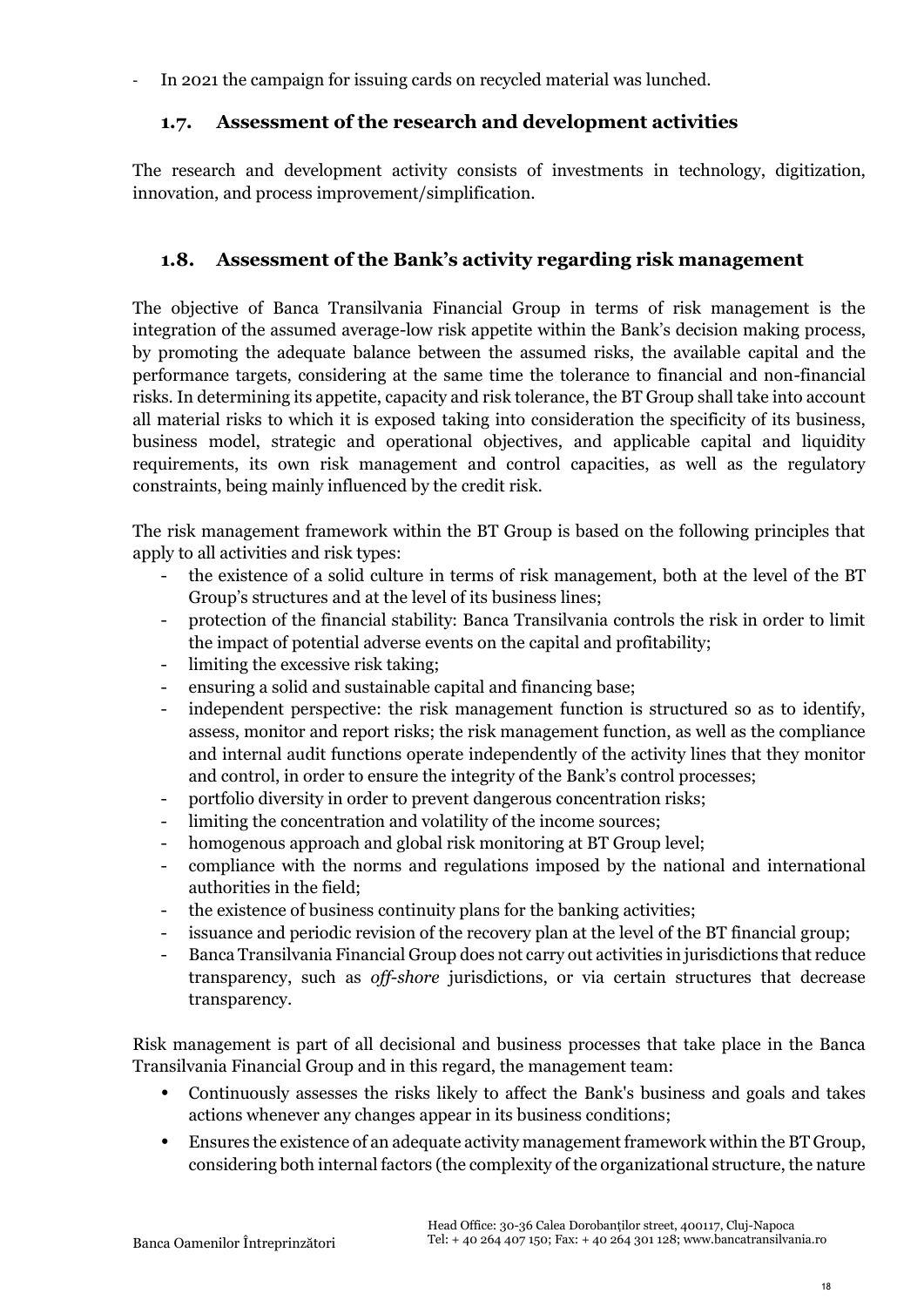- In 2021 the campaign for issuing cards on recycled material was lunched.

## 1.7. Assessment of the research and development activities

The research and development activity consists of investments in technology, digitization, innovation, and process improvement/simplification.

## 1.8. Assessment of the Bank's activity regarding risk management

The objective of Banca Transilvania Financial Group in terms of risk management is the integration of the assumed average-low risk appetite within the Bank's decision making process, by promoting the adequate balance between the assumed risks, the available capital and the performance targets, considering at the same time the tolerance to financial and non-financial risks. In determining its appetite, capacity and risk tolerance, the BT Group shall take into account all material risks to which it is exposed taking into consideration the specificity of its business, business model, strategic and operational objectives, and applicable capital and liquidity requirements, its own risk management and control capacities, as well as the regulatory constraints, being mainly influenced by the credit risk.

The risk management framework within the BT Group is based on the following principles that apply to all activities and risk types:

- the existence of a solid culture in terms of risk management, both at the level of the BT Group's structures and at the level of its business lines;
- protection of the financial stability: Banca Transilvania controls the risk in order to limit the impact of potential adverse events on the capital and profitability;
- limiting the excessive risk taking;
- ensuring a solid and sustainable capital and financing base;
- independent perspective: the risk management function is structured so as to identify, assess, monitor and report risks; the risk management function, as well as the compliance and internal audit functions operate independently of the activity lines that they monitor and control, in order to ensure the integrity of the Bank's control processes;
- portfolio diversity in order to prevent dangerous concentration risks;
- limiting the concentration and volatility of the income sources;
- homogenous approach and global risk monitoring at BT Group level;
- compliance with the norms and regulations imposed by the national and international authorities in the field;
- the existence of business continuity plans for the banking activities;
- issuance and periodic revision of the recovery plan at the level of the BT financial group;
- Banca Transilvania Financial Group does not carry out activities in jurisdictions that reduce transparency, such as *off-shore* jurisdictions, or via certain structures that decrease transparency.

Risk management is part of all decisional and business processes that take place in the Banca Transilvania Financial Group and in this regard, the management team:

- Continuously assesses the risks likely to affect the Bank's business and goals and takes actions whenever any changes appear in its business conditions;
- Ensures the existence of an adequate activity management framework within the BT Group, considering both internal factors (the complexity of the organizational structure, the nature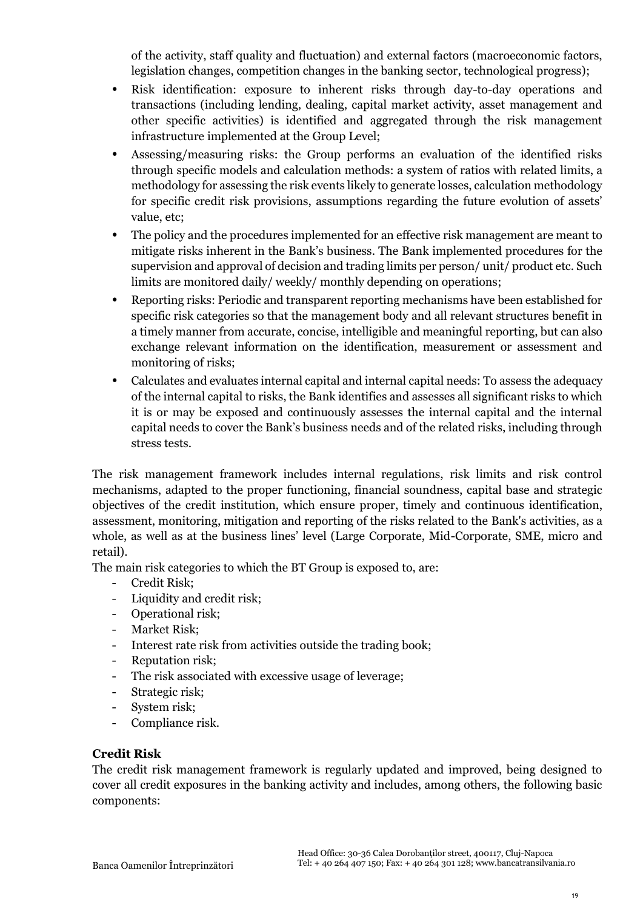of the activity, staff quality and fluctuation) and external factors (macroeconomic factors, legislation changes, competition changes in the banking sector, technological progress);

- Risk identification: exposure to inherent risks through day-to-day operations and transactions (including lending, dealing, capital market activity, asset management and other specific activities) is identified and aggregated through the risk management infrastructure implemented at the Group Level;
- Assessing/measuring risks: the Group performs an evaluation of the identified risks through specific models and calculation methods: a system of ratios with related limits, a methodology for assessing the risk events likely to generate losses, calculation methodology for specific credit risk provisions, assumptions regarding the future evolution of assets' value, etc;
- The policy and the procedures implemented for an effective risk management are meant to mitigate risks inherent in the Bank's business. The Bank implemented procedures for the supervision and approval of decision and trading limits per person/ unit/ product etc. Such limits are monitored daily/ weekly/ monthly depending on operations;
- Reporting risks: Periodic and transparent reporting mechanisms have been established for specific risk categories so that the management body and all relevant structures benefit in a timely manner from accurate, concise, intelligible and meaningful reporting, but can also exchange relevant information on the identification, measurement or assessment and monitoring of risks;
- Calculates and evaluates internal capital and internal capital needs: To assess the adequacy of the internal capital to risks, the Bank identifies and assesses all significant risks to which it is or may be exposed and continuously assesses the internal capital and the internal capital needs to cover the Bank's business needs and of the related risks, including through stress tests.

The risk management framework includes internal regulations, risk limits and risk control mechanisms, adapted to the proper functioning, financial soundness, capital base and strategic objectives of the credit institution, which ensure proper, timely and continuous identification, assessment, monitoring, mitigation and reporting of the risks related to the Bank's activities, as a whole, as well as at the business lines' level (Large Corporate, Mid-Corporate, SME, micro and retail).

The main risk categories to which the BT Group is exposed to, are:

- Credit Risk;
- Liquidity and credit risk;
- Operational risk;
- Market Risk;
- Interest rate risk from activities outside the trading book;
- Reputation risk;
- The risk associated with excessive usage of leverage;
- Strategic risk;
- System risk;
- Compliance risk.

**Credit Risk**

The credit risk management framework is regularly updated and improved, being designed to cover all credit exposures in the banking activity and includes, among others, the following basic components: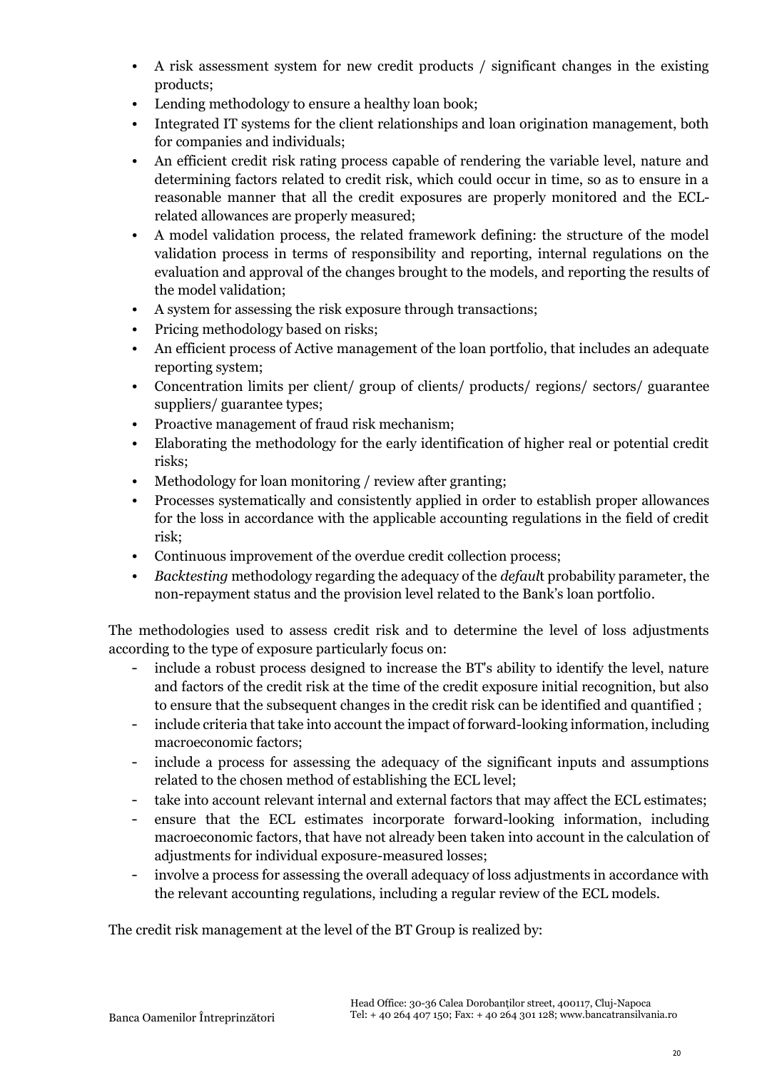- A risk assessment system for new credit products / significant changes in the existing products;
- Lending methodology to ensure a healthy loan book;
- Integrated IT systems for the client relationships and loan origination management, both for companies and individuals;
- An efficient credit risk rating process capable of rendering the variable level, nature and determining factors related to credit risk, which could occur in time, so as to ensure in a reasonable manner that all the credit exposures are properly monitored and the ECL-related allowances are properly measured;
- A model validation process, the related framework defining: the structure of the model validation process in terms of responsibility and reporting, internal regulations on the evaluation and approval of the changes brought to the models, and reporting the results of the model validation;
- A system for assessing the risk exposure through transactions;
- Pricing methodology based on risks;
- An efficient process of Active management of the loan portfolio, that includes an adequate reporting system;
- Concentration limits per client/ group of clients/ products/ regions/ sectors/ guarantee suppliers/ guarantee types;
- Proactive management of fraud risk mechanism;
- Elaborating the methodology for the early identification of higher real or potential credit risks;
- Methodology for loan monitoring / review after granting;
- Processes systematically and consistently applied in order to establish proper allowances for the loss in accordance with the applicable accounting regulations in the field of credit risk;
- Continuous improvement of the overdue credit collection process;
- *Backtesting* methodology regarding the adequacy of the *defaul*t probability parameter, the non-repayment status and the provision level related to the Bank's loan portfolio.

The methodologies used to assess credit risk and to determine the level of loss adjustments according to the type of exposure particularly focus on:

- include a robust process designed to increase the BT's ability to identify the level, nature and factors of the credit risk at the time of the credit exposure initial recognition, but also to ensure that the subsequent changes in the credit risk can be identified and quantified ;
- include criteria that take into account the impact of forward-looking information, including macroeconomic factors;
- include a process for assessing the adequacy of the significant inputs and assumptions related to the chosen method of establishing the ECL level;
- take into account relevant internal and external factors that may affect the ECL estimates;
- ensure that the ECL estimates incorporate forward-looking information, including macroeconomic factors, that have not already been taken into account in the calculation of adjustments for individual exposure-measured losses;
- involve a process for assessing the overall adequacy of loss adjustments in accordance with the relevant accounting regulations, including a regular review of the ECL models.

The credit risk management at the level of the BT Group is realized by: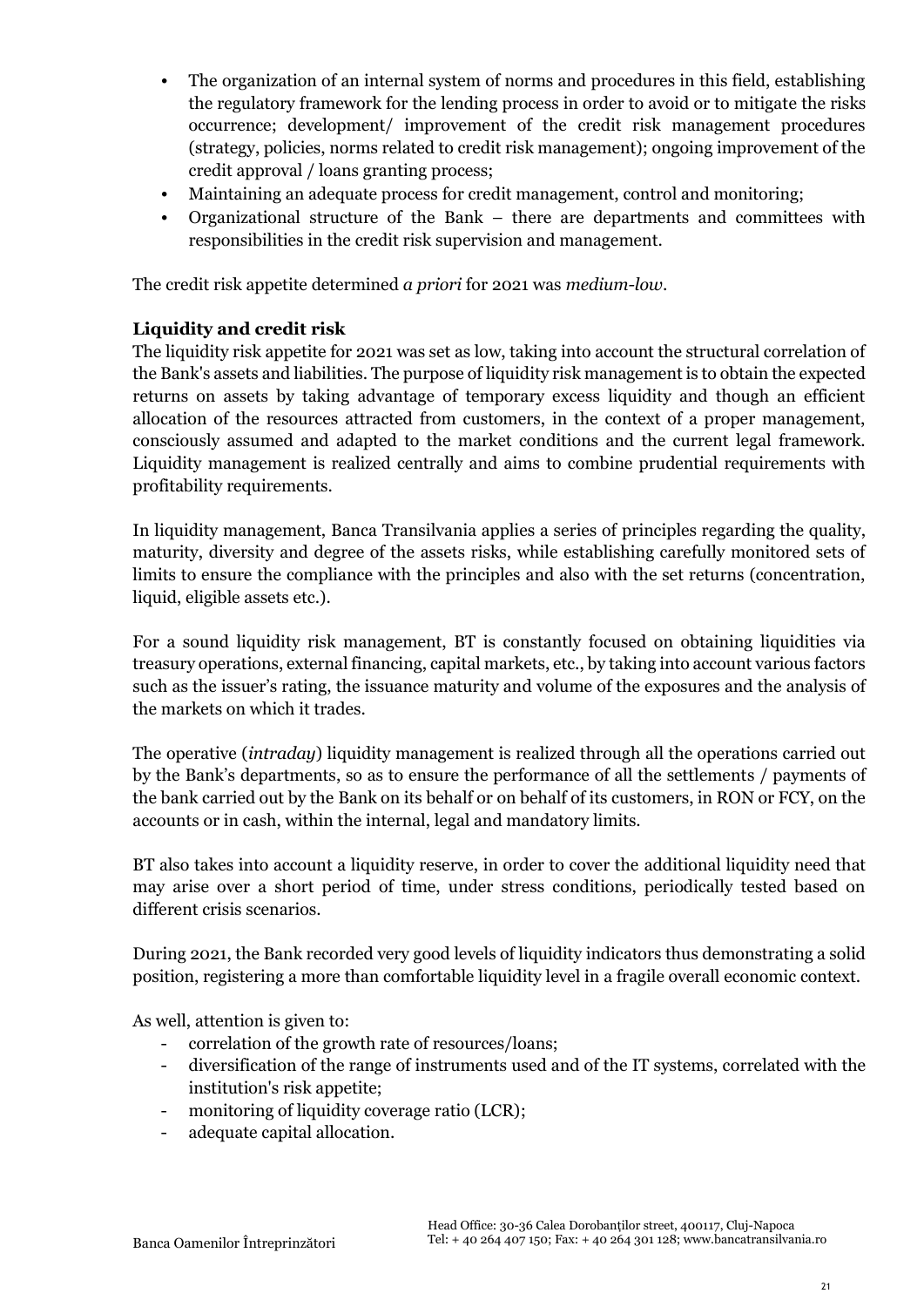- The organization of an internal system of norms and procedures in this field, establishing the regulatory framework for the lending process in order to avoid or to mitigate the risks occurrence; development/ improvement of the credit risk management procedures (strategy, policies, norms related to credit risk management); ongoing improvement of the credit approval / loans granting process;
- Maintaining an adequate process for credit management, control and monitoring;
- Organizational structure of the Bank – there are departments and committees with responsibilities in the credit risk supervision and management.

The credit risk appetite determined *a priori* for 2021 was *medium-low*.

**Liquidity and credit risk**

The liquidity risk appetite for 2021 was set as low, taking into account the structural correlation of the Bank's assets and liabilities. The purpose of liquidity risk management is to obtain the expected returns on assets by taking advantage of temporary excess liquidity and though an efficient allocation of the resources attracted from customers, in the context of a proper management, consciously assumed and adapted to the market conditions and the current legal framework. Liquidity management is realized centrally and aims to combine prudential requirements with profitability requirements.

In liquidity management, Banca Transilvania applies a series of principles regarding the quality, maturity, diversity and degree of the assets risks, while establishing carefully monitored sets of limits to ensure the compliance with the principles and also with the set returns (concentration, liquid, eligible assets etc.).

For a sound liquidity risk management, BT is constantly focused on obtaining liquidities via treasury operations, external financing, capital markets, etc., by taking into account various factors such as the issuer's rating, the issuance maturity and volume of the exposures and the analysis of the markets on which it trades.

The operative (*intraday*) liquidity management is realized through all the operations carried out by the Bank's departments, so as to ensure the performance of all the settlements / payments of the bank carried out by the Bank on its behalf or on behalf of its customers, in RON or FCY, on the accounts or in cash, within the internal, legal and mandatory limits.

BT also takes into account a liquidity reserve, in order to cover the additional liquidity need that may arise over a short period of time, under stress conditions, periodically tested based on different crisis scenarios.

During 2021, the Bank recorded very good levels of liquidity indicators thus demonstrating a solid position, registering a more than comfortable liquidity level in a fragile overall economic context.

As well, attention is given to:

- correlation of the growth rate of resources/loans;
- diversification of the range of instruments used and of the IT systems, correlated with the institution's risk appetite;
- monitoring of liquidity coverage ratio (LCR);
- adequate capital allocation.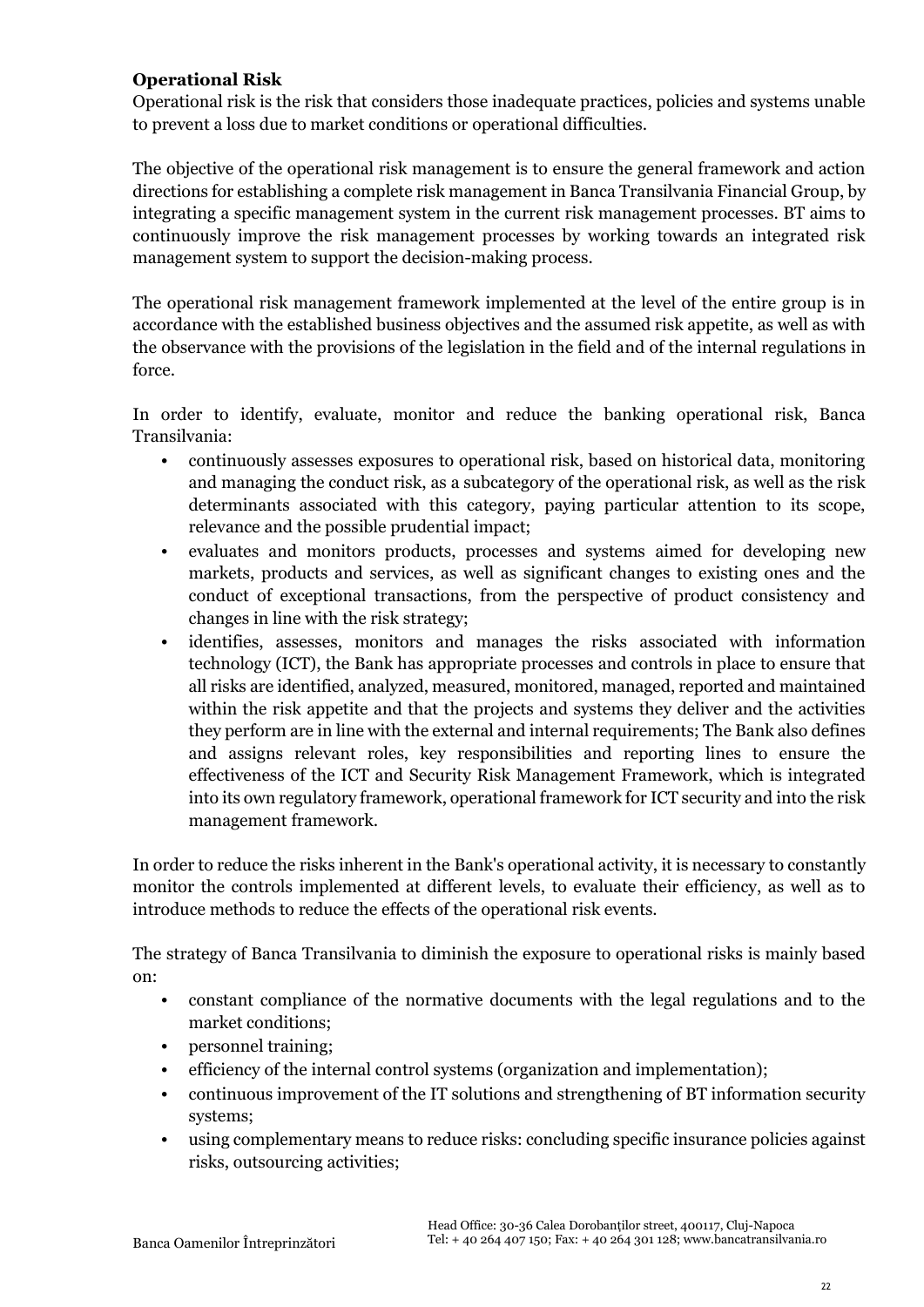**Operational Risk**

Operational risk is the risk that considers those inadequate practices, policies and systems unable to prevent a loss due to market conditions or operational difficulties.

The objective of the operational risk management is to ensure the general framework and action directions for establishing a complete risk management in Banca Transilvania Financial Group, by integrating a specific management system in the current risk management processes. BT aims to continuously improve the risk management processes by working towards an integrated risk management system to support the decision-making process.

The operational risk management framework implemented at the level of the entire group is in accordance with the established business objectives and the assumed risk appetite, as well as with the observance with the provisions of the legislation in the field and of the internal regulations in force.

In order to identify, evaluate, monitor and reduce the banking operational risk, Banca Transilvania:

- continuously assesses exposures to operational risk, based on historical data, monitoring and managing the conduct risk, as a subcategory of the operational risk, as well as the risk determinants associated with this category, paying particular attention to its scope, relevance and the possible prudential impact;
- evaluates and monitors products, processes and systems aimed for developing new markets, products and services, as well as significant changes to existing ones and the conduct of exceptional transactions, from the perspective of product consistency and changes in line with the risk strategy;
- identifies, assesses, monitors and manages the risks associated with information technology (ICT), the Bank has appropriate processes and controls in place to ensure that all risks are identified, analyzed, measured, monitored, managed, reported and maintained within the risk appetite and that the projects and systems they deliver and the activities they perform are in line with the external and internal requirements; The Bank also defines and assigns relevant roles, key responsibilities and reporting lines to ensure the effectiveness of the ICT and Security Risk Management Framework, which is integrated into its own regulatory framework, operational framework for ICT security and into the risk management framework.

In order to reduce the risks inherent in the Bank's operational activity, it is necessary to constantly monitor the controls implemented at different levels, to evaluate their efficiency, as well as to introduce methods to reduce the effects of the operational risk events.

The strategy of Banca Transilvania to diminish the exposure to operational risks is mainly based on:

- constant compliance of the normative documents with the legal regulations and to the market conditions;
- personnel training;
- efficiency of the internal control systems (organization and implementation);
- continuous improvement of the IT solutions and strengthening of BT information security systems;
- using complementary means to reduce risks: concluding specific insurance policies against risks, outsourcing activities;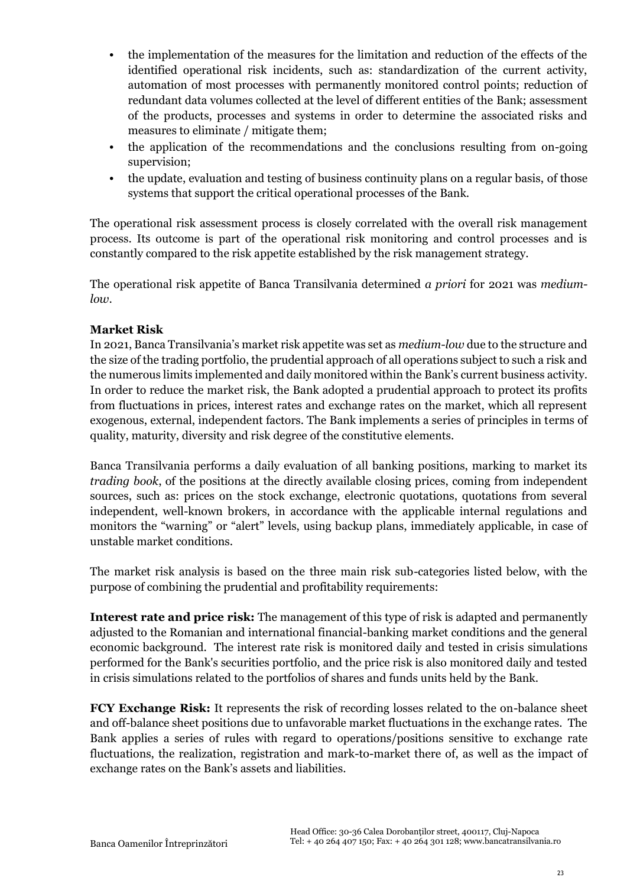- the implementation of the measures for the limitation and reduction of the effects of the identified operational risk incidents, such as: standardization of the current activity, automation of most processes with permanently monitored control points; reduction of redundant data volumes collected at the level of different entities of the Bank; assessment of the products, processes and systems in order to determine the associated risks and measures to eliminate / mitigate them;
- the application of the recommendations and the conclusions resulting from on-going supervision;
- the update, evaluation and testing of business continuity plans on a regular basis, of those systems that support the critical operational processes of the Bank.

The operational risk assessment process is closely correlated with the overall risk management process. Its outcome is part of the operational risk monitoring and control processes and is constantly compared to the risk appetite established by the risk management strategy.

The operational risk appetite of Banca Transilvania determined *a priori* for 2021 was *medium-low*.

**Market Risk**

In 2021, Banca Transilvania's market risk appetite was set as *medium-low* due to the structure and the size of the trading portfolio, the prudential approach of all operations subject to such a risk and the numerous limits implemented and daily monitored within the Bank's current business activity. In order to reduce the market risk, the Bank adopted a prudential approach to protect its profits from fluctuations in prices, interest rates and exchange rates on the market, which all represent exogenous, external, independent factors. The Bank implements a series of principles in terms of quality, maturity, diversity and risk degree of the constitutive elements.

Banca Transilvania performs a daily evaluation of all banking positions, marking to market its *trading book*, of the positions at the directly available closing prices, coming from independent sources, such as: prices on the stock exchange, electronic quotations, quotations from several independent, well-known brokers, in accordance with the applicable internal regulations and monitors the "warning" or "alert" levels, using backup plans, immediately applicable, in case of unstable market conditions.

The market risk analysis is based on the three main risk sub-categories listed below, with the purpose of combining the prudential and profitability requirements:

**Interest rate and price risk:** The management of this type of risk is adapted and permanently adjusted to the Romanian and international financial-banking market conditions and the general economic background. The interest rate risk is monitored daily and tested in crisis simulations performed for the Bank's securities portfolio, and the price risk is also monitored daily and tested in crisis simulations related to the portfolios of shares and funds units held by the Bank.

**FCY Exchange Risk:** It represents the risk of recording losses related to the on-balance sheet and off-balance sheet positions due to unfavorable market fluctuations in the exchange rates. The Bank applies a series of rules with regard to operations/positions sensitive to exchange rate fluctuations, the realization, registration and mark-to-market there of, as well as the impact of exchange rates on the Bank's assets and liabilities.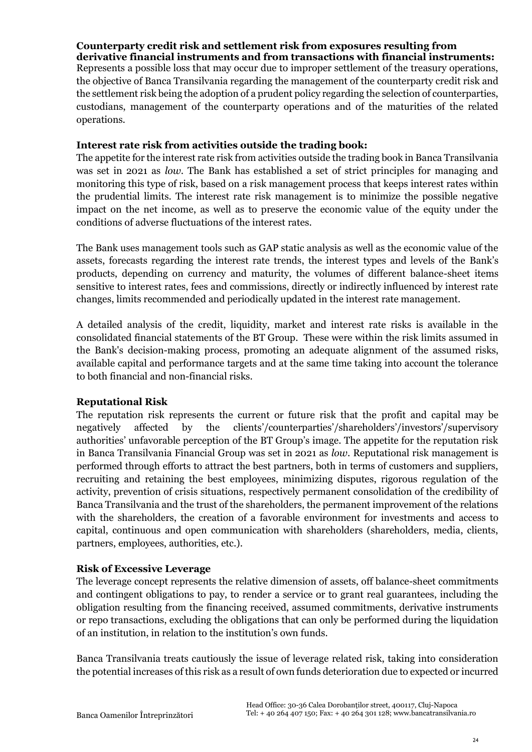**Counterparty credit risk and settlement risk from exposures resulting from derivative financial instruments and from transactions with financial instruments:**
Represents a possible loss that may occur due to improper settlement of the treasury operations, the objective of Banca Transilvania regarding the management of the counterparty credit risk and the settlement risk being the adoption of a prudent policy regarding the selection of counterparties, custodians, management of the counterparty operations and of the maturities of the related operations.

**Interest rate risk from activities outside the trading book:**
The appetite for the interest rate risk from activities outside the trading book in Banca Transilvania was set in 2021 as *low*. The Bank has established a set of strict principles for managing and monitoring this type of risk, based on a risk management process that keeps interest rates within the prudential limits. The interest rate risk management is to minimize the possible negative impact on the net income, as well as to preserve the economic value of the equity under the conditions of adverse fluctuations of the interest rates.

The Bank uses management tools such as GAP static analysis as well as the economic value of the assets, forecasts regarding the interest rate trends, the interest types and levels of the Bank's products, depending on currency and maturity, the volumes of different balance-sheet items sensitive to interest rates, fees and commissions, directly or indirectly influenced by interest rate changes, limits recommended and periodically updated in the interest rate management.

A detailed analysis of the credit, liquidity, market and interest rate risks is available in the consolidated financial statements of the BT Group. These were within the risk limits assumed in the Bank's decision-making process, promoting an adequate alignment of the assumed risks, available capital and performance targets and at the same time taking into account the tolerance to both financial and non-financial risks.

**Reputational Risk**

The reputation risk represents the current or future risk that the profit and capital may be negatively affected by the clients'/counterparties'/shareholders'/investors'/supervisory authorities' unfavorable perception of the BT Group's image. The appetite for the reputation risk in Banca Transilvania Financial Group was set in 2021 as *low*. Reputational risk management is performed through efforts to attract the best partners, both in terms of customers and suppliers, recruiting and retaining the best employees, minimizing disputes, rigorous regulation of the activity, prevention of crisis situations, respectively permanent consolidation of the credibility of Banca Transilvania and the trust of the shareholders, the permanent improvement of the relations with the shareholders, the creation of a favorable environment for investments and access to capital, continuous and open communication with shareholders (shareholders, media, clients, partners, employees, authorities, etc.).

**Risk of Excessive Leverage**

The leverage concept represents the relative dimension of assets, off balance-sheet commitments and contingent obligations to pay, to render a service or to grant real guarantees, including the obligation resulting from the financing received, assumed commitments, derivative instruments or repo transactions, excluding the obligations that can only be performed during the liquidation of an institution, in relation to the institution's own funds.

Banca Transilvania treats cautiously the issue of leverage related risk, taking into consideration the potential increases of this risk as a result of own funds deterioration due to expected or incurred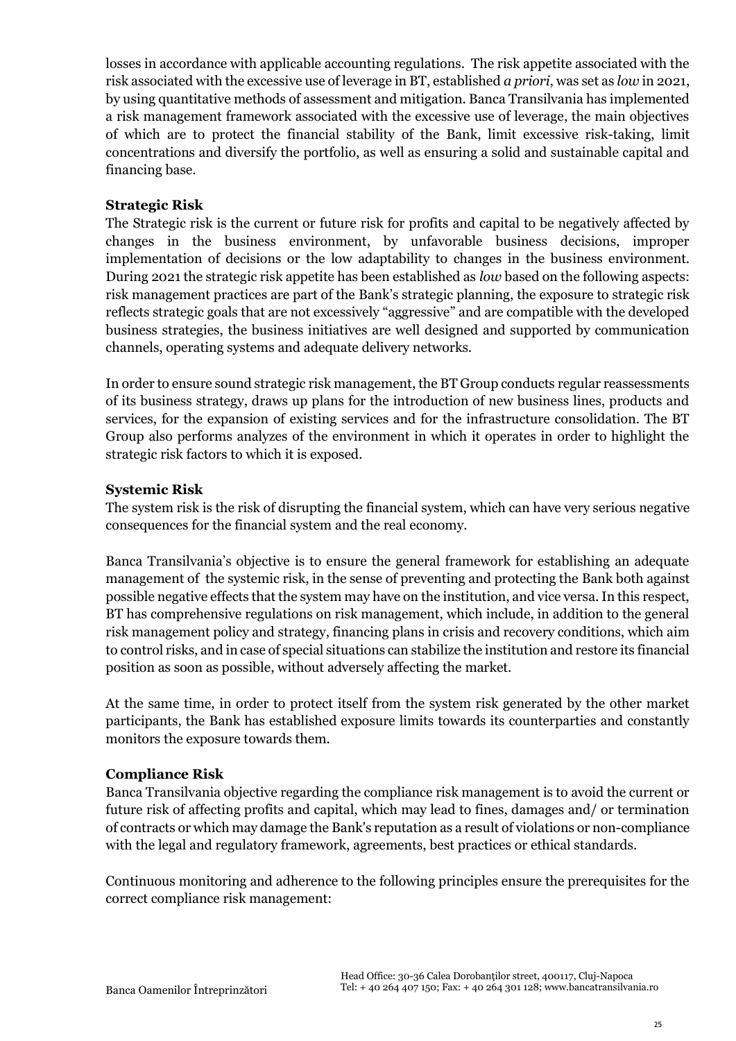losses in accordance with applicable accounting regulations. The risk appetite associated with the risk associated with the excessive use of leverage in BT, established *a priori*, was set as *low* in 2021, by using quantitative methods of assessment and mitigation. Banca Transilvania has implemented a risk management framework associated with the excessive use of leverage, the main objectives of which are to protect the financial stability of the Bank, limit excessive risk-taking, limit concentrations and diversify the portfolio, as well as ensuring a solid and sustainable capital and financing base.

**Strategic Risk**

The Strategic risk is the current or future risk for profits and capital to be negatively affected by changes in the business environment, by unfavorable business decisions, improper implementation of decisions or the low adaptability to changes in the business environment. During 2021 the strategic risk appetite has been established as *low* based on the following aspects: risk management practices are part of the Bank's strategic planning, the exposure to strategic risk reflects strategic goals that are not excessively "aggressive" and are compatible with the developed business strategies, the business initiatives are well designed and supported by communication channels, operating systems and adequate delivery networks.

In order to ensure sound strategic risk management, the BT Group conducts regular reassessments of its business strategy, draws up plans for the introduction of new business lines, products and services, for the expansion of existing services and for the infrastructure consolidation. The BT Group also performs analyzes of the environment in which it operates in order to highlight the strategic risk factors to which it is exposed.

**Systemic Risk**

The system risk is the risk of disrupting the financial system, which can have very serious negative consequences for the financial system and the real economy.

Banca Transilvania's objective is to ensure the general framework for establishing an adequate management of the systemic risk, in the sense of preventing and protecting the Bank both against possible negative effects that the system may have on the institution, and vice versa. In this respect, BT has comprehensive regulations on risk management, which include, in addition to the general risk management policy and strategy, financing plans in crisis and recovery conditions, which aim to control risks, and in case of special situations can stabilize the institution and restore its financial position as soon as possible, without adversely affecting the market.

At the same time, in order to protect itself from the system risk generated by the other market participants, the Bank has established exposure limits towards its counterparties and constantly monitors the exposure towards them.

**Compliance Risk**

Banca Transilvania objective regarding the compliance risk management is to avoid the current or future risk of affecting profits and capital, which may lead to fines, damages and/ or termination of contracts or which may damage the Bank's reputation as a result of violations or non-compliance with the legal and regulatory framework, agreements, best practices or ethical standards.

Continuous monitoring and adherence to the following principles ensure the prerequisites for the correct compliance risk management: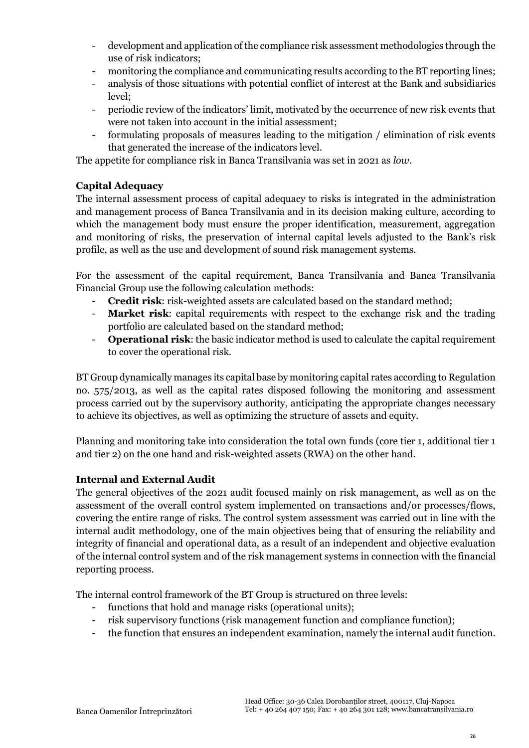- development and application of the compliance risk assessment methodologies through the use of risk indicators;
- monitoring the compliance and communicating results according to the BT reporting lines;
- analysis of those situations with potential conflict of interest at the Bank and subsidiaries level;
- periodic review of the indicators' limit, motivated by the occurrence of new risk events that were not taken into account in the initial assessment;
- formulating proposals of measures leading to the mitigation / elimination of risk events that generated the increase of the indicators level.

The appetite for compliance risk in Banca Transilvania was set in 2021 as *low*.

**Capital Adequacy**

The internal assessment process of capital adequacy to risks is integrated in the administration and management process of Banca Transilvania and in its decision making culture, according to which the management body must ensure the proper identification, measurement, aggregation and monitoring of risks, the preservation of internal capital levels adjusted to the Bank's risk profile, as well as the use and development of sound risk management systems.

For the assessment of the capital requirement, Banca Transilvania and Banca Transilvania Financial Group use the following calculation methods:

- **Credit risk**: risk-weighted assets are calculated based on the standard method;
- **Market risk**: capital requirements with respect to the exchange risk and the trading portfolio are calculated based on the standard method;
- **Operational risk**: the basic indicator method is used to calculate the capital requirement to cover the operational risk.

BT Group dynamically manages its capital base by monitoring capital rates according to Regulation no. 575/2013, as well as the capital rates disposed following the monitoring and assessment process carried out by the supervisory authority, anticipating the appropriate changes necessary to achieve its objectives, as well as optimizing the structure of assets and equity.

Planning and monitoring take into consideration the total own funds (core tier 1, additional tier 1 and tier 2) on the one hand and risk-weighted assets (RWA) on the other hand.

**Internal and External Audit**

The general objectives of the 2021 audit focused mainly on risk management, as well as on the assessment of the overall control system implemented on transactions and/or processes/flows, covering the entire range of risks. The control system assessment was carried out in line with the internal audit methodology, one of the main objectives being that of ensuring the reliability and integrity of financial and operational data, as a result of an independent and objective evaluation of the internal control system and of the risk management systems in connection with the financial reporting process.

The internal control framework of the BT Group is structured on three levels:

- functions that hold and manage risks (operational units);
- risk supervisory functions (risk management function and compliance function);
- the function that ensures an independent examination, namely the internal audit function.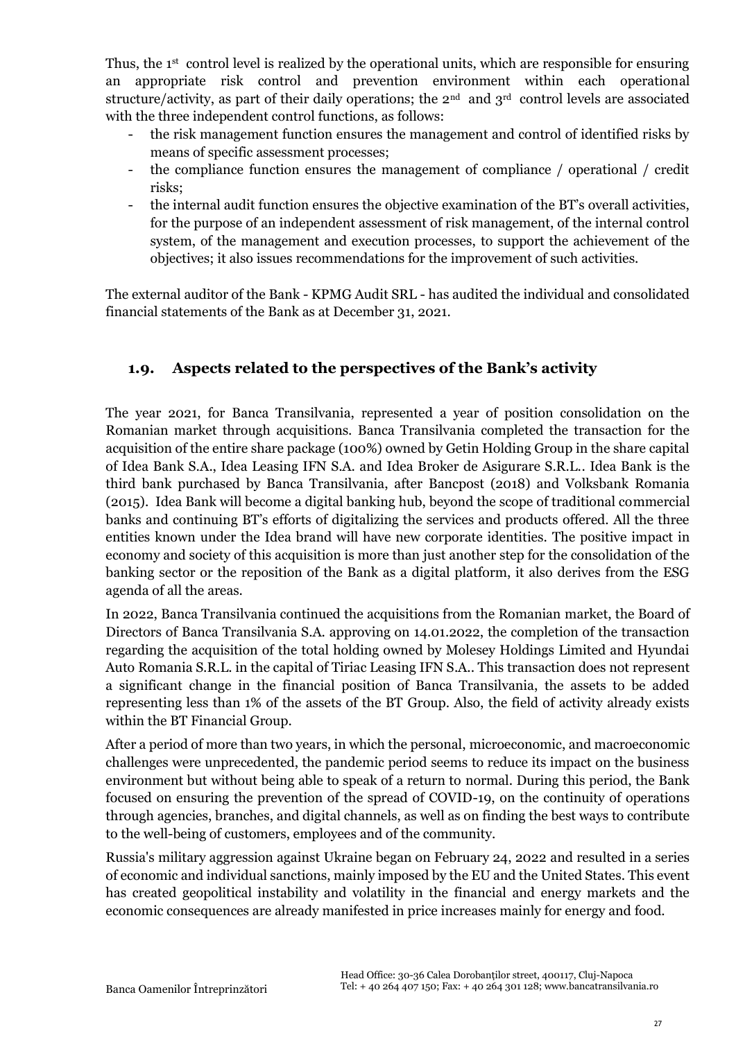Thus, the 1st control level is realized by the operational units, which are responsible for ensuring an appropriate risk control and prevention environment within each operational structure/activity, as part of their daily operations; the 2nd and 3rd control levels are associated with the three independent control functions, as follows:

- the risk management function ensures the management and control of identified risks by means of specific assessment processes;
- the compliance function ensures the management of compliance / operational / credit risks;
- the internal audit function ensures the objective examination of the BT's overall activities, for the purpose of an independent assessment of risk management, of the internal control system, of the management and execution processes, to support the achievement of the objectives; it also issues recommendations for the improvement of such activities.

The external auditor of the Bank - KPMG Audit SRL - has audited the individual and consolidated financial statements of the Bank as at December 31, 2021.

## 1.9. Aspects related to the perspectives of the Bank's activity

The year 2021, for Banca Transilvania, represented a year of position consolidation on the Romanian market through acquisitions. Banca Transilvania completed the transaction for the acquisition of the entire share package (100%) owned by Getin Holding Group in the share capital of Idea Bank S.A., Idea Leasing IFN S.A. and Idea Broker de Asigurare S.R.L.. Idea Bank is the third bank purchased by Banca Transilvania, after Bancpost (2018) and Volksbank Romania (2015). Idea Bank will become a digital banking hub, beyond the scope of traditional commercial banks and continuing BT's efforts of digitalizing the services and products offered. All the three entities known under the Idea brand will have new corporate identities. The positive impact in economy and society of this acquisition is more than just another step for the consolidation of the banking sector or the reposition of the Bank as a digital platform, it also derives from the ESG agenda of all the areas.

In 2022, Banca Transilvania continued the acquisitions from the Romanian market, the Board of Directors of Banca Transilvania S.A. approving on 14.01.2022, the completion of the transaction regarding the acquisition of the total holding owned by Molesey Holdings Limited and Hyundai Auto Romania S.R.L. in the capital of Tiriac Leasing IFN S.A.. This transaction does not represent a significant change in the financial position of Banca Transilvania, the assets to be added representing less than 1% of the assets of the BT Group. Also, the field of activity already exists within the BT Financial Group.

After a period of more than two years, in which the personal, microeconomic, and macroeconomic challenges were unprecedented, the pandemic period seems to reduce its impact on the business environment but without being able to speak of a return to normal. During this period, the Bank focused on ensuring the prevention of the spread of COVID-19, on the continuity of operations through agencies, branches, and digital channels, as well as on finding the best ways to contribute to the well-being of customers, employees and of the community.

Russia's military aggression against Ukraine began on February 24, 2022 and resulted in a series of economic and individual sanctions, mainly imposed by the EU and the United States. This event has created geopolitical instability and volatility in the financial and energy markets and the economic consequences are already manifested in price increases mainly for energy and food.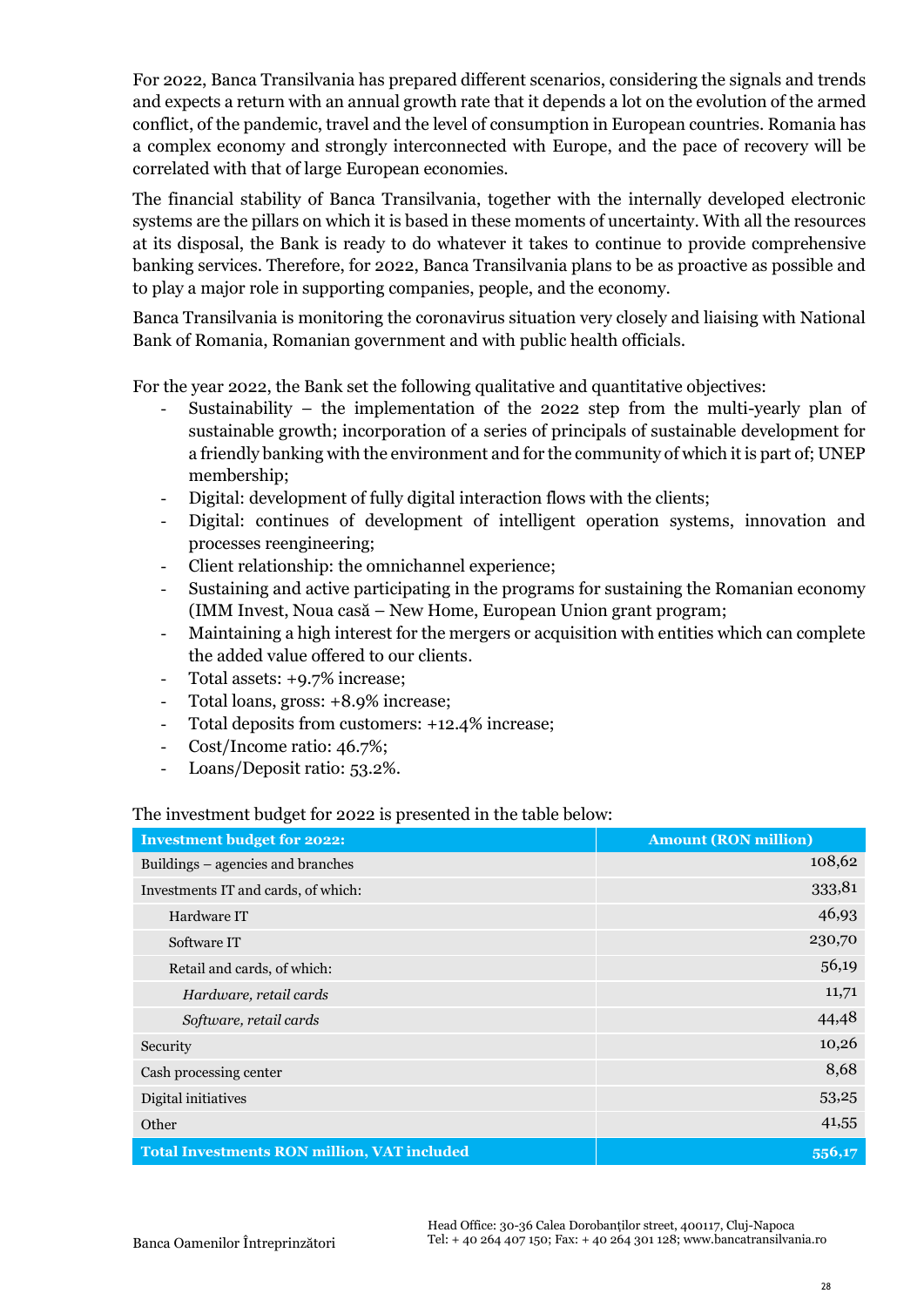For 2022, Banca Transilvania has prepared different scenarios, considering the signals and trends and expects a return with an annual growth rate that it depends a lot on the evolution of the armed conflict, of the pandemic, travel and the level of consumption in European countries. Romania has a complex economy and strongly interconnected with Europe, and the pace of recovery will be correlated with that of large European economies.

The financial stability of Banca Transilvania, together with the internally developed electronic systems are the pillars on which it is based in these moments of uncertainty. With all the resources at its disposal, the Bank is ready to do whatever it takes to continue to provide comprehensive banking services. Therefore, for 2022, Banca Transilvania plans to be as proactive as possible and to play a major role in supporting companies, people, and the economy.

Banca Transilvania is monitoring the coronavirus situation very closely and liaising with National Bank of Romania, Romanian government and with public health officials.

For the year 2022, the Bank set the following qualitative and quantitative objectives:

- Sustainability – the implementation of the 2022 step from the multi-yearly plan of sustainable growth; incorporation of a series of principals of sustainable development for a friendly banking with the environment and for the community of which it is part of; UNEP membership;
- Digital: development of fully digital interaction flows with the clients;
- Digital: continues of development of intelligent operation systems, innovation and processes reengineering;
- Client relationship: the omnichannel experience;
- Sustaining and active participating in the programs for sustaining the Romanian economy (IMM Invest, Noua casă – New Home, European Union grant program;
- Maintaining a high interest for the mergers or acquisition with entities which can complete the added value offered to our clients.
- Total assets: +9.7% increase;
- Total loans, gross: +8.9% increase;
- Total deposits from customers: +12.4% increase;
- Cost/Income ratio: 46.7%;
- Loans/Deposit ratio: 53.2%.

The investment budget for 2022 is presented in the table below:

| **Investment budget for 2022:** | **Amount (RON million)** |
|---|---|
| Buildings – agencies and branches | 108,62 |
| Investments IT and cards, of which: | 333,81 |
| Hardware IT | 46,93 |
| Software IT | 230,70 |
| Retail and cards, of which: | 56,19 |
| *Hardware, retail cards* | 11,71 |
| *Software, retail cards* | 44,48 |
| Security | 10,26 |
| Cash processing center | 8,68 |
| Digital initiatives | 53,25 |
| Other | 41,55 |
| **Total Investments RON million, VAT included** | **556,17** |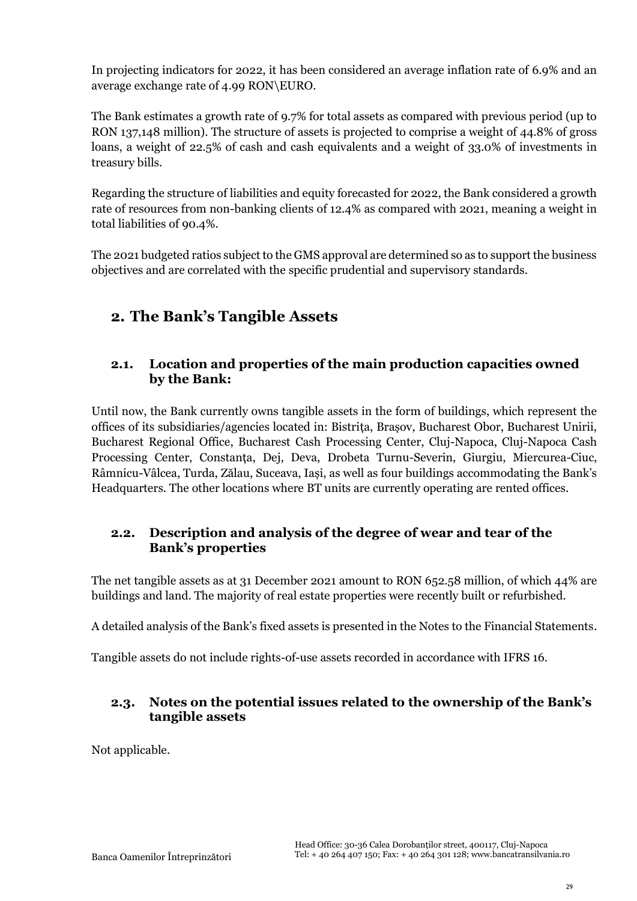In projecting indicators for 2022, it has been considered an average inflation rate of 6.9% and an average exchange rate of 4.99 RON\EURO.

The Bank estimates a growth rate of 9.7% for total assets as compared with previous period (up to RON 137,148 million). The structure of assets is projected to comprise a weight of 44.8% of gross loans, a weight of 22.5% of cash and cash equivalents and a weight of 33.0% of investments in treasury bills.

Regarding the structure of liabilities and equity forecasted for 2022, the Bank considered a growth rate of resources from non-banking clients of 12.4% as compared with 2021, meaning a weight in total liabilities of 90.4%.

The 2021 budgeted ratios subject to the GMS approval are determined so as to support the business objectives and are correlated with the specific prudential and supervisory standards.

## 2. The Bank's Tangible Assets

### 2.1. Location and properties of the main production capacities owned by the Bank:

Until now, the Bank currently owns tangible assets in the form of buildings, which represent the offices of its subsidiaries/agencies located in: Bistrița, Brașov, Bucharest Obor, Bucharest Unirii, Bucharest Regional Office, Bucharest Cash Processing Center, Cluj-Napoca, Cluj-Napoca Cash Processing Center, Constanța, Dej, Deva, Drobeta Turnu-Severin, Giurgiu, Miercurea-Ciuc, Râmnicu-Vâlcea, Turda, Zălau, Suceava, Iași, as well as four buildings accommodating the Bank's Headquarters. The other locations where BT units are currently operating are rented offices.

### 2.2. Description and analysis of the degree of wear and tear of the Bank's properties

The net tangible assets as at 31 December 2021 amount to RON 652.58 million, of which 44% are buildings and land. The majority of real estate properties were recently built or refurbished.

A detailed analysis of the Bank's fixed assets is presented in the Notes to the Financial Statements.

Tangible assets do not include rights-of-use assets recorded in accordance with IFRS 16.

### 2.3. Notes on the potential issues related to the ownership of the Bank's tangible assets

Not applicable.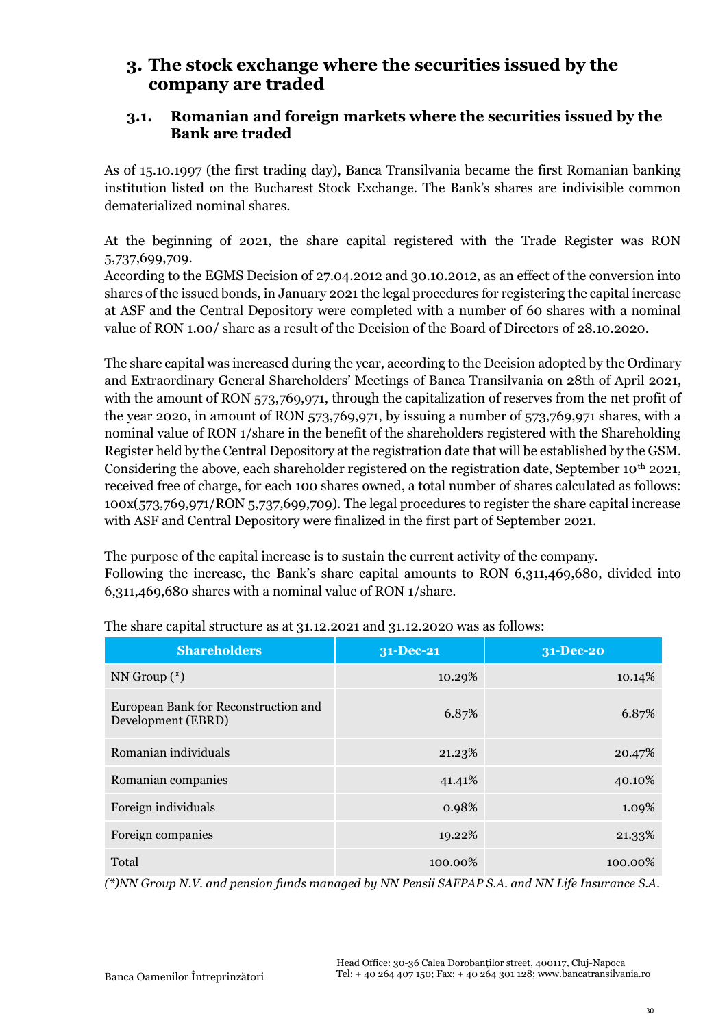## 3. The stock exchange where the securities issued by the company are traded

### 3.1. Romanian and foreign markets where the securities issued by the Bank are traded

As of 15.10.1997 (the first trading day), Banca Transilvania became the first Romanian banking institution listed on the Bucharest Stock Exchange. The Bank's shares are indivisible common dematerialized nominal shares.

At the beginning of 2021, the share capital registered with the Trade Register was RON 5,737,699,709.
According to the EGMS Decision of 27.04.2012 and 30.10.2012, as an effect of the conversion into shares of the issued bonds, in January 2021 the legal procedures for registering the capital increase at ASF and the Central Depository were completed with a number of 60 shares with a nominal value of RON 1.00/ share as a result of the Decision of the Board of Directors of 28.10.2020.

The share capital was increased during the year, according to the Decision adopted by the Ordinary and Extraordinary General Shareholders' Meetings of Banca Transilvania on 28th of April 2021, with the amount of RON 573,769,971, through the capitalization of reserves from the net profit of the year 2020, in amount of RON 573,769,971, by issuing a number of 573,769,971 shares, with a nominal value of RON 1/share in the benefit of the shareholders registered with the Shareholding Register held by the Central Depository at the registration date that will be established by the GSM. Considering the above, each shareholder registered on the registration date, September 10th 2021, received free of charge, for each 100 shares owned, a total number of shares calculated as follows: 100x(573,769,971/RON 5,737,699,709). The legal procedures to register the share capital increase with ASF and Central Depository were finalized in the first part of September 2021.

The purpose of the capital increase is to sustain the current activity of the company.
Following the increase, the Bank's share capital amounts to RON 6,311,469,680, divided into 6,311,469,680 shares with a nominal value of RON 1/share.

The share capital structure as at 31.12.2021 and 31.12.2020 was as follows:

| Shareholders | 31-Dec-21 | 31-Dec-20 |
|---|---|---|
| NN Group (*) | 10.29% | 10.14% |
| European Bank for Reconstruction and Development (EBRD) | 6.87% | 6.87% |
| Romanian individuals | 21.23% | 20.47% |
| Romanian companies | 41.41% | 40.10% |
| Foreign individuals | 0.98% | 1.09% |
| Foreign companies | 19.22% | 21.33% |
| Total | 100.00% | 100.00% |

*(*)NN Group N.V. and pension funds managed by NN Pensii SAFPAP S.A. and NN Life Insurance S.A.*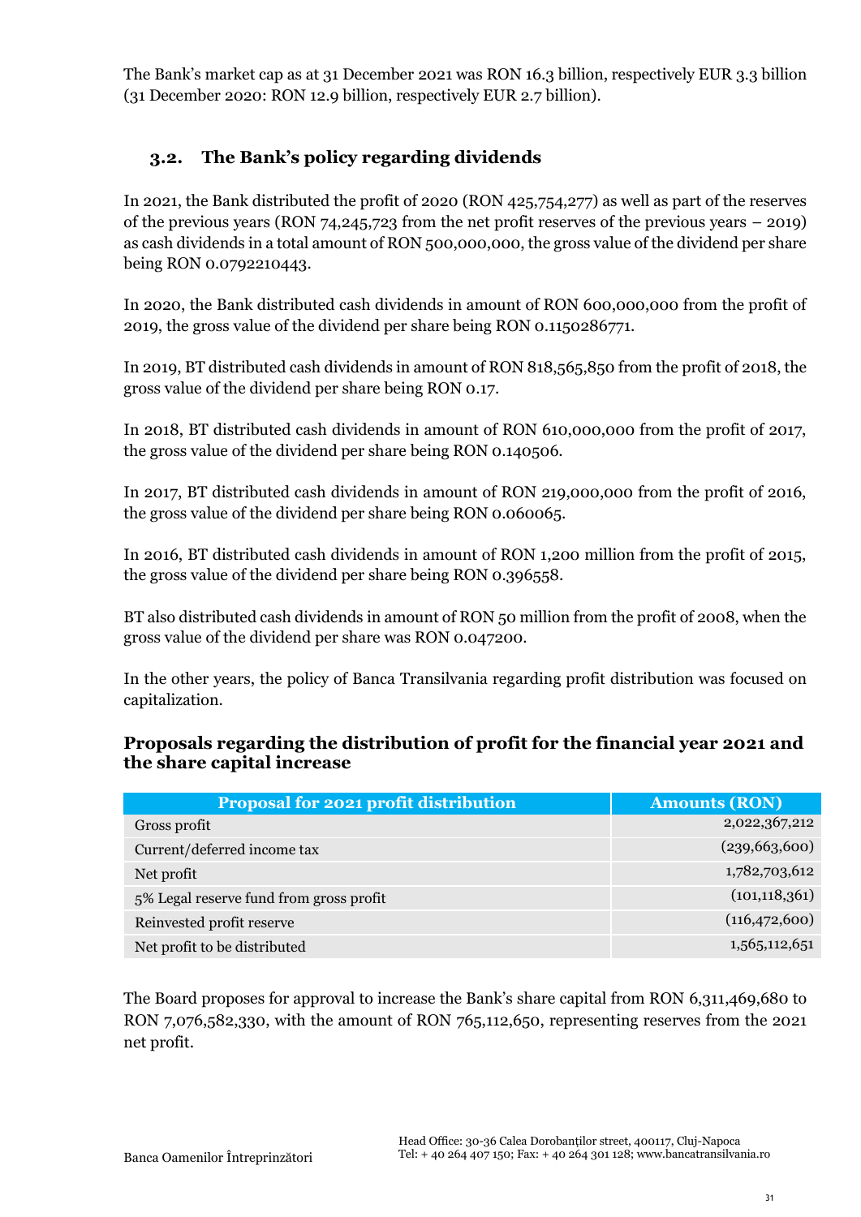The Bank's market cap as at 31 December 2021 was RON 16.3 billion, respectively EUR 3.3 billion (31 December 2020: RON 12.9 billion, respectively EUR 2.7 billion).

## 3.2. The Bank's policy regarding dividends

In 2021, the Bank distributed the profit of 2020 (RON 425,754,277) as well as part of the reserves of the previous years (RON 74,245,723 from the net profit reserves of the previous years – 2019) as cash dividends in a total amount of RON 500,000,000, the gross value of the dividend per share being RON 0.0792210443.

In 2020, the Bank distributed cash dividends in amount of RON 600,000,000 from the profit of 2019, the gross value of the dividend per share being RON 0.1150286771.

In 2019, BT distributed cash dividends in amount of RON 818,565,850 from the profit of 2018, the gross value of the dividend per share being RON 0.17.

In 2018, BT distributed cash dividends in amount of RON 610,000,000 from the profit of 2017, the gross value of the dividend per share being RON 0.140506.

In 2017, BT distributed cash dividends in amount of RON 219,000,000 from the profit of 2016, the gross value of the dividend per share being RON 0.060065.

In 2016, BT distributed cash dividends in amount of RON 1,200 million from the profit of 2015, the gross value of the dividend per share being RON 0.396558.

BT also distributed cash dividends in amount of RON 50 million from the profit of 2008, when the gross value of the dividend per share was RON 0.047200.

In the other years, the policy of Banca Transilvania regarding profit distribution was focused on capitalization.

### Proposals regarding the distribution of profit for the financial year 2021 and the share capital increase

| Proposal for 2021 profit distribution | Amounts (RON) |
|---|---|
| Gross profit | 2,022,367,212 |
| Current/deferred income tax | (239,663,600) |
| Net profit | 1,782,703,612 |
| 5% Legal reserve fund from gross profit | (101,118,361) |
| Reinvested profit reserve | (116,472,600) |
| Net profit to be distributed | 1,565,112,651 |

The Board proposes for approval to increase the Bank's share capital from RON 6,311,469,680 to RON 7,076,582,330, with the amount of RON 765,112,650, representing reserves from the 2021 net profit.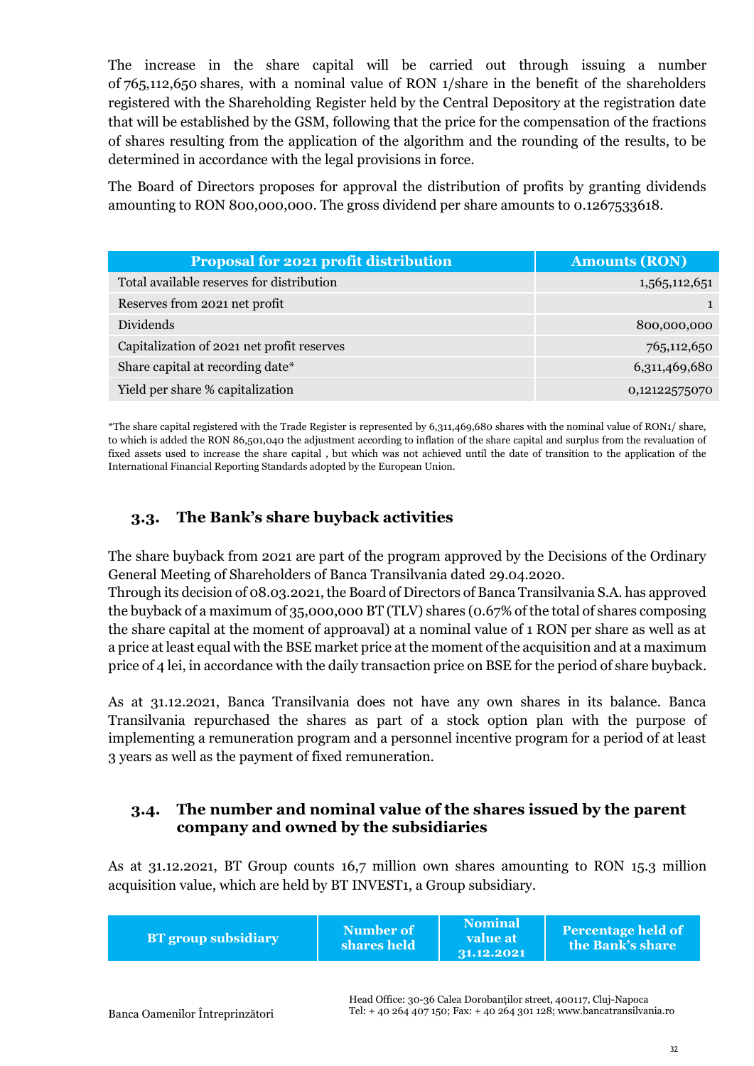The increase in the share capital will be carried out through issuing a number of 765,112,650 shares, with a nominal value of RON 1/share in the benefit of the shareholders registered with the Shareholding Register held by the Central Depository at the registration date that will be established by the GSM, following that the price for the compensation of the fractions of shares resulting from the application of the algorithm and the rounding of the results, to be determined in accordance with the legal provisions in force.

The Board of Directors proposes for approval the distribution of profits by granting dividends amounting to RON 800,000,000. The gross dividend per share amounts to 0.1267533618.

| Proposal for 2021 profit distribution | Amounts (RON) |
|---|---|
| Total available reserves for distribution | 1,565,112,651 |
| Reserves from 2021 net profit | 1 |
| Dividends | 800,000,000 |
| Capitalization of 2021 net profit reserves | 765,112,650 |
| Share capital at recording date* | 6,311,469,680 |
| Yield per share % capitalization | 0,12122575070 |

*The share capital registered with the Trade Register is represented by 6,311,469,680 shares with the nominal value of RON1/ share, to which is added the RON 86,501,040 the adjustment according to inflation of the share capital and surplus from the revaluation of fixed assets used to increase the share capital , but which was not achieved until the date of transition to the application of the International Financial Reporting Standards adopted by the European Union.

## 3.3. The Bank's share buyback activities

The share buyback from 2021 are part of the program approved by the Decisions of the Ordinary General Meeting of Shareholders of Banca Transilvania dated 29.04.2020.
Through its decision of 08.03.2021, the Board of Directors of Banca Transilvania S.A. has approved the buyback of a maximum of 35,000,000 BT (TLV) shares (0.67% of the total of shares composing the share capital at the moment of approaval) at a nominal value of 1 RON per share as well as at a price at least equal with the BSE market price at the moment of the acquisition and at a maximum price of 4 lei, in accordance with the daily transaction price on BSE for the period of share buyback.

As at 31.12.2021, Banca Transilvania does not have any own shares in its balance. Banca Transilvania repurchased the shares as part of a stock option plan with the purpose of implementing a remuneration program and a personnel incentive program for a period of at least 3 years as well as the payment of fixed remuneration.

## 3.4. The number and nominal value of the shares issued by the parent company and owned by the subsidiaries

As at 31.12.2021, BT Group counts 16,7 million own shares amounting to RON 15.3 million acquisition value, which are held by BT INVEST1, a Group subsidiary.

| BT group subsidiary | Number of shares held | Nominal value at 31.12.2021 | Percentage held of the Bank's share |
|---|---|---|---|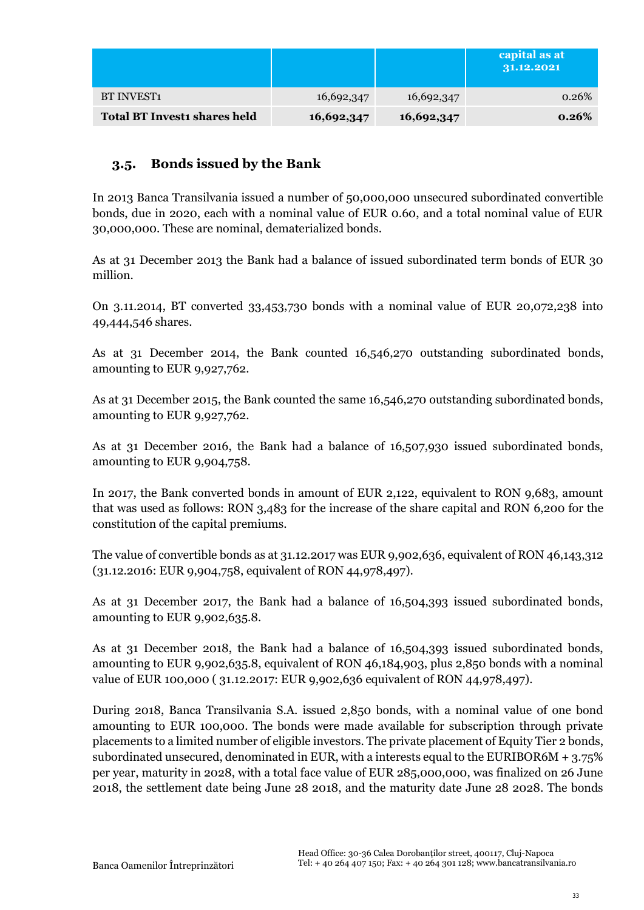| | | | capital as at 31.12.2021 |
|---|---|---|---|
| BT INVEST1 | 16,692,347 | 16,692,347 | 0.26% |
| **Total BT Invest1 shares held** | **16,692,347** | **16,692,347** | **0.26%** |

### 3.5. Bonds issued by the Bank

In 2013 Banca Transilvania issued a number of 50,000,000 unsecured subordinated convertible bonds, due in 2020, each with a nominal value of EUR 0.60, and a total nominal value of EUR 30,000,000. These are nominal, dematerialized bonds.

As at 31 December 2013 the Bank had a balance of issued subordinated term bonds of EUR 30 million.

On 3.11.2014, BT converted 33,453,730 bonds with a nominal value of EUR 20,072,238 into 49,444,546 shares.

As at 31 December 2014, the Bank counted 16,546,270 outstanding subordinated bonds, amounting to EUR 9,927,762.

As at 31 December 2015, the Bank counted the same 16,546,270 outstanding subordinated bonds, amounting to EUR 9,927,762.

As at 31 December 2016, the Bank had a balance of 16,507,930 issued subordinated bonds, amounting to EUR 9,904,758.

In 2017, the Bank converted bonds in amount of EUR 2,122, equivalent to RON 9,683, amount that was used as follows: RON 3,483 for the increase of the share capital and RON 6,200 for the constitution of the capital premiums.

The value of convertible bonds as at 31.12.2017 was EUR 9,902,636, equivalent of RON 46,143,312 (31.12.2016: EUR 9,904,758, equivalent of RON 44,978,497).

As at 31 December 2017, the Bank had a balance of 16,504,393 issued subordinated bonds, amounting to EUR 9,902,635.8.

As at 31 December 2018, the Bank had a balance of 16,504,393 issued subordinated bonds, amounting to EUR 9,902,635.8, equivalent of RON 46,184,903, plus 2,850 bonds with a nominal value of EUR 100,000 ( 31.12.2017: EUR 9,902,636 equivalent of RON 44,978,497).

During 2018, Banca Transilvania S.A. issued 2,850 bonds, with a nominal value of one bond amounting to EUR 100,000. The bonds were made available for subscription through private placements to a limited number of eligible investors. The private placement of Equity Tier 2 bonds, subordinated unsecured, denominated in EUR, with a interests equal to the EURIBOR6M + 3.75% per year, maturity in 2028, with a total face value of EUR 285,000,000, was finalized on 26 June 2018, the settlement date being June 28 2018, and the maturity date June 28 2028. The bonds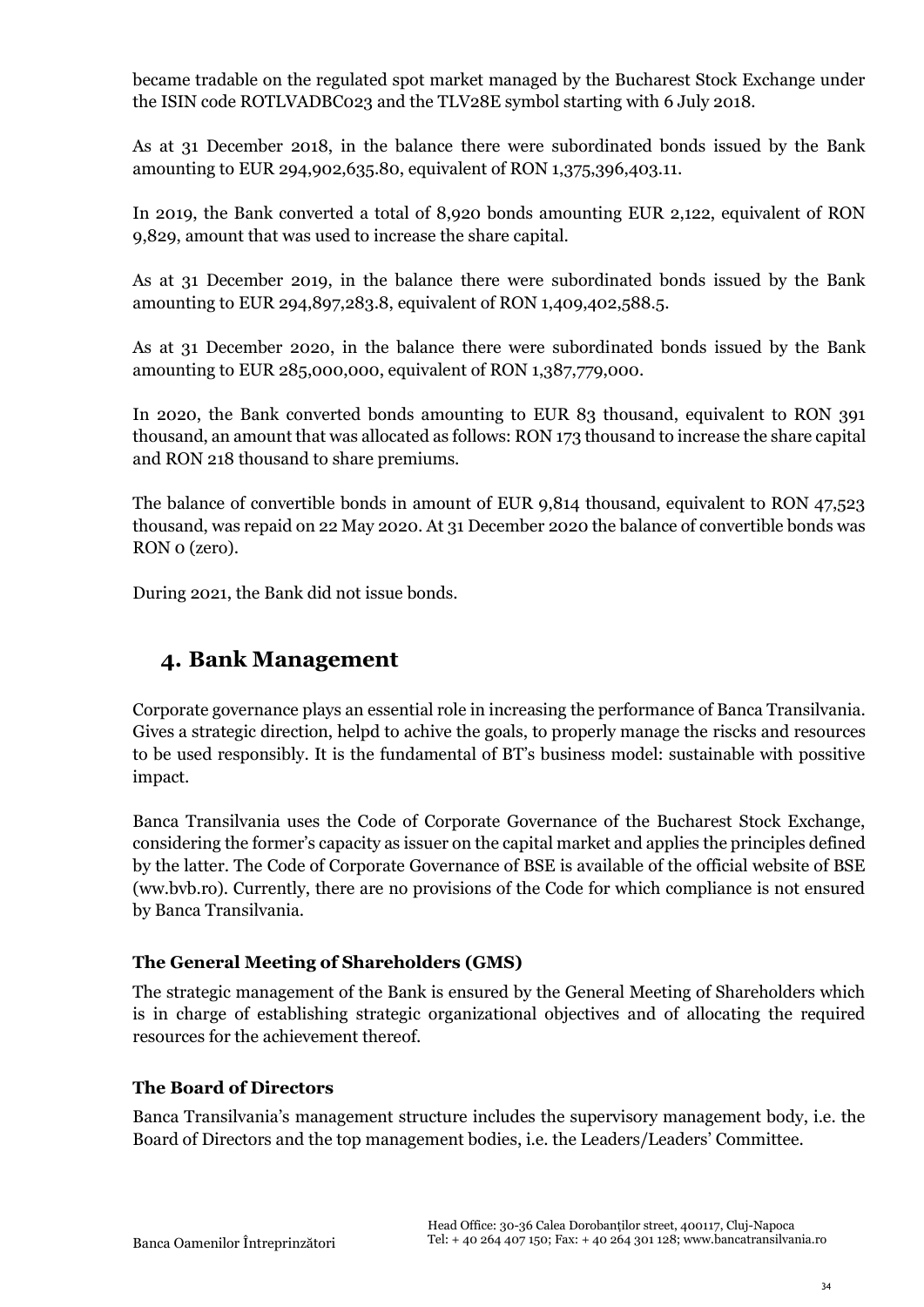became tradable on the regulated spot market managed by the Bucharest Stock Exchange under the ISIN code ROTLVADBC023 and the TLV28E symbol starting with 6 July 2018.

As at 31 December 2018, in the balance there were subordinated bonds issued by the Bank amounting to EUR 294,902,635.80, equivalent of RON 1,375,396,403.11.

In 2019, the Bank converted a total of 8,920 bonds amounting EUR 2,122, equivalent of RON 9,829, amount that was used to increase the share capital.

As at 31 December 2019, in the balance there were subordinated bonds issued by the Bank amounting to EUR 294,897,283.8, equivalent of RON 1,409,402,588.5.

As at 31 December 2020, in the balance there were subordinated bonds issued by the Bank amounting to EUR 285,000,000, equivalent of RON 1,387,779,000.

In 2020, the Bank converted bonds amounting to EUR 83 thousand, equivalent to RON 391 thousand, an amount that was allocated as follows: RON 173 thousand to increase the share capital and RON 218 thousand to share premiums.

The balance of convertible bonds in amount of EUR 9,814 thousand, equivalent to RON 47,523 thousand, was repaid on 22 May 2020. At 31 December 2020 the balance of convertible bonds was RON 0 (zero).

During 2021, the Bank did not issue bonds.

## 4. Bank Management

Corporate governance plays an essential role in increasing the performance of Banca Transilvania. Gives a strategic direction, helpd to achive the goals, to properly manage the riscks and resources to be used responsibly. It is the fundamental of BT's business model: sustainable with possitive impact.

Banca Transilvania uses the Code of Corporate Governance of the Bucharest Stock Exchange, considering the former's capacity as issuer on the capital market and applies the principles defined by the latter. The Code of Corporate Governance of BSE is available of the official website of BSE (ww.bvb.ro). Currently, there are no provisions of the Code for which compliance is not ensured by Banca Transilvania.

### The General Meeting of Shareholders (GMS)

The strategic management of the Bank is ensured by the General Meeting of Shareholders which is in charge of establishing strategic organizational objectives and of allocating the required resources for the achievement thereof.

### The Board of Directors

Banca Transilvania's management structure includes the supervisory management body, i.e. the Board of Directors and the top management bodies, i.e. the Leaders/Leaders' Committee.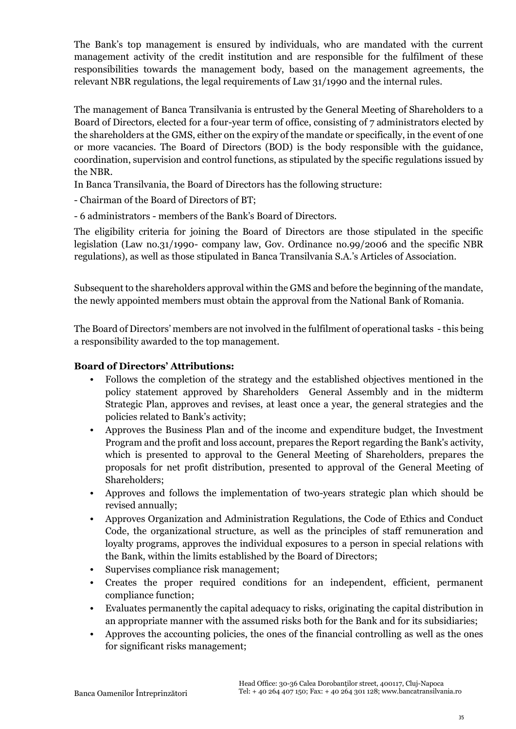The Bank's top management is ensured by individuals, who are mandated with the current management activity of the credit institution and are responsible for the fulfilment of these responsibilities towards the management body, based on the management agreements, the relevant NBR regulations, the legal requirements of Law 31/1990 and the internal rules.

The management of Banca Transilvania is entrusted by the General Meeting of Shareholders to a Board of Directors, elected for a four-year term of office, consisting of 7 administrators elected by the shareholders at the GMS, either on the expiry of the mandate or specifically, in the event of one or more vacancies. The Board of Directors (BOD) is the body responsible with the guidance, coordination, supervision and control functions, as stipulated by the specific regulations issued by the NBR.

In Banca Transilvania, the Board of Directors has the following structure:

- Chairman of the Board of Directors of BT;
- 6 administrators - members of the Bank's Board of Directors.

The eligibility criteria for joining the Board of Directors are those stipulated in the specific legislation (Law no.31/1990- company law, Gov. Ordinance no.99/2006 and the specific NBR regulations), as well as those stipulated in Banca Transilvania S.A.'s Articles of Association.

Subsequent to the shareholders approval within the GMS and before the beginning of the mandate, the newly appointed members must obtain the approval from the National Bank of Romania.

The Board of Directors' members are not involved in the fulfilment of operational tasks - this being a responsibility awarded to the top management.

**Board of Directors' Attributions:**

- Follows the completion of the strategy and the established objectives mentioned in the policy statement approved by Shareholders General Assembly and in the midterm Strategic Plan, approves and revises, at least once a year, the general strategies and the policies related to Bank's activity;
- Approves the Business Plan and of the income and expenditure budget, the Investment Program and the profit and loss account, prepares the Report regarding the Bank's activity, which is presented to approval to the General Meeting of Shareholders, prepares the proposals for net profit distribution, presented to approval of the General Meeting of Shareholders;
- Approves and follows the implementation of two-years strategic plan which should be revised annually;
- Approves Organization and Administration Regulations, the Code of Ethics and Conduct Code, the organizational structure, as well as the principles of staff remuneration and loyalty programs, approves the individual exposures to a person in special relations with the Bank, within the limits established by the Board of Directors;
- Supervises compliance risk management;
- Creates the proper required conditions for an independent, efficient, permanent compliance function;
- Evaluates permanently the capital adequacy to risks, originating the capital distribution in an appropriate manner with the assumed risks both for the Bank and for its subsidiaries;
- Approves the accounting policies, the ones of the financial controlling as well as the ones for significant risks management;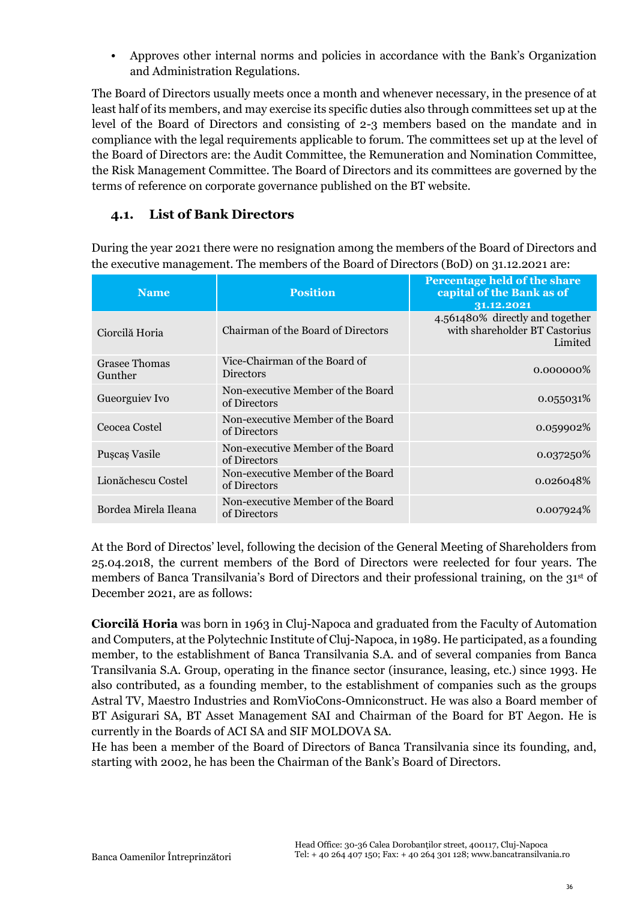- Approves other internal norms and policies in accordance with the Bank's Organization and Administration Regulations.

The Board of Directors usually meets once a month and whenever necessary, in the presence of at least half of its members, and may exercise its specific duties also through committees set up at the level of the Board of Directors and consisting of 2-3 members based on the mandate and in compliance with the legal requirements applicable to forum. The committees set up at the level of the Board of Directors are: the Audit Committee, the Remuneration and Nomination Committee, the Risk Management Committee. The Board of Directors and its committees are governed by the terms of reference on corporate governance published on the BT website.

## 4.1. List of Bank Directors

During the year 2021 there were no resignation among the members of the Board of Directors and the executive management. The members of the Board of Directors (BoD) on 31.12.2021 are:

| Name | Position | Percentage held of the share capital of the Bank as of 31.12.2021 |
|---|---|---|
| Ciorcilă Horia | Chairman of the Board of Directors | 4.561480% directly and together with shareholder BT Castorius Limited |
| Grasee Thomas Gunther | Vice-Chairman of the Board of Directors | 0.000000% |
| Gueorguiev Ivo | Non-executive Member of the Board of Directors | 0.055031% |
| Ceocea Costel | Non-executive Member of the Board of Directors | 0.059902% |
| Pușcaș Vasile | Non-executive Member of the Board of Directors | 0.037250% |
| Lionăchescu Costel | Non-executive Member of the Board of Directors | 0.026048% |
| Bordea Mirela Ileana | Non-executive Member of the Board of Directors | 0.007924% |

At the Bord of Directos' level, following the decision of the General Meeting of Shareholders from 25.04.2018, the current members of the Bord of Directors were reelected for four years. The members of Banca Transilvania's Bord of Directors and their professional training, on the 31st of December 2021, are as follows:

**Ciorcilă Horia** was born in 1963 in Cluj-Napoca and graduated from the Faculty of Automation and Computers, at the Polytechnic Institute of Cluj-Napoca, in 1989. He participated, as a founding member, to the establishment of Banca Transilvania S.A. and of several companies from Banca Transilvania S.A. Group, operating in the finance sector (insurance, leasing, etc.) since 1993. He also contributed, as a founding member, to the establishment of companies such as the groups Astral TV, Maestro Industries and RomVioCons-Omniconstruct. He was also a Board member of BT Asigurari SA, BT Asset Management SAI and Chairman of the Board for BT Aegon. He is currently in the Boards of ACI SA and SIF MOLDOVA SA.
He has been a member of the Board of Directors of Banca Transilvania since its founding, and, starting with 2002, he has been the Chairman of the Bank's Board of Directors.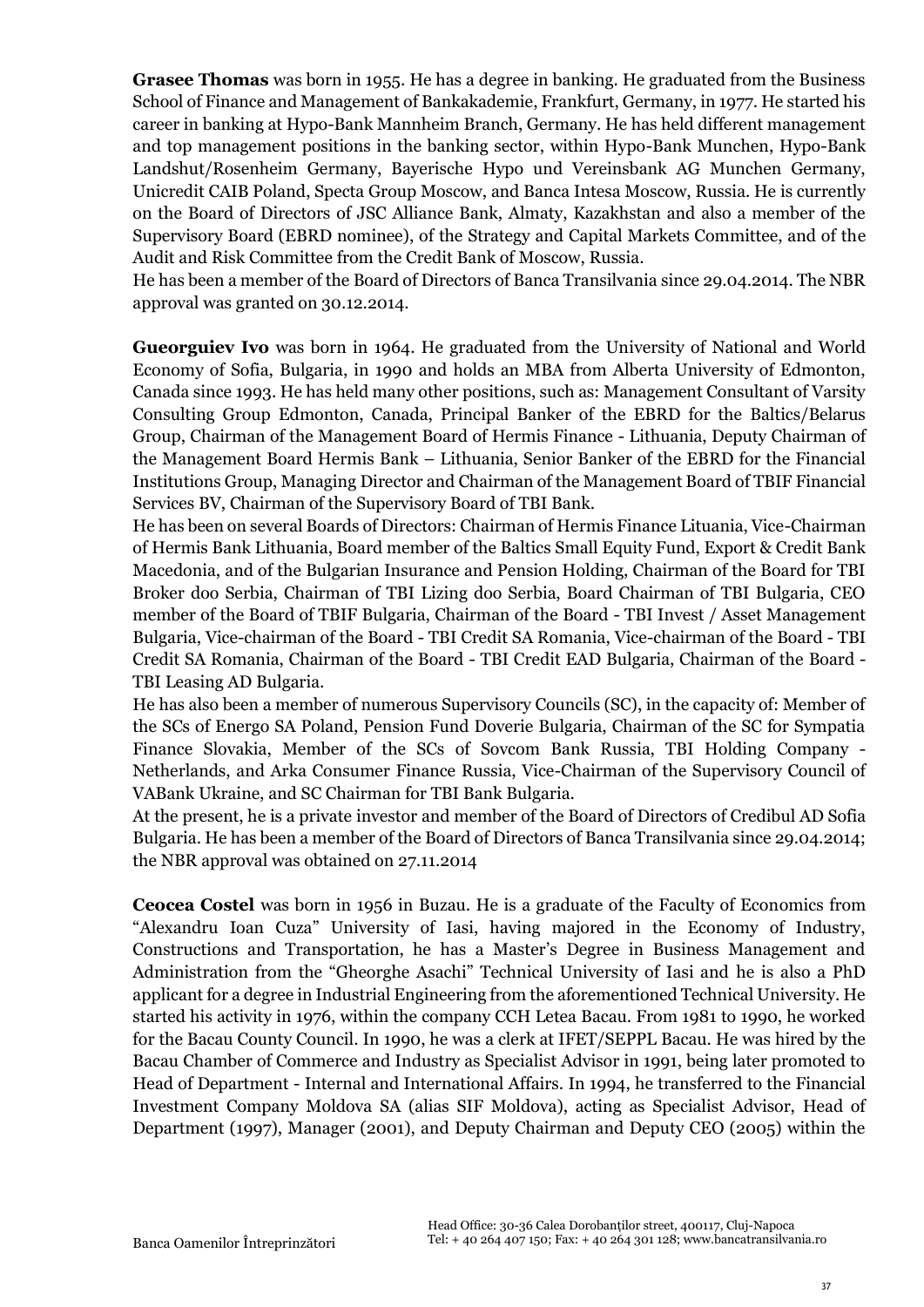**Grasee Thomas** was born in 1955. He has a degree in banking. He graduated from the Business School of Finance and Management of Bankakademie, Frankfurt, Germany, in 1977. He started his career in banking at Hypo-Bank Mannheim Branch, Germany. He has held different management and top management positions in the banking sector, within Hypo-Bank Munchen, Hypo-Bank Landshut/Rosenheim Germany, Bayerische Hypo und Vereinsbank AG Munchen Germany, Unicredit CAIB Poland, Specta Group Moscow, and Banca Intesa Moscow, Russia. He is currently on the Board of Directors of JSC Alliance Bank, Almaty, Kazakhstan and also a member of the Supervisory Board (EBRD nominee), of the Strategy and Capital Markets Committee, and of the Audit and Risk Committee from the Credit Bank of Moscow, Russia.
He has been a member of the Board of Directors of Banca Transilvania since 29.04.2014. The NBR approval was granted on 30.12.2014.

**Gueorguiev Ivo** was born in 1964. He graduated from the University of National and World Economy of Sofia, Bulgaria, in 1990 and holds an MBA from Alberta University of Edmonton, Canada since 1993. He has held many other positions, such as: Management Consultant of Varsity Consulting Group Edmonton, Canada, Principal Banker of the EBRD for the Baltics/Belarus Group, Chairman of the Management Board of Hermis Finance - Lithuania, Deputy Chairman of the Management Board Hermis Bank – Lithuania, Senior Banker of the EBRD for the Financial Institutions Group, Managing Director and Chairman of the Management Board of TBIF Financial Services BV, Chairman of the Supervisory Board of TBI Bank.
He has been on several Boards of Directors: Chairman of Hermis Finance Lituania, Vice-Chairman of Hermis Bank Lithuania, Board member of the Baltics Small Equity Fund, Export & Credit Bank Macedonia, and of the Bulgarian Insurance and Pension Holding, Chairman of the Board for TBI Broker doo Serbia, Chairman of TBI Lizing doo Serbia, Board Chairman of TBI Bulgaria, CEO member of the Board of TBIF Bulgaria, Chairman of the Board - TBI Invest / Asset Management Bulgaria, Vice-chairman of the Board - TBI Credit SA Romania, Vice-chairman of the Board - TBI Credit SA Romania, Chairman of the Board - TBI Credit EAD Bulgaria, Chairman of the Board - TBI Leasing AD Bulgaria.
He has also been a member of numerous Supervisory Councils (SC), in the capacity of: Member of the SCs of Energo SA Poland, Pension Fund Doverie Bulgaria, Chairman of the SC for Sympatia Finance Slovakia, Member of the SCs of Sovcom Bank Russia, TBI Holding Company - Netherlands, and Arka Consumer Finance Russia, Vice-Chairman of the Supervisory Council of VABank Ukraine, and SC Chairman for TBI Bank Bulgaria.
At the present, he is a private investor and member of the Board of Directors of Credibul AD Sofia Bulgaria. He has been a member of the Board of Directors of Banca Transilvania since 29.04.2014; the NBR approval was obtained on 27.11.2014

**Ceocea Costel** was born in 1956 in Buzau. He is a graduate of the Faculty of Economics from "Alexandru Ioan Cuza" University of Iasi, having majored in the Economy of Industry, Constructions and Transportation, he has a Master's Degree in Business Management and Administration from the "Gheorghe Asachi" Technical University of Iasi and he is also a PhD applicant for a degree in Industrial Engineering from the aforementioned Technical University. He started his activity in 1976, within the company CCH Letea Bacau. From 1981 to 1990, he worked for the Bacau County Council. In 1990, he was a clerk at IFET/SEPPL Bacau. He was hired by the Bacau Chamber of Commerce and Industry as Specialist Advisor in 1991, being later promoted to Head of Department - Internal and International Affairs. In 1994, he transferred to the Financial Investment Company Moldova SA (alias SIF Moldova), acting as Specialist Advisor, Head of Department (1997), Manager (2001), and Deputy Chairman and Deputy CEO (2005) within the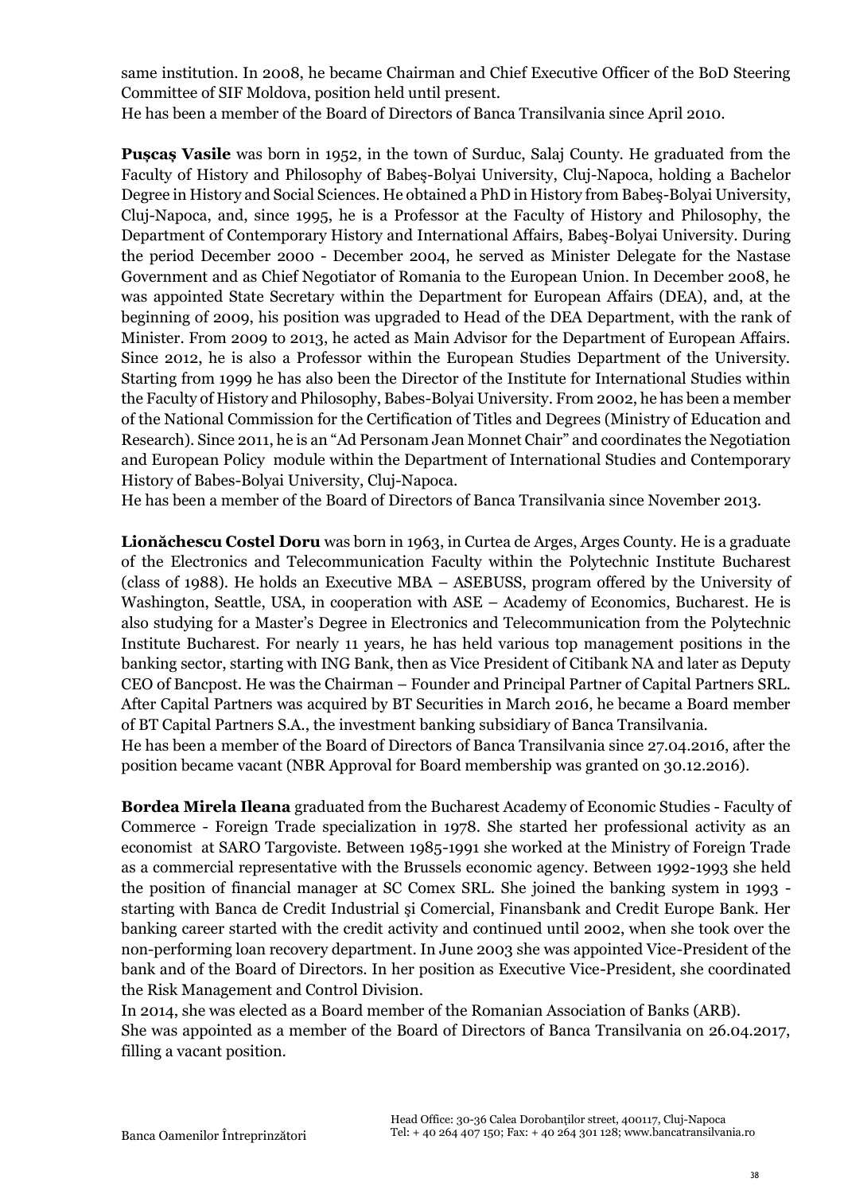same institution. In 2008, he became Chairman and Chief Executive Officer of the BoD Steering Committee of SIF Moldova, position held until present.
He has been a member of the Board of Directors of Banca Transilvania since April 2010.

**Puşcaş Vasile** was born in 1952, in the town of Surduc, Salaj County. He graduated from the Faculty of History and Philosophy of Babeş-Bolyai University, Cluj-Napoca, holding a Bachelor Degree in History and Social Sciences. He obtained a PhD in History from Babeş-Bolyai University, Cluj-Napoca, and, since 1995, he is a Professor at the Faculty of History and Philosophy, the Department of Contemporary History and International Affairs, Babeş-Bolyai University. During the period December 2000 - December 2004, he served as Minister Delegate for the Nastase Government and as Chief Negotiator of Romania to the European Union. In December 2008, he was appointed State Secretary within the Department for European Affairs (DEA), and, at the beginning of 2009, his position was upgraded to Head of the DEA Department, with the rank of Minister. From 2009 to 2013, he acted as Main Advisor for the Department of European Affairs. Since 2012, he is also a Professor within the European Studies Department of the University. Starting from 1999 he has also been the Director of the Institute for International Studies within the Faculty of History and Philosophy, Babes-Bolyai University. From 2002, he has been a member of the National Commission for the Certification of Titles and Degrees (Ministry of Education and Research). Since 2011, he is an "Ad Personam Jean Monnet Chair" and coordinates the Negotiation and European Policy module within the Department of International Studies and Contemporary History of Babes-Bolyai University, Cluj-Napoca.
He has been a member of the Board of Directors of Banca Transilvania since November 2013.

**Lionăchescu Costel Doru** was born in 1963, in Curtea de Arges, Arges County. He is a graduate of the Electronics and Telecommunication Faculty within the Polytechnic Institute Bucharest (class of 1988). He holds an Executive MBA – ASEBUSS, program offered by the University of Washington, Seattle, USA, in cooperation with ASE – Academy of Economics, Bucharest. He is also studying for a Master's Degree in Electronics and Telecommunication from the Polytechnic Institute Bucharest. For nearly 11 years, he has held various top management positions in the banking sector, starting with ING Bank, then as Vice President of Citibank NA and later as Deputy CEO of Bancpost. He was the Chairman – Founder and Principal Partner of Capital Partners SRL. After Capital Partners was acquired by BT Securities in March 2016, he became a Board member of BT Capital Partners S.A., the investment banking subsidiary of Banca Transilvania.
He has been a member of the Board of Directors of Banca Transilvania since 27.04.2016, after the position became vacant (NBR Approval for Board membership was granted on 30.12.2016).

**Bordea Mirela Ileana** graduated from the Bucharest Academy of Economic Studies - Faculty of Commerce - Foreign Trade specialization in 1978. She started her professional activity as an economist at SARO Targoviste. Between 1985-1991 she worked at the Ministry of Foreign Trade as a commercial representative with the Brussels economic agency. Between 1992-1993 she held the position of financial manager at SC Comex SRL. She joined the banking system in 1993 - starting with Banca de Credit Industrial şi Comercial, Finansbank and Credit Europe Bank. Her banking career started with the credit activity and continued until 2002, when she took over the non-performing loan recovery department. In June 2003 she was appointed Vice-President of the bank and of the Board of Directors. In her position as Executive Vice-President, she coordinated the Risk Management and Control Division.
In 2014, she was elected as a Board member of the Romanian Association of Banks (ARB).
She was appointed as a member of the Board of Directors of Banca Transilvania on 26.04.2017, filling a vacant position.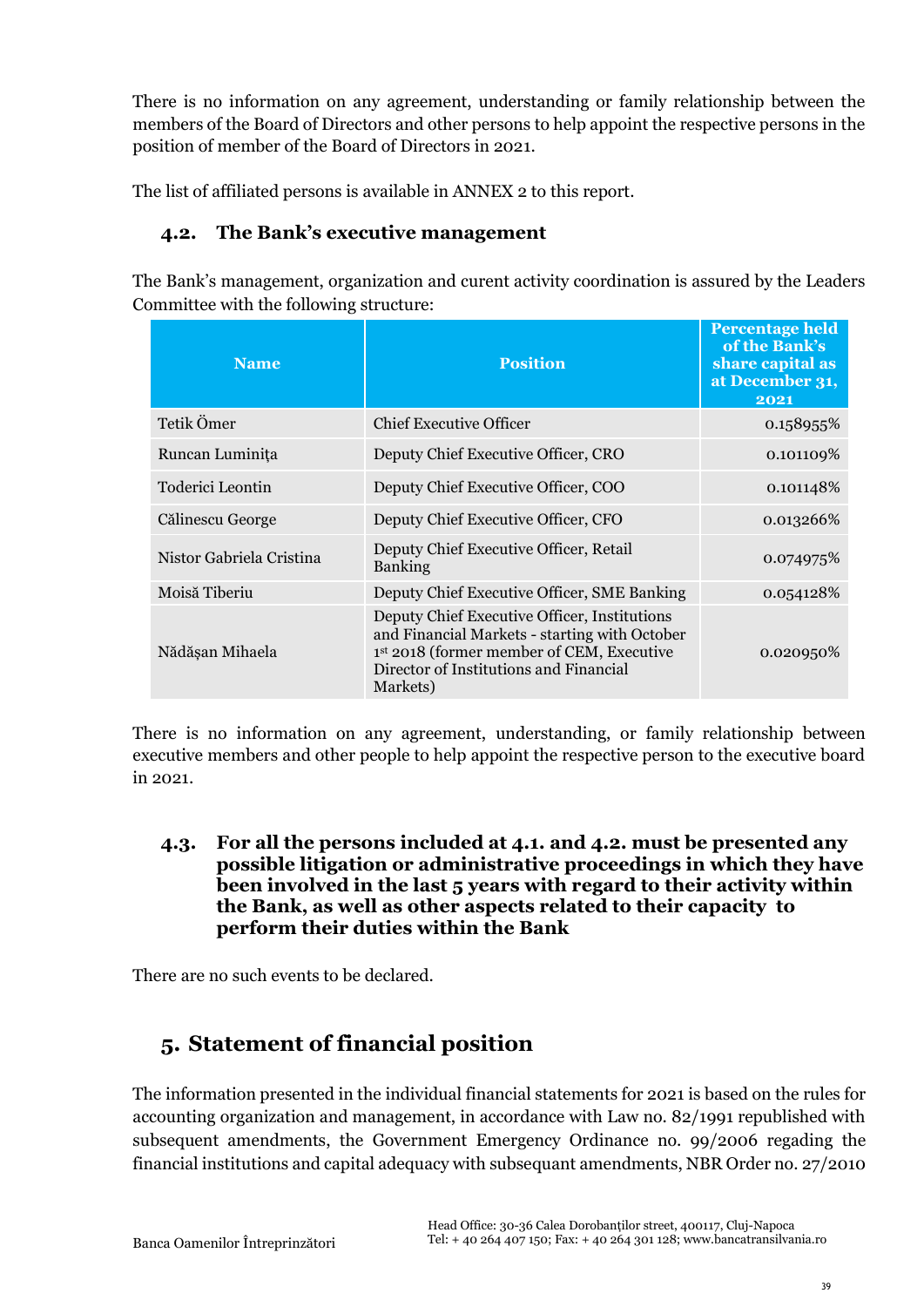There is no information on any agreement, understanding or family relationship between the members of the Board of Directors and other persons to help appoint the respective persons in the position of member of the Board of Directors in 2021.

The list of affiliated persons is available in ANNEX 2 to this report.

### 4.2. The Bank's executive management

The Bank's management, organization and curent activity coordination is assured by the Leaders Committee with the following structure:

| Name | Position | Percentage held of the Bank's share capital as at December 31, 2021 |
|---|---|---|
| Tetik Ömer | Chief Executive Officer | 0.158955% |
| Runcan Luminița | Deputy Chief Executive Officer, CRO | 0.101109% |
| Toderici Leontin | Deputy Chief Executive Officer, COO | 0.101148% |
| Călinescu George | Deputy Chief Executive Officer, CFO | 0.013266% |
| Nistor Gabriela Cristina | Deputy Chief Executive Officer, Retail Banking | 0.074975% |
| Moisă Tiberiu | Deputy Chief Executive Officer, SME Banking | 0.054128% |
| Nădăşan Mihaela | Deputy Chief Executive Officer, Institutions and Financial Markets - starting with October 1st 2018 (former member of CEM, Executive Director of Institutions and Financial Markets) | 0.020950% |

There is no information on any agreement, understanding, or family relationship between executive members and other people to help appoint the respective person to the executive board in 2021.

### 4.3. For all the persons included at 4.1. and 4.2. must be presented any possible litigation or administrative proceedings in which they have been involved in the last 5 years with regard to their activity within the Bank, as well as other aspects related to their capacity to perform their duties within the Bank

There are no such events to be declared.

## 5. Statement of financial position

The information presented in the individual financial statements for 2021 is based on the rules for accounting organization and management, in accordance with Law no. 82/1991 republished with subsequent amendments, the Government Emergency Ordinance no. 99/2006 regading the financial institutions and capital adequacy with subsequant amendments, NBR Order no. 27/2010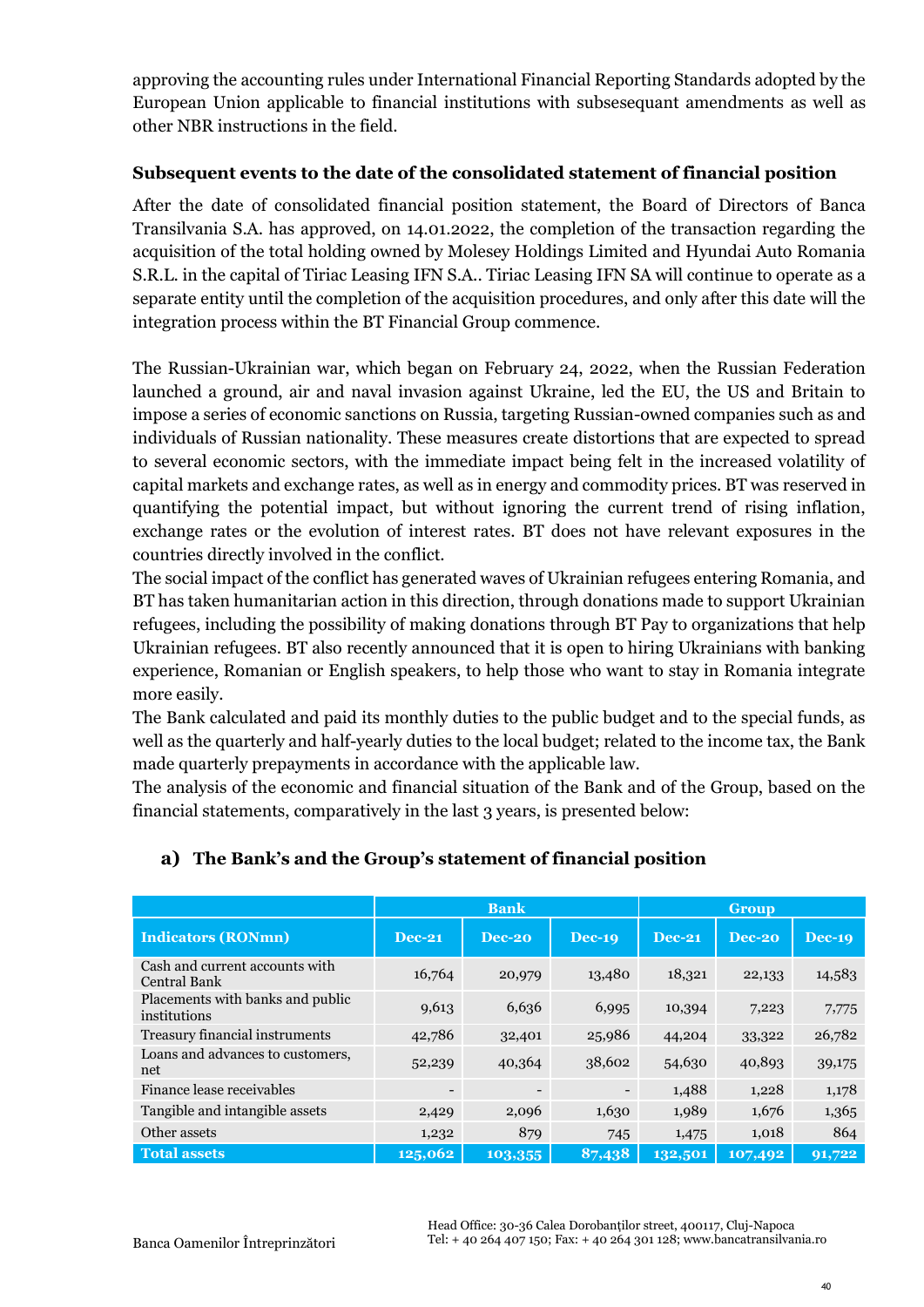approving the accounting rules under International Financial Reporting Standards adopted by the European Union applicable to financial institutions with subsesequant amendments as well as other NBR instructions in the field.

**Subsequent events to the date of the consolidated statement of financial position**

After the date of consolidated financial position statement, the Board of Directors of Banca Transilvania S.A. has approved, on 14.01.2022, the completion of the transaction regarding the acquisition of the total holding owned by Molesey Holdings Limited and Hyundai Auto Romania S.R.L. in the capital of Tiriac Leasing IFN S.A.. Tiriac Leasing IFN SA will continue to operate as a separate entity until the completion of the acquisition procedures, and only after this date will the integration process within the BT Financial Group commence.

The Russian-Ukrainian war, which began on February 24, 2022, when the Russian Federation launched a ground, air and naval invasion against Ukraine, led the EU, the US and Britain to impose a series of economic sanctions on Russia, targeting Russian-owned companies such as and individuals of Russian nationality. These measures create distortions that are expected to spread to several economic sectors, with the immediate impact being felt in the increased volatility of capital markets and exchange rates, as well as in energy and commodity prices. BT was reserved in quantifying the potential impact, but without ignoring the current trend of rising inflation, exchange rates or the evolution of interest rates. BT does not have relevant exposures in the countries directly involved in the conflict.

The social impact of the conflict has generated waves of Ukrainian refugees entering Romania, and BT has taken humanitarian action in this direction, through donations made to support Ukrainian refugees, including the possibility of making donations through BT Pay to organizations that help Ukrainian refugees. BT also recently announced that it is open to hiring Ukrainians with banking experience, Romanian or English speakers, to help those who want to stay in Romania integrate more easily.

The Bank calculated and paid its monthly duties to the public budget and to the special funds, as well as the quarterly and half-yearly duties to the local budget; related to the income tax, the Bank made quarterly prepayments in accordance with the applicable law.

The analysis of the economic and financial situation of the Bank and of the Group, based on the financial statements, comparatively in the last 3 years, is presented below:

### a) The Bank's and the Group's statement of financial position

| | Bank | | | Group | | |
|---|---|---|---|---|---|---|
| **Indicators (RONmn)** | **Dec-21** | **Dec-20** | **Dec-19** | **Dec-21** | **Dec-20** | **Dec-19** |
| Cash and current accounts with Central Bank | 16,764 | 20,979 | 13,480 | 18,321 | 22,133 | 14,583 |
| Placements with banks and public institutions | 9,613 | 6,636 | 6,995 | 10,394 | 7,223 | 7,775 |
| Treasury financial instruments | 42,786 | 32,401 | 25,986 | 44,204 | 33,322 | 26,782 |
| Loans and advances to customers, net | 52,239 | 40,364 | 38,602 | 54,630 | 40,893 | 39,175 |
| Finance lease receivables | - | - | - | 1,488 | 1,228 | 1,178 |
| Tangible and intangible assets | 2,429 | 2,096 | 1,630 | 1,989 | 1,676 | 1,365 |
| Other assets | 1,232 | 879 | 745 | 1,475 | 1,018 | 864 |
| **Total assets** | **125,062** | **103,355** | **87,438** | **132,501** | **107,492** | **91,722** |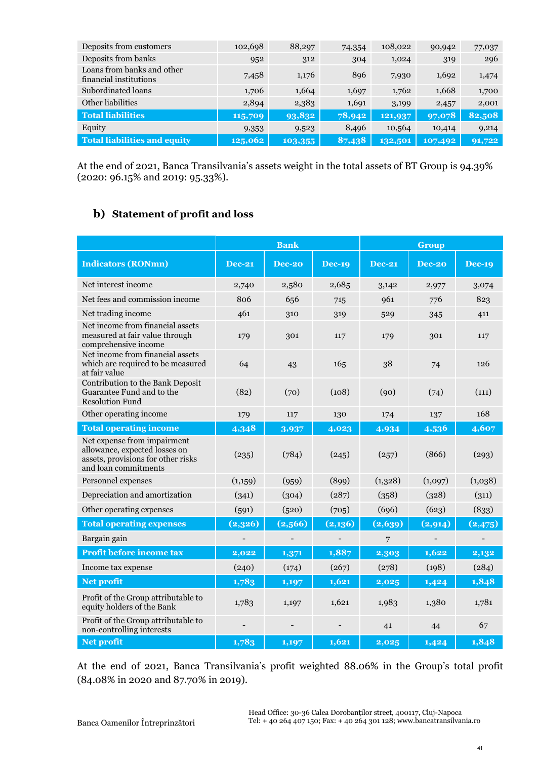| | | | | | | |
|---|---|---|---|---|---|---|
| Deposits from customers | 102,698 | 88,297 | 74,354 | 108,022 | 90,942 | 77,037 |
| Deposits from banks | 952 | 312 | 304 | 1,024 | 319 | 296 |
| Loans from banks and other financial institutions | 7,458 | 1,176 | 896 | 7,930 | 1,692 | 1,474 |
| Subordinated loans | 1,706 | 1,664 | 1,697 | 1,762 | 1,668 | 1,700 |
| Other liabilities | 2,894 | 2,383 | 1,691 | 3,199 | 2,457 | 2,001 |
| **Total liabilities** | **115,709** | **93,832** | **78,942** | **121,937** | **97,078** | **82,508** |
| Equity | 9,353 | 9,523 | 8,496 | 10,564 | 10,414 | 9,214 |
| **Total liabilities and equity** | **125,062** | **103,355** | **87,438** | **132,501** | **107,492** | **91,722** |

At the end of 2021, Banca Transilvania's assets weight in the total assets of BT Group is 94.39% (2020: 96.15% and 2019: 95.33%).

## b) Statement of profit and loss

| | Bank | | | Group | | |
|---|---|---|---|---|---|---|
| **Indicators (RONmn)** | **Dec-21** | **Dec-20** | **Dec-19** | **Dec-21** | **Dec-20** | **Dec-19** |
| Net interest income | 2,740 | 2,580 | 2,685 | 3,142 | 2,977 | 3,074 |
| Net fees and commission income | 806 | 656 | 715 | 961 | 776 | 823 |
| Net trading income | 461 | 310 | 319 | 529 | 345 | 411 |
| Net income from financial assets measured at fair value through comprehensive income | 179 | 301 | 117 | 179 | 301 | 117 |
| Net income from financial assets which are required to be measured at fair value | 64 | 43 | 165 | 38 | 74 | 126 |
| Contribution to the Bank Deposit Guarantee Fund and to the Resolution Fund | (82) | (70) | (108) | (90) | (74) | (111) |
| Other operating income | 179 | 117 | 130 | 174 | 137 | 168 |
| **Total operating income** | **4,348** | **3,937** | **4,023** | **4,934** | **4,536** | **4,607** |
| Net expense from impairment allowance, expected losses on assets, provisions for other risks and loan commitments | (235) | (784) | (245) | (257) | (866) | (293) |
| Personnel expenses | (1,159) | (959) | (899) | (1,328) | (1,097) | (1,038) |
| Depreciation and amortization | (341) | (304) | (287) | (358) | (328) | (311) |
| Other operating expenses | (591) | (520) | (705) | (696) | (623) | (833) |
| **Total operating expenses** | **(2,326)** | **(2,566)** | **(2,136)** | **(2,639)** | **(2,914)** | **(2,475)** |
| Bargain gain | - | - | - | 7 | - | - |
| **Profit before income tax** | **2,022** | **1,371** | **1,887** | **2,303** | **1,622** | **2,132** |
| Income tax expense | (240) | (174) | (267) | (278) | (198) | (284) |
| **Net profit** | **1,783** | **1,197** | **1,621** | **2,025** | **1,424** | **1,848** |
| Profit of the Group attributable to equity holders of the Bank | 1,783 | 1,197 | 1,621 | 1,983 | 1,380 | 1,781 |
| Profit of the Group attributable to non-controlling interests | - | - | - | 41 | 44 | 67 |
| **Net profit** | **1,783** | **1,197** | **1,621** | **2,025** | **1,424** | **1,848** |

At the end of 2021, Banca Transilvania's profit weighted 88.06% in the Group's total profit (84.08% in 2020 and 87.70% in 2019).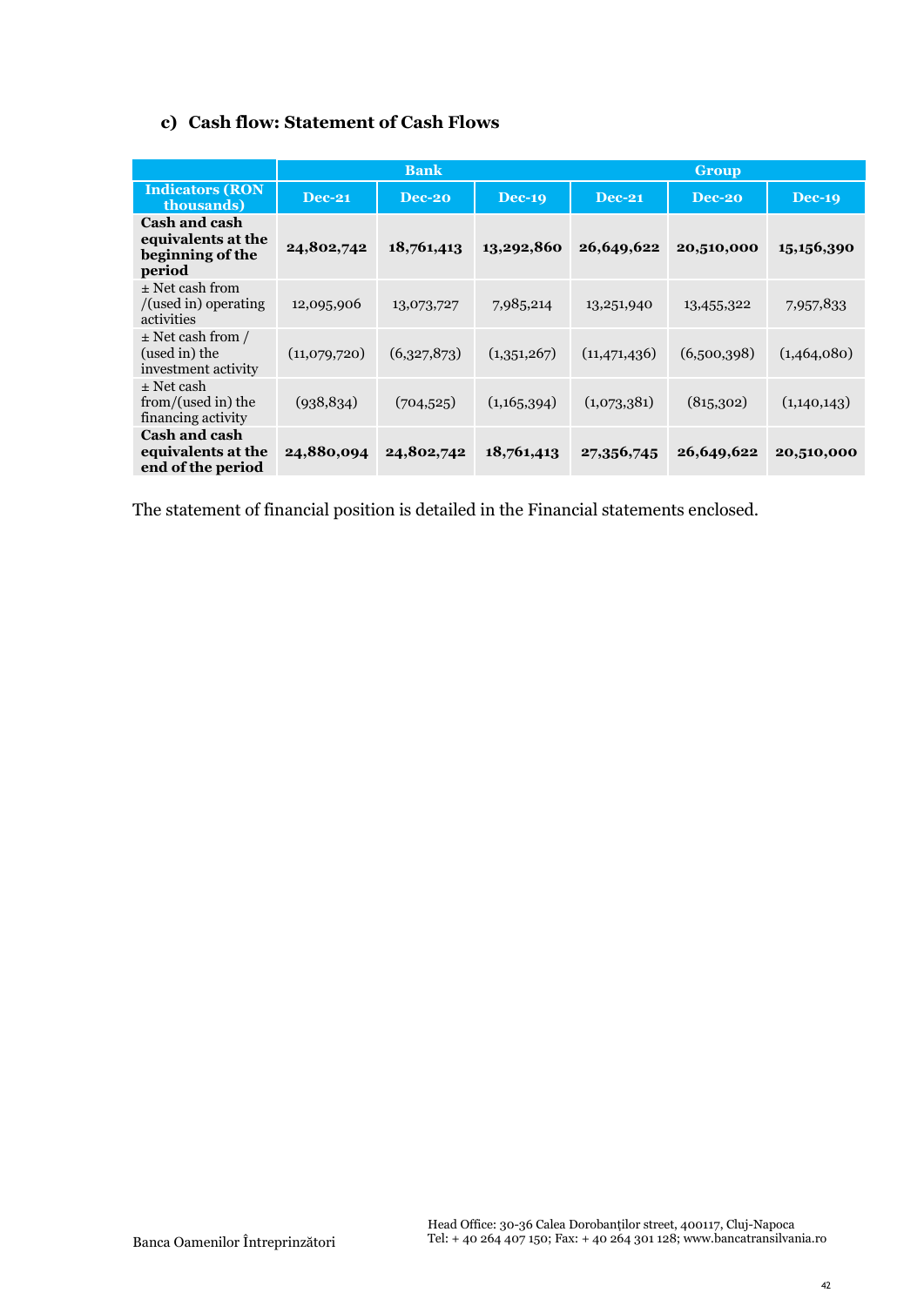### c) Cash flow: Statement of Cash Flows

| | Bank | | | Group | | |
|---|---|---|---|---|---|---|
| **Indicators (RON thousands)** | **Dec-21** | **Dec-20** | **Dec-19** | **Dec-21** | **Dec-20** | **Dec-19** |
| **Cash and cash equivalents at the beginning of the period** | **24,802,742** | **18,761,413** | **13,292,860** | **26,649,622** | **20,510,000** | **15,156,390** |
| ± Net cash from /(used in) operating activities | 12,095,906 | 13,073,727 | 7,985,214 | 13,251,940 | 13,455,322 | 7,957,833 |
| ± Net cash from / (used in) the investment activity | (11,079,720) | (6,327,873) | (1,351,267) | (11,471,436) | (6,500,398) | (1,464,080) |
| ± Net cash from/(used in) the financing activity | (938,834) | (704,525) | (1,165,394) | (1,073,381) | (815,302) | (1,140,143) |
| **Cash and cash equivalents at the end of the period** | **24,880,094** | **24,802,742** | **18,761,413** | **27,356,745** | **26,649,622** | **20,510,000** |

The statement of financial position is detailed in the Financial statements enclosed.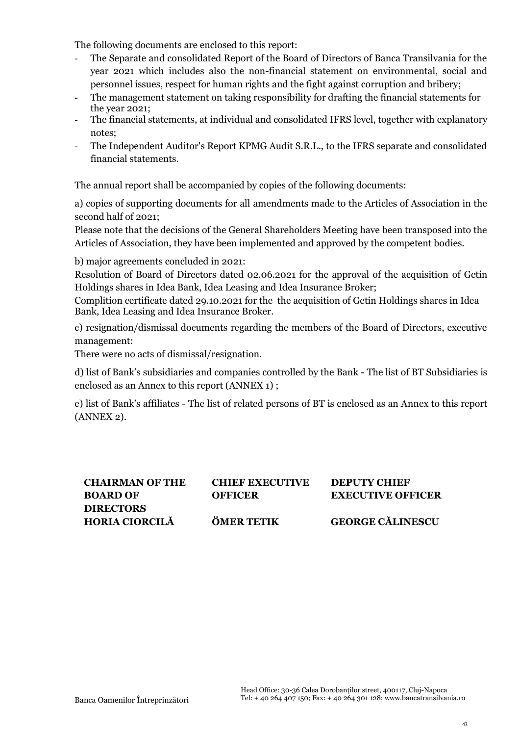The following documents are enclosed to this report:

- The Separate and consolidated Report of the Board of Directors of Banca Transilvania for the year 2021 which includes also the non-financial statement on environmental, social and personnel issues, respect for human rights and the fight against corruption and bribery;
- The management statement on taking responsibility for drafting the financial statements for the year 2021;
- The financial statements, at individual and consolidated IFRS level, together with explanatory notes;
- The Independent Auditor's Report KPMG Audit S.R.L., to the IFRS separate and consolidated financial statements.

The annual report shall be accompanied by copies of the following documents:

a) copies of supporting documents for all amendments made to the Articles of Association in the second half of 2021;

Please note that the decisions of the General Shareholders Meeting have been transposed into the Articles of Association, they have been implemented and approved by the competent bodies.

b) major agreements concluded in 2021:

Resolution of Board of Directors dated 02.06.2021 for the approval of the acquisition of Getin Holdings shares in Idea Bank, Idea Leasing and Idea Insurance Broker;

Complition certificate dated 29.10.2021 for the the acquisition of Getin Holdings shares in Idea Bank, Idea Leasing and Idea Insurance Broker.

c) resignation/dismissal documents regarding the members of the Board of Directors, executive management:

There were no acts of dismissal/resignation.

d) list of Bank's subsidiaries and companies controlled by the Bank - The list of BT Subsidiaries is enclosed as an Annex to this report (ANNEX 1) ;

e) list of Bank's affiliates - The list of related persons of BT is enclosed as an Annex to this report (ANNEX 2).

| CHAIRMAN OF THE BOARD OF DIRECTORS | CHIEF EXECUTIVE OFFICER | DEPUTY CHIEF EXECUTIVE OFFICER |
|---|---|---|
| HORIA CIORCILĂ | ÖMER TETIK | GEORGE CĂLINESCU |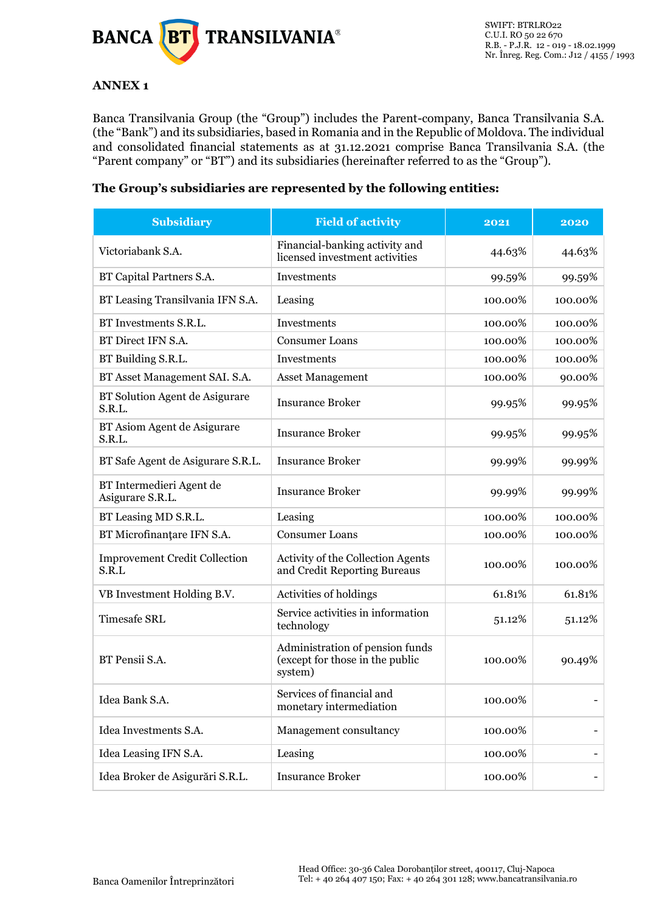## ANNEX 1

Banca Transilvania Group (the "Group") includes the Parent-company, Banca Transilvania S.A. (the "Bank") and its subsidiaries, based in Romania and in the Republic of Moldova. The individual and consolidated financial statements as at 31.12.2021 comprise Banca Transilvania S.A. (the "Parent company" or "BT") and its subsidiaries (hereinafter referred to as the "Group").

**The Group's subsidiaries are represented by the following entities:**

| Subsidiary | Field of activity | 2021 | 2020 |
|---|---|---|---|
| Victoriabank S.A. | Financial-banking activity and licensed investment activities | 44.63% | 44.63% |
| BT Capital Partners S.A. | Investments | 99.59% | 99.59% |
| BT Leasing Transilvania IFN S.A. | Leasing | 100.00% | 100.00% |
| BT Investments S.R.L. | Investments | 100.00% | 100.00% |
| BT Direct IFN S.A. | Consumer Loans | 100.00% | 100.00% |
| BT Building S.R.L. | Investments | 100.00% | 100.00% |
| BT Asset Management SAI. S.A. | Asset Management | 100.00% | 90.00% |
| BT Solution Agent de Asigurare S.R.L. | Insurance Broker | 99.95% | 99.95% |
| BT Asiom Agent de Asigurare S.R.L. | Insurance Broker | 99.95% | 99.95% |
| BT Safe Agent de Asigurare S.R.L. | Insurance Broker | 99.99% | 99.99% |
| BT Intermedieri Agent de Asigurare S.R.L. | Insurance Broker | 99.99% | 99.99% |
| BT Leasing MD S.R.L. | Leasing | 100.00% | 100.00% |
| BT Microfinanţare IFN S.A. | Consumer Loans | 100.00% | 100.00% |
| Improvement Credit Collection S.R.L | Activity of the Collection Agents and Credit Reporting Bureaus | 100.00% | 100.00% |
| VB Investment Holding B.V. | Activities of holdings | 61.81% | 61.81% |
| Timesafe SRL | Service activities in information technology | 51.12% | 51.12% |
| BT Pensii S.A. | Administration of pension funds (except for those in the public system) | 100.00% | 90.49% |
| Idea Bank S.A. | Services of financial and monetary intermediation | 100.00% | - |
| Idea Investments S.A. | Management consultancy | 100.00% | - |
| Idea Leasing IFN S.A. | Leasing | 100.00% | - |
| Idea Broker de Asigurări S.R.L. | Insurance Broker | 100.00% | - |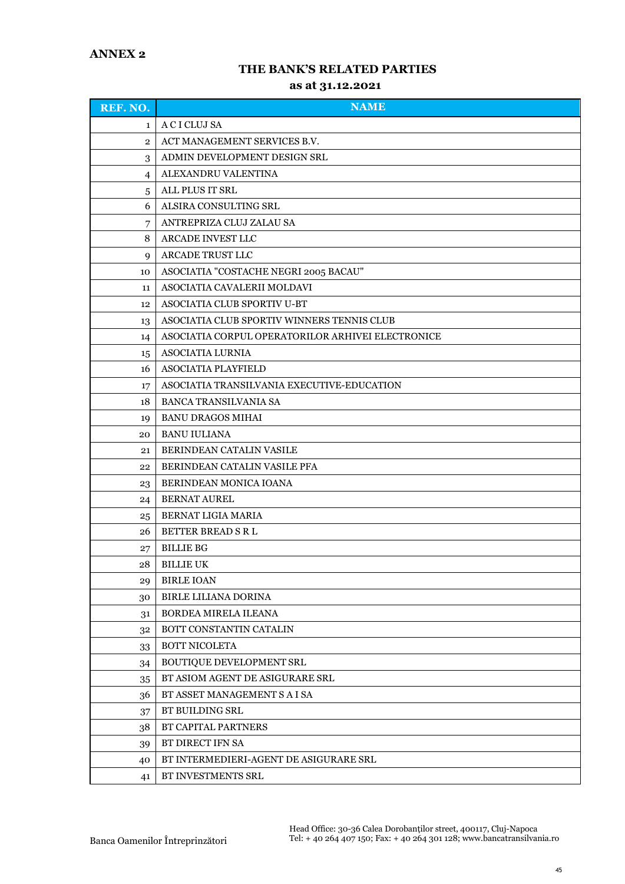## ANNEX 2

### THE BANK'S RELATED PARTIES
### as at 31.12.2021

| REF. NO. | NAME |
|---|---|
| 1 | A C I CLUJ SA |
| 2 | ACT MANAGEMENT SERVICES B.V. |
| 3 | ADMIN DEVELOPMENT DESIGN SRL |
| 4 | ALEXANDRU VALENTINA |
| 5 | ALL PLUS IT SRL |
| 6 | ALSIRA CONSULTING SRL |
| 7 | ANTREPRIZA CLUJ ZALAU SA |
| 8 | ARCADE INVEST LLC |
| 9 | ARCADE TRUST LLC |
| 10 | ASOCIATIA "COSTACHE NEGRI 2005 BACAU" |
| 11 | ASOCIATIA CAVALERII MOLDAVI |
| 12 | ASOCIATIA CLUB SPORTIV U-BT |
| 13 | ASOCIATIA CLUB SPORTIV WINNERS TENNIS CLUB |
| 14 | ASOCIATIA CORPUL OPERATORILOR ARHIVEI ELECTRONICE |
| 15 | ASOCIATIA LURNIA |
| 16 | ASOCIATIA PLAYFIELD |
| 17 | ASOCIATIA TRANSILVANIA EXECUTIVE-EDUCATION |
| 18 | BANCA TRANSILVANIA SA |
| 19 | BANU DRAGOS MIHAI |
| 20 | BANU IULIANA |
| 21 | BERINDEAN CATALIN VASILE |
| 22 | BERINDEAN CATALIN VASILE PFA |
| 23 | BERINDEAN MONICA IOANA |
| 24 | BERNAT AUREL |
| 25 | BERNAT LIGIA MARIA |
| 26 | BETTER BREAD S R L |
| 27 | BILLIE BG |
| 28 | BILLIE UK |
| 29 | BIRLE IOAN |
| 30 | BIRLE LILIANA DORINA |
| 31 | BORDEA MIRELA ILEANA |
| 32 | BOTT CONSTANTIN CATALIN |
| 33 | BOTT NICOLETA |
| 34 | BOUTIQUE DEVELOPMENT SRL |
| 35 | BT ASIOM AGENT DE ASIGURARE SRL |
| 36 | BT ASSET MANAGEMENT S A I SA |
| 37 | BT BUILDING SRL |
| 38 | BT CAPITAL PARTNERS |
| 39 | BT DIRECT IFN SA |
| 40 | BT INTERMEDIERI-AGENT DE ASIGURARE SRL |
| 41 | BT INVESTMENTS SRL |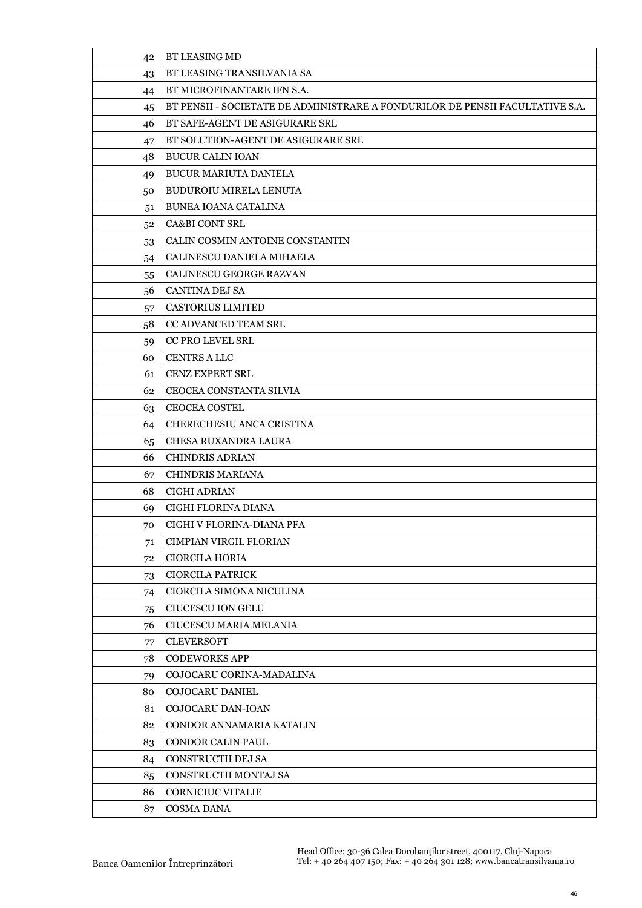| | |
|---|---|
| 42 | BT LEASING MD |
| 43 | BT LEASING TRANSILVANIA SA |
| 44 | BT MICROFINANTARE IFN S.A. |
| 45 | BT PENSII - SOCIETATE DE ADMINISTRARE A FONDURILOR DE PENSII FACULTATIVE S.A. |
| 46 | BT SAFE-AGENT DE ASIGURARE SRL |
| 47 | BT SOLUTION-AGENT DE ASIGURARE SRL |
| 48 | BUCUR CALIN IOAN |
| 49 | BUCUR MARIUTA DANIELA |
| 50 | BUDUROIU MIRELA LENUTA |
| 51 | BUNEA IOANA CATALINA |
| 52 | CA&BI CONT SRL |
| 53 | CALIN COSMIN ANTOINE CONSTANTIN |
| 54 | CALINESCU DANIELA MIHAELA |
| 55 | CALINESCU GEORGE RAZVAN |
| 56 | CANTINA DEJ SA |
| 57 | CASTORIUS LIMITED |
| 58 | CC ADVANCED TEAM SRL |
| 59 | CC PRO LEVEL SRL |
| 60 | CENTRS A LLC |
| 61 | CENZ EXPERT SRL |
| 62 | CEOCEA CONSTANTA SILVIA |
| 63 | CEOCEA COSTEL |
| 64 | CHERECHESIU ANCA CRISTINA |
| 65 | CHESA RUXANDRA LAURA |
| 66 | CHINDRIS ADRIAN |
| 67 | CHINDRIS MARIANA |
| 68 | CIGHI ADRIAN |
| 69 | CIGHI FLORINA DIANA |
| 70 | CIGHI V FLORINA-DIANA PFA |
| 71 | CIMPIAN VIRGIL FLORIAN |
| 72 | CIORCILA HORIA |
| 73 | CIORCILA PATRICK |
| 74 | CIORCILA SIMONA NICULINA |
| 75 | CIUCESCU ION GELU |
| 76 | CIUCESCU MARIA MELANIA |
| 77 | CLEVERSOFT |
| 78 | CODEWORKS APP |
| 79 | COJOCARU CORINA-MADALINA |
| 80 | COJOCARU DANIEL |
| 81 | COJOCARU DAN-IOAN |
| 82 | CONDOR ANNAMARIA KATALIN |
| 83 | CONDOR CALIN PAUL |
| 84 | CONSTRUCTII DEJ SA |
| 85 | CONSTRUCTII MONTAJ SA |
| 86 | CORNICIUC VITALIE |
| 87 | COSMA DANA |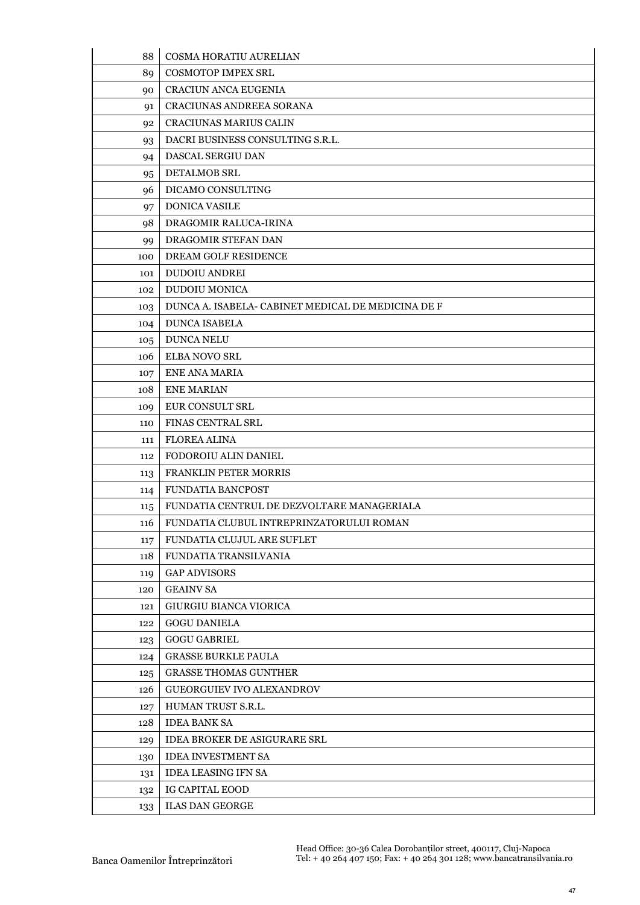| | |
|---|---|
| 88 | COSMA HORATIU AURELIAN |
| 89 | COSMOTOP IMPEX SRL |
| 90 | CRACIUN ANCA EUGENIA |
| 91 | CRACIUNAS ANDREEA SORANA |
| 92 | CRACIUNAS MARIUS CALIN |
| 93 | DACRI BUSINESS CONSULTING S.R.L. |
| 94 | DASCAL SERGIU DAN |
| 95 | DETALMOB SRL |
| 96 | DICAMO CONSULTING |
| 97 | DONICA VASILE |
| 98 | DRAGOMIR RALUCA-IRINA |
| 99 | DRAGOMIR STEFAN DAN |
| 100 | DREAM GOLF RESIDENCE |
| 101 | DUDOIU ANDREI |
| 102 | DUDOIU MONICA |
| 103 | DUNCA A. ISABELA- CABINET MEDICAL DE MEDICINA DE F |
| 104 | DUNCA ISABELA |
| 105 | DUNCA NELU |
| 106 | ELBA NOVO SRL |
| 107 | ENE ANA MARIA |
| 108 | ENE MARIAN |
| 109 | EUR CONSULT SRL |
| 110 | FINAS CENTRAL SRL |
| 111 | FLOREA ALINA |
| 112 | FODOROIU ALIN DANIEL |
| 113 | FRANKLIN PETER MORRIS |
| 114 | FUNDATIA BANCPOST |
| 115 | FUNDATIA CENTRUL DE DEZVOLTARE MANAGERIALA |
| 116 | FUNDATIA CLUBUL INTREPRINZATORULUI ROMAN |
| 117 | FUNDATIA CLUJUL ARE SUFLET |
| 118 | FUNDATIA TRANSILVANIA |
| 119 | GAP ADVISORS |
| 120 | GEAINV SA |
| 121 | GIURGIU BIANCA VIORICA |
| 122 | GOGU DANIELA |
| 123 | GOGU GABRIEL |
| 124 | GRASSE BURKLE PAULA |
| 125 | GRASSE THOMAS GUNTHER |
| 126 | GUEORGUIEV IVO ALEXANDROV |
| 127 | HUMAN TRUST S.R.L. |
| 128 | IDEA BANK SA |
| 129 | IDEA BROKER DE ASIGURARE SRL |
| 130 | IDEA INVESTMENT SA |
| 131 | IDEA LEASING IFN SA |
| 132 | IG CAPITAL EOOD |
| 133 | ILAS DAN GEORGE |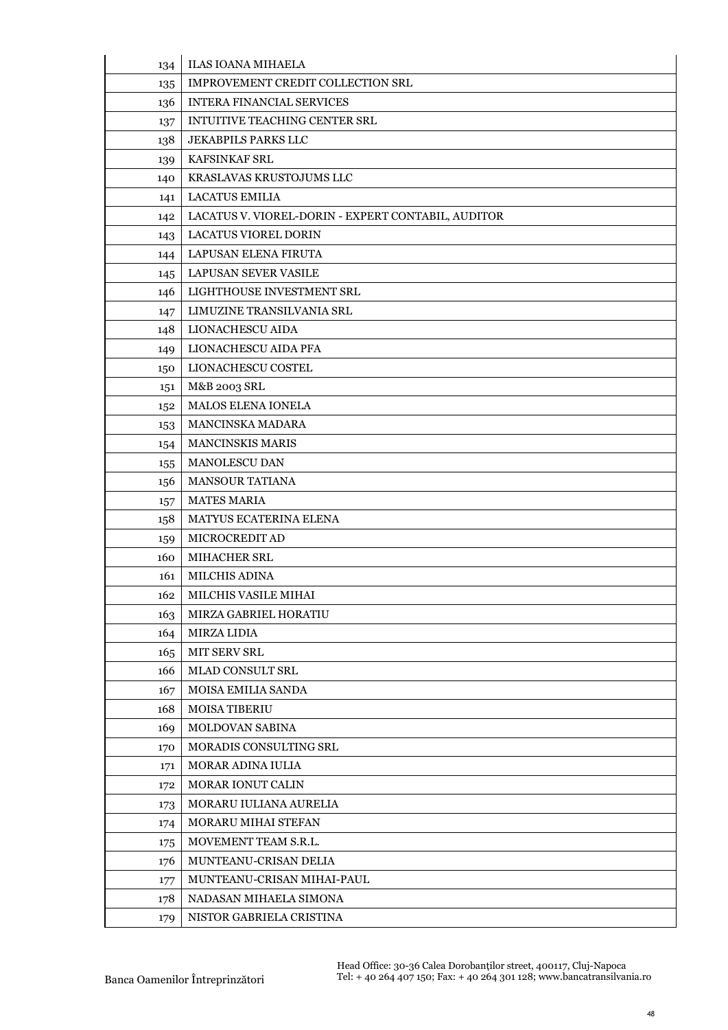| | |
|---|---|
| 134 | ILAS IOANA MIHAELA |
| 135 | IMPROVEMENT CREDIT COLLECTION SRL |
| 136 | INTERA FINANCIAL SERVICES |
| 137 | INTUITIVE TEACHING CENTER SRL |
| 138 | JEKABPILS PARKS LLC |
| 139 | KAFSINKAF SRL |
| 140 | KRASLAVAS KRUSTOJUMS LLC |
| 141 | LACATUS EMILIA |
| 142 | LACATUS V. VIOREL-DORIN - EXPERT CONTABIL, AUDITOR |
| 143 | LACATUS VIOREL DORIN |
| 144 | LAPUSAN ELENA FIRUTA |
| 145 | LAPUSAN SEVER VASILE |
| 146 | LIGHTHOUSE INVESTMENT SRL |
| 147 | LIMUZINE TRANSILVANIA SRL |
| 148 | LIONACHESCU AIDA |
| 149 | LIONACHESCU AIDA PFA |
| 150 | LIONACHESCU COSTEL |
| 151 | M&B 2003 SRL |
| 152 | MALOS ELENA IONELA |
| 153 | MANCINSKA MADARA |
| 154 | MANCINSKIS MARIS |
| 155 | MANOLESCU DAN |
| 156 | MANSOUR TATIANA |
| 157 | MATES MARIA |
| 158 | MATYUS ECATERINA ELENA |
| 159 | MICROCREDIT AD |
| 160 | MIHACHER SRL |
| 161 | MILCHIS ADINA |
| 162 | MILCHIS VASILE MIHAI |
| 163 | MIRZA GABRIEL HORATIU |
| 164 | MIRZA LIDIA |
| 165 | MIT SERV SRL |
| 166 | MLAD CONSULT SRL |
| 167 | MOISA EMILIA SANDA |
| 168 | MOISA TIBERIU |
| 169 | MOLDOVAN SABINA |
| 170 | MORADIS CONSULTING SRL |
| 171 | MORAR ADINA IULIA |
| 172 | MORAR IONUT CALIN |
| 173 | MORARU IULIANA AURELIA |
| 174 | MORARU MIHAI STEFAN |
| 175 | MOVEMENT TEAM S.R.L. |
| 176 | MUNTEANU-CRISAN DELIA |
| 177 | MUNTEANU-CRISAN MIHAI-PAUL |
| 178 | NADASAN MIHAELA SIMONA |
| 179 | NISTOR GABRIELA CRISTINA |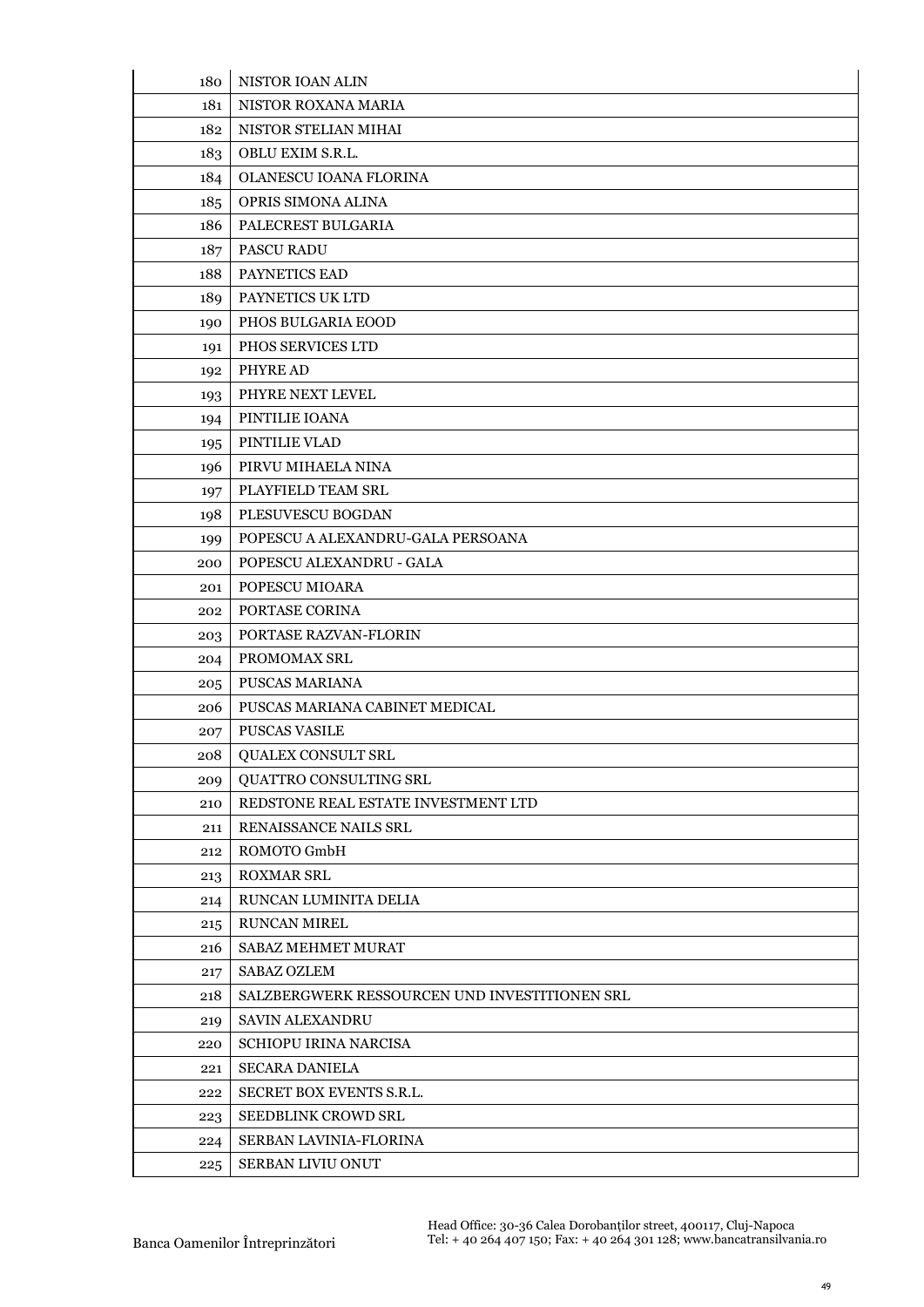| | |
|---|---|
| 180 | NISTOR IOAN ALIN |
| 181 | NISTOR ROXANA MARIA |
| 182 | NISTOR STELIAN MIHAI |
| 183 | OBLU EXIM S.R.L. |
| 184 | OLANESCU IOANA FLORINA |
| 185 | OPRIS SIMONA ALINA |
| 186 | PALECREST BULGARIA |
| 187 | PASCU RADU |
| 188 | PAYNETICS EAD |
| 189 | PAYNETICS UK LTD |
| 190 | PHOS BULGARIA EOOD |
| 191 | PHOS SERVICES LTD |
| 192 | PHYRE AD |
| 193 | PHYRE NEXT LEVEL |
| 194 | PINTILIE IOANA |
| 195 | PINTILIE VLAD |
| 196 | PIRVU MIHAELA NINA |
| 197 | PLAYFIELD TEAM SRL |
| 198 | PLESUVESCU BOGDAN |
| 199 | POPESCU A ALEXANDRU-GALA PERSOANA |
| 200 | POPESCU ALEXANDRU - GALA |
| 201 | POPESCU MIOARA |
| 202 | PORTASE CORINA |
| 203 | PORTASE RAZVAN-FLORIN |
| 204 | PROMOMAX SRL |
| 205 | PUSCAS MARIANA |
| 206 | PUSCAS MARIANA CABINET MEDICAL |
| 207 | PUSCAS VASILE |
| 208 | QUALEX CONSULT SRL |
| 209 | QUATTRO CONSULTING SRL |
| 210 | REDSTONE REAL ESTATE INVESTMENT LTD |
| 211 | RENAISSANCE NAILS SRL |
| 212 | ROMOTO GmbH |
| 213 | ROXMAR SRL |
| 214 | RUNCAN LUMINITA DELIA |
| 215 | RUNCAN MIREL |
| 216 | SABAZ MEHMET MURAT |
| 217 | SABAZ OZLEM |
| 218 | SALZBERGWERK RESSOURCEN UND INVESTITIONEN SRL |
| 219 | SAVIN ALEXANDRU |
| 220 | SCHIOPU IRINA NARCISA |
| 221 | SECARA DANIELA |
| 222 | SECRET BOX EVENTS S.R.L. |
| 223 | SEEDBLINK CROWD SRL |
| 224 | SERBAN LAVINIA-FLORINA |
| 225 | SERBAN LIVIU ONUT |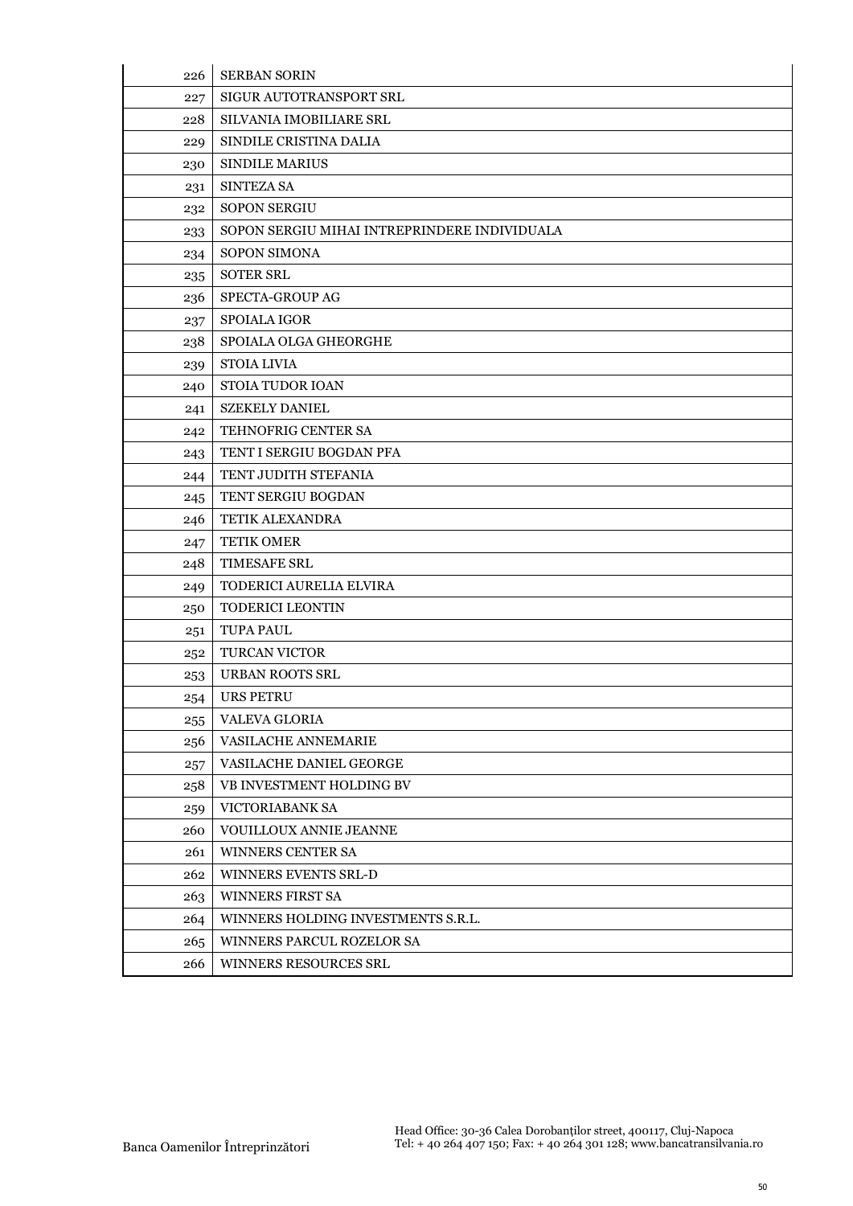| | |
|---|---|
| 226 | SERBAN SORIN |
| 227 | SIGUR AUTOTRANSPORT SRL |
| 228 | SILVANIA IMOBILIARE SRL |
| 229 | SINDILE CRISTINA DALIA |
| 230 | SINDILE MARIUS |
| 231 | SINTEZA SA |
| 232 | SOPON SERGIU |
| 233 | SOPON SERGIU MIHAI INTREPRINDERE INDIVIDUALA |
| 234 | SOPON SIMONA |
| 235 | SOTER SRL |
| 236 | SPECTA-GROUP AG |
| 237 | SPOIALA IGOR |
| 238 | SPOIALA OLGA GHEORGHE |
| 239 | STOIA LIVIA |
| 240 | STOIA TUDOR IOAN |
| 241 | SZEKELY DANIEL |
| 242 | TEHNOFRIG CENTER SA |
| 243 | TENT I SERGIU BOGDAN PFA |
| 244 | TENT JUDITH STEFANIA |
| 245 | TENT SERGIU BOGDAN |
| 246 | TETIK ALEXANDRA |
| 247 | TETIK OMER |
| 248 | TIMESAFE SRL |
| 249 | TODERICI AURELIA ELVIRA |
| 250 | TODERICI LEONTIN |
| 251 | TUPA PAUL |
| 252 | TURCAN VICTOR |
| 253 | URBAN ROOTS SRL |
| 254 | URS PETRU |
| 255 | VALEVA GLORIA |
| 256 | VASILACHE ANNEMARIE |
| 257 | VASILACHE DANIEL GEORGE |
| 258 | VB INVESTMENT HOLDING BV |
| 259 | VICTORIABANK SA |
| 260 | VOUILLOUX ANNIE JEANNE |
| 261 | WINNERS CENTER SA |
| 262 | WINNERS EVENTS SRL-D |
| 263 | WINNERS FIRST SA |
| 264 | WINNERS HOLDING INVESTMENTS S.R.L. |
| 265 | WINNERS PARCUL ROZELOR SA |
| 266 | WINNERS RESOURCES SRL |